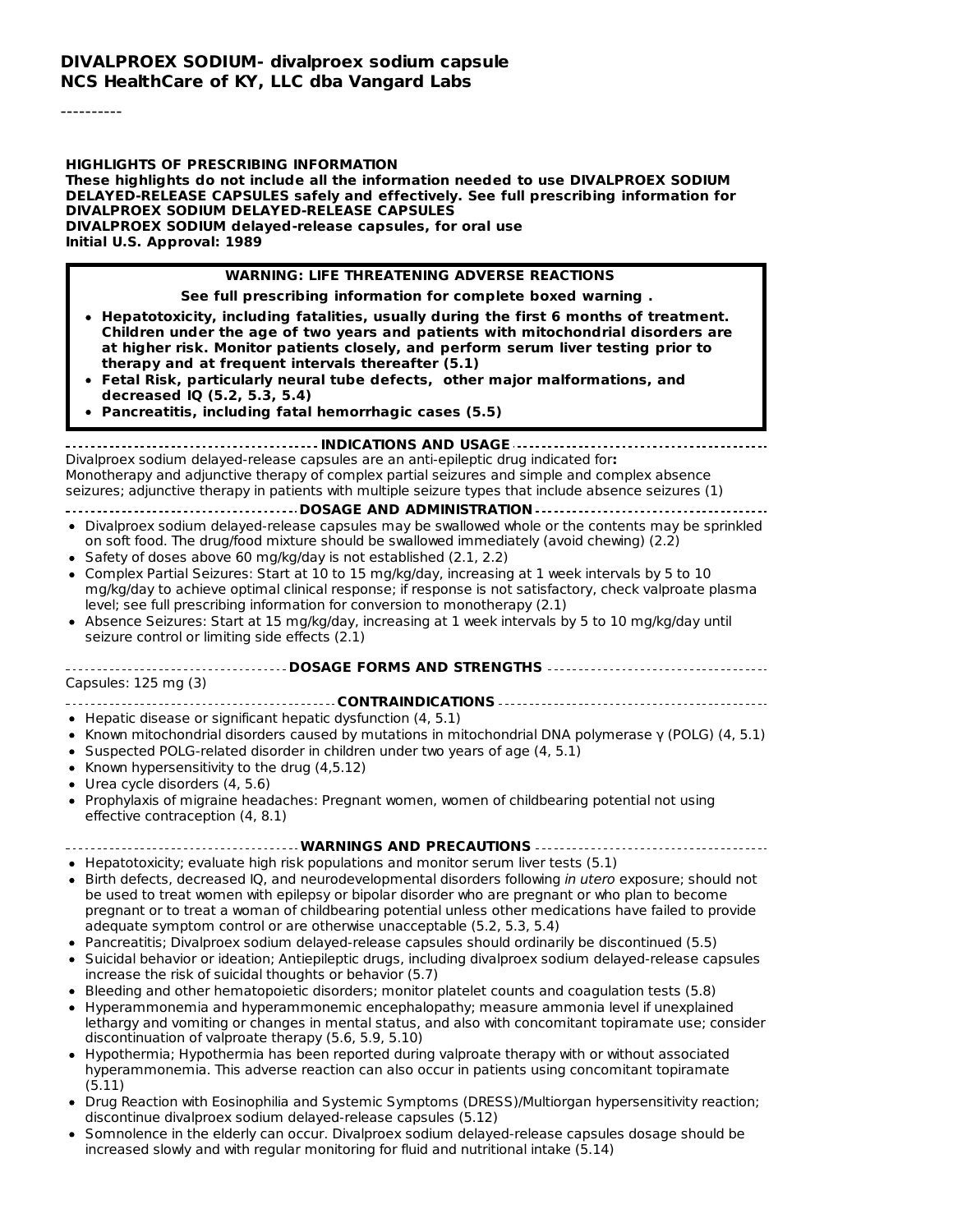# DIVALPROEX SODIUM- divalproex sodium capsule
## NCS HealthCare of KY, LLC dba Vangard Labs

----------

**HIGHLIGHTS OF PRESCRIBING INFORMATION**
**These highlights do not include all the information needed to use DIVALPROEX SODIUM DELAYED-RELEASE CAPSULES safely and effectively. See full prescribing information for DIVALPROEX SODIUM DELAYED-RELEASE CAPSULES**
**DIVALPROEX SODIUM delayed-release capsules, for oral use**
**Initial U.S. Approval: 1989**

**WARNING: LIFE THREATENING ADVERSE REACTIONS**

**See full prescribing information for complete boxed warning .**

- **Hepatotoxicity, including fatalities, usually during the first 6 months of treatment. Children under the age of two years and patients with mitochondrial disorders are at higher risk. Monitor patients closely, and perform serum liver testing prior to therapy and at frequent intervals thereafter (5.1)**
- **Fetal Risk, particularly neural tube defects, other major malformations, and decreased IQ (5.2, 5.3, 5.4)**
- **Pancreatitis, including fatal hemorrhagic cases (5.5)**

**INDICATIONS AND USAGE**

Divalproex sodium delayed-release capsules are an anti-epileptic drug indicated for**:**
Monotherapy and adjunctive therapy of complex partial seizures and simple and complex absence seizures; adjunctive therapy in patients with multiple seizure types that include absence seizures (1)

**DOSAGE AND ADMINISTRATION**

- Divalproex sodium delayed-release capsules may be swallowed whole or the contents may be sprinkled on soft food. The drug/food mixture should be swallowed immediately (avoid chewing) (2.2)
- Safety of doses above 60 mg/kg/day is not established (2.1, 2.2)
- Complex Partial Seizures: Start at 10 to 15 mg/kg/day, increasing at 1 week intervals by 5 to 10 mg/kg/day to achieve optimal clinical response; if response is not satisfactory, check valproate plasma level; see full prescribing information for conversion to monotherapy (2.1)
- Absence Seizures: Start at 15 mg/kg/day, increasing at 1 week intervals by 5 to 10 mg/kg/day until seizure control or limiting side effects (2.1)

**DOSAGE FORMS AND STRENGTHS**

Capsules: 125 mg (3)

**CONTRAINDICATIONS**

- Hepatic disease or significant hepatic dysfunction (4, 5.1)
- Known mitochondrial disorders caused by mutations in mitochondrial DNA polymerase γ (POLG) (4, 5.1)
- Suspected POLG-related disorder in children under two years of age (4, 5.1)
- Known hypersensitivity to the drug (4,5.12)
- Urea cycle disorders (4, 5.6)
- Prophylaxis of migraine headaches: Pregnant women, women of childbearing potential not using effective contraception (4, 8.1)

**WARNINGS AND PRECAUTIONS**

- Hepatotoxicity; evaluate high risk populations and monitor serum liver tests (5.1)
- Birth defects, decreased IQ, and neurodevelopmental disorders following *in utero* exposure; should not be used to treat women with epilepsy or bipolar disorder who are pregnant or who plan to become pregnant or to treat a woman of childbearing potential unless other medications have failed to provide adequate symptom control or are otherwise unacceptable (5.2, 5.3, 5.4)
- Pancreatitis; Divalproex sodium delayed-release capsules should ordinarily be discontinued (5.5)
- Suicidal behavior or ideation; Antiepileptic drugs, including divalproex sodium delayed-release capsules increase the risk of suicidal thoughts or behavior (5.7)
- Bleeding and other hematopoietic disorders; monitor platelet counts and coagulation tests (5.8)
- Hyperammonemia and hyperammonemic encephalopathy; measure ammonia level if unexplained lethargy and vomiting or changes in mental status, and also with concomitant topiramate use; consider discontinuation of valproate therapy (5.6, 5.9, 5.10)
- Hypothermia; Hypothermia has been reported during valproate therapy with or without associated hyperammonemia. This adverse reaction can also occur in patients using concomitant topiramate (5.11)
- Drug Reaction with Eosinophilia and Systemic Symptoms (DRESS)/Multiorgan hypersensitivity reaction; discontinue divalproex sodium delayed-release capsules (5.12)
- Somnolence in the elderly can occur. Divalproex sodium delayed-release capsules dosage should be increased slowly and with regular monitoring for fluid and nutritional intake (5.14)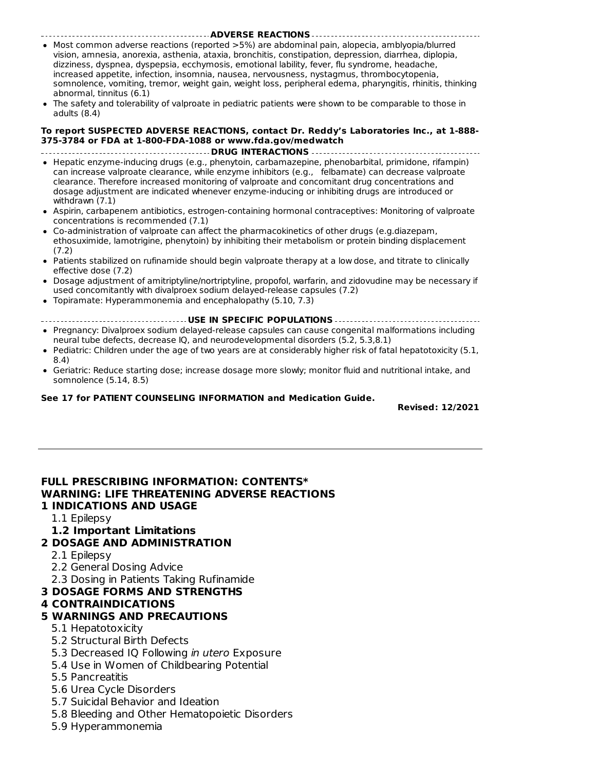## ADVERSE REACTIONS

- Most common adverse reactions (reported >5%) are abdominal pain, alopecia, amblyopia/blurred vision, amnesia, anorexia, asthenia, ataxia, bronchitis, constipation, depression, diarrhea, diplopia, dizziness, dyspnea, dyspepsia, ecchymosis, emotional lability, fever, flu syndrome, headache, increased appetite, infection, insomnia, nausea, nervousness, nystagmus, thrombocytopenia, somnolence, vomiting, tremor, weight gain, weight loss, peripheral edema, pharyngitis, rhinitis, thinking abnormal, tinnitus (6.1)
- The safety and tolerability of valproate in pediatric patients were shown to be comparable to those in adults (8.4)

**To report SUSPECTED ADVERSE REACTIONS, contact Dr. Reddy's Laboratories Inc., at 1-888-375-3784 or FDA at 1-800-FDA-1088 or www.fda.gov/medwatch**

## DRUG INTERACTIONS

- Hepatic enzyme-inducing drugs (e.g., phenytoin, carbamazepine, phenobarbital, primidone, rifampin) can increase valproate clearance, while enzyme inhibitors (e.g., felbamate) can decrease valproate clearance. Therefore increased monitoring of valproate and concomitant drug concentrations and dosage adjustment are indicated whenever enzyme-inducing or inhibiting drugs are introduced or withdrawn (7.1)
- Aspirin, carbapenem antibiotics, estrogen-containing hormonal contraceptives: Monitoring of valproate concentrations is recommended (7.1)
- Co-administration of valproate can affect the pharmacokinetics of other drugs (e.g.diazepam, ethosuximide, lamotrigine, phenytoin) by inhibiting their metabolism or protein binding displacement (7.2)
- Patients stabilized on rufinamide should begin valproate therapy at a low dose, and titrate to clinically effective dose (7.2)
- Dosage adjustment of amitriptyline/nortriptyline, propofol, warfarin, and zidovudine may be necessary if used concomitantly with divalproex sodium delayed-release capsules (7.2)
- Topiramate: Hyperammonemia and encephalopathy (5.10, 7.3)

## USE IN SPECIFIC POPULATIONS

- Pregnancy: Divalproex sodium delayed-release capsules can cause congenital malformations including neural tube defects, decrease IQ, and neurodevelopmental disorders (5.2, 5.3,8.1)
- Pediatric: Children under the age of two years are at considerably higher risk of fatal hepatotoxicity (5.1, 8.4)
- Geriatric: Reduce starting dose; increase dosage more slowly; monitor fluid and nutritional intake, and somnolence (5.14, 8.5)

**See 17 for PATIENT COUNSELING INFORMATION and Medication Guide.**

**Revised: 12/2021**

---

**FULL PRESCRIBING INFORMATION: CONTENTS***

**WARNING: LIFE THREATENING ADVERSE REACTIONS**

**1 INDICATIONS AND USAGE**
- 1.1 Epilepsy
- **1.2 Important Limitations**

**2 DOSAGE AND ADMINISTRATION**
- 2.1 Epilepsy
- 2.2 General Dosing Advice
- 2.3 Dosing in Patients Taking Rufinamide

**3 DOSAGE FORMS AND STRENGTHS**

**4 CONTRAINDICATIONS**

**5 WARNINGS AND PRECAUTIONS**
- 5.1 Hepatotoxicity
- 5.2 Structural Birth Defects
- 5.3 Decreased IQ Following *in utero* Exposure
- 5.4 Use in Women of Childbearing Potential
- 5.5 Pancreatitis
- 5.6 Urea Cycle Disorders
- 5.7 Suicidal Behavior and Ideation
- 5.8 Bleeding and Other Hematopoietic Disorders
- 5.9 Hyperammonemia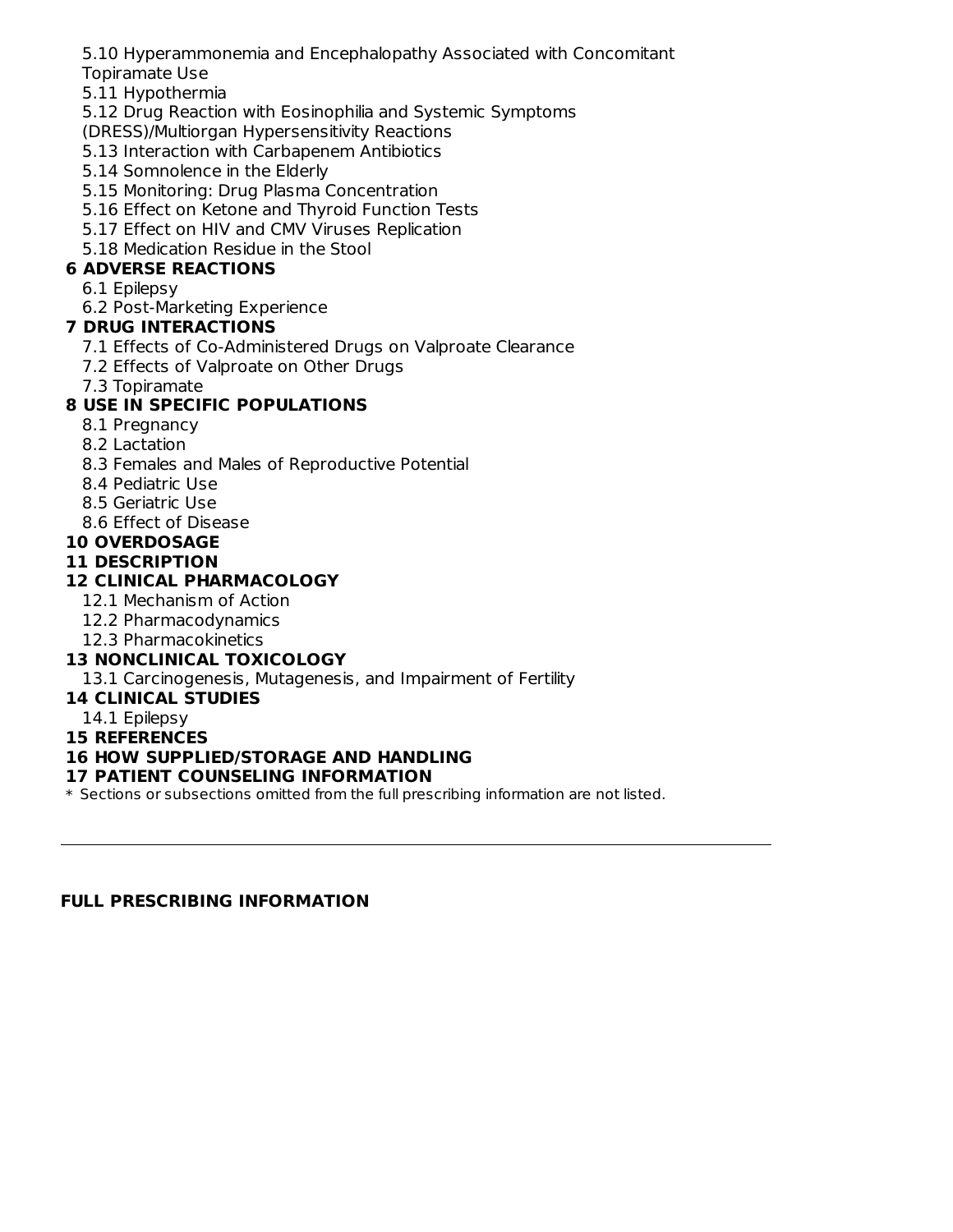5.10 Hyperammonemia and Encephalopathy Associated with Concomitant Topiramate Use
5.11 Hypothermia
5.12 Drug Reaction with Eosinophilia and Systemic Symptoms (DRESS)/Multiorgan Hypersensitivity Reactions
5.13 Interaction with Carbapenem Antibiotics
5.14 Somnolence in the Elderly
5.15 Monitoring: Drug Plasma Concentration
5.16 Effect on Ketone and Thyroid Function Tests
5.17 Effect on HIV and CMV Viruses Replication
5.18 Medication Residue in the Stool

**6 ADVERSE REACTIONS**

6.1 Epilepsy
6.2 Post-Marketing Experience

**7 DRUG INTERACTIONS**

7.1 Effects of Co-Administered Drugs on Valproate Clearance
7.2 Effects of Valproate on Other Drugs
7.3 Topiramate

**8 USE IN SPECIFIC POPULATIONS**

8.1 Pregnancy
8.2 Lactation
8.3 Females and Males of Reproductive Potential
8.4 Pediatric Use
8.5 Geriatric Use
8.6 Effect of Disease

**10 OVERDOSAGE**

**11 DESCRIPTION**

**12 CLINICAL PHARMACOLOGY**

12.1 Mechanism of Action
12.2 Pharmacodynamics
12.3 Pharmacokinetics

**13 NONCLINICAL TOXICOLOGY**

13.1 Carcinogenesis, Mutagenesis, and Impairment of Fertility

**14 CLINICAL STUDIES**

14.1 Epilepsy

**15 REFERENCES**

**16 HOW SUPPLIED/STORAGE AND HANDLING**

**17 PATIENT COUNSELING INFORMATION**

* Sections or subsections omitted from the full prescribing information are not listed.

---

**FULL PRESCRIBING INFORMATION**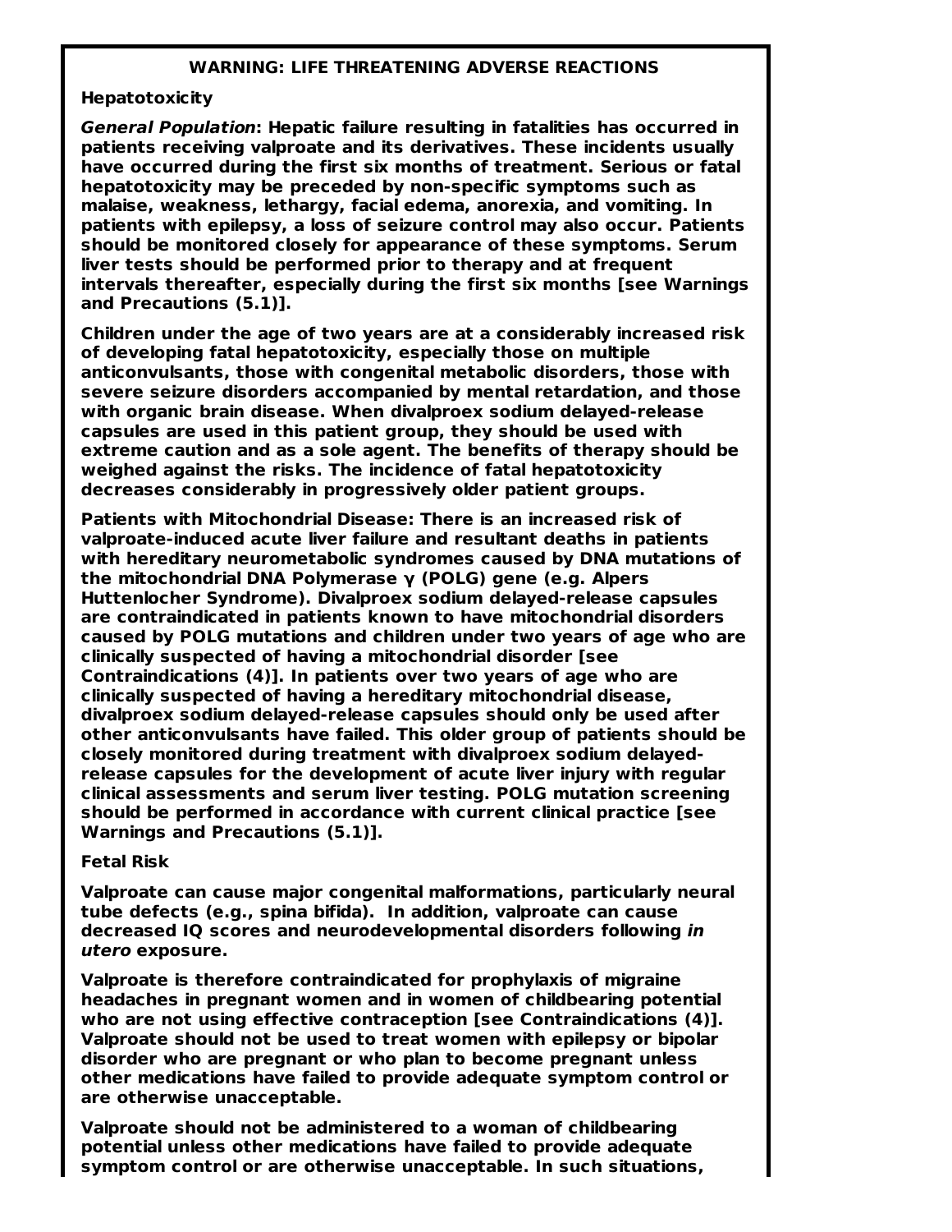## WARNING: LIFE THREATENING ADVERSE REACTIONS

**Hepatotoxicity**

***General Population*: Hepatic failure resulting in fatalities has occurred in patients receiving valproate and its derivatives. These incidents usually have occurred during the first six months of treatment. Serious or fatal hepatotoxicity may be preceded by non-specific symptoms such as malaise, weakness, lethargy, facial edema, anorexia, and vomiting. In patients with epilepsy, a loss of seizure control may also occur. Patients should be monitored closely for appearance of these symptoms. Serum liver tests should be performed prior to therapy and at frequent intervals thereafter, especially during the first six months [see Warnings and Precautions (5.1)].**

**Children under the age of two years are at a considerably increased risk of developing fatal hepatotoxicity, especially those on multiple anticonvulsants, those with congenital metabolic disorders, those with severe seizure disorders accompanied by mental retardation, and those with organic brain disease. When divalproex sodium delayed-release capsules are used in this patient group, they should be used with extreme caution and as a sole agent. The benefits of therapy should be weighed against the risks. The incidence of fatal hepatotoxicity decreases considerably in progressively older patient groups.**

**Patients with Mitochondrial Disease: There is an increased risk of valproate-induced acute liver failure and resultant deaths in patients with hereditary neurometabolic syndromes caused by DNA mutations of the mitochondrial DNA Polymerase γ (POLG) gene (e.g. Alpers Huttenlocher Syndrome). Divalproex sodium delayed-release capsules are contraindicated in patients known to have mitochondrial disorders caused by POLG mutations and children under two years of age who are clinically suspected of having a mitochondrial disorder [see Contraindications (4)]. In patients over two years of age who are clinically suspected of having a hereditary mitochondrial disease, divalproex sodium delayed-release capsules should only be used after other anticonvulsants have failed. This older group of patients should be closely monitored during treatment with divalproex sodium delayed-release capsules for the development of acute liver injury with regular clinical assessments and serum liver testing. POLG mutation screening should be performed in accordance with current clinical practice [see Warnings and Precautions (5.1)].**

**Fetal Risk**

**Valproate can cause major congenital malformations, particularly neural tube defects (e.g., spina bifida). In addition, valproate can cause decreased IQ scores and neurodevelopmental disorders following *in utero* exposure.**

**Valproate is therefore contraindicated for prophylaxis of migraine headaches in pregnant women and in women of childbearing potential who are not using effective contraception [see Contraindications (4)]. Valproate should not be used to treat women with epilepsy or bipolar disorder who are pregnant or who plan to become pregnant unless other medications have failed to provide adequate symptom control or are otherwise unacceptable.**

**Valproate should not be administered to a woman of childbearing potential unless other medications have failed to provide adequate symptom control or are otherwise unacceptable. In such situations,**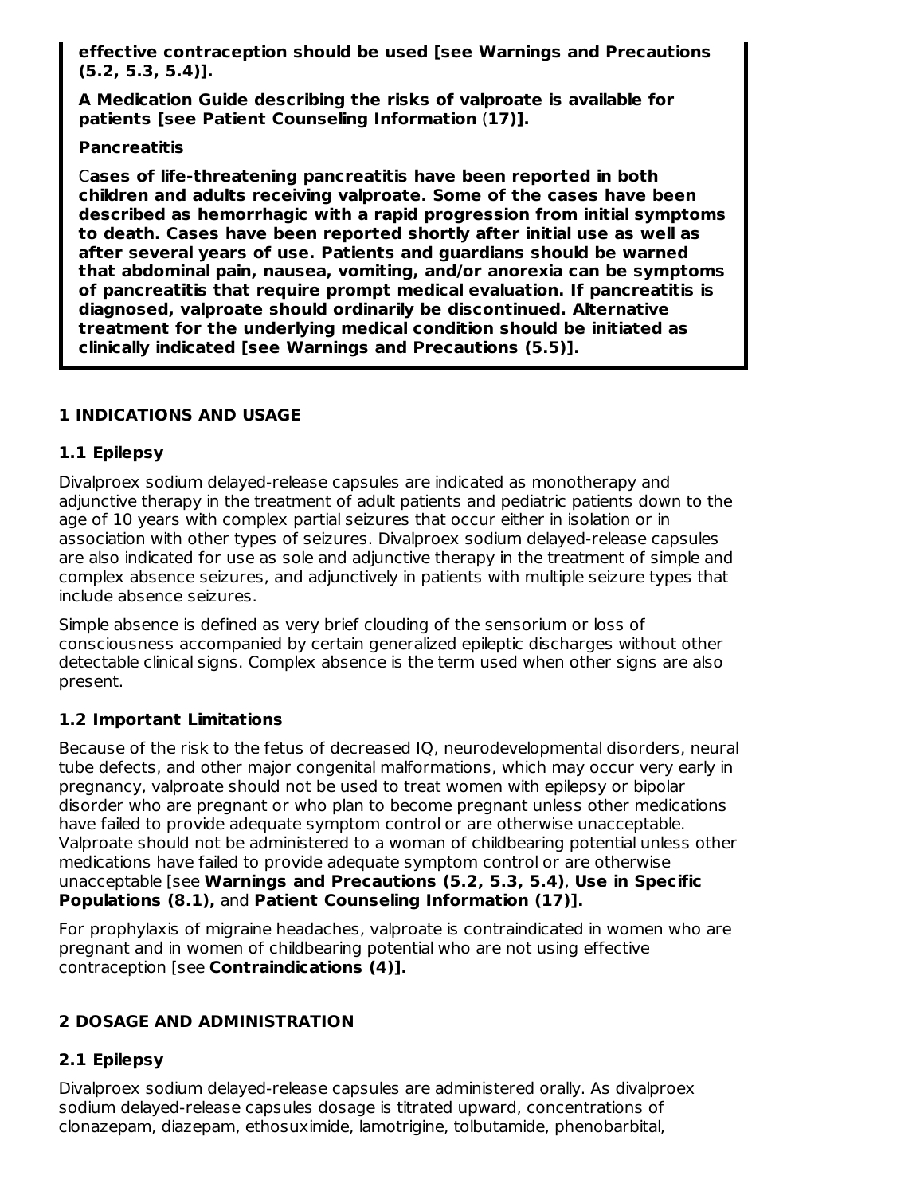**effective contraception should be used [see Warnings and Precautions (5.2, 5.3, 5.4)].**

**A Medication Guide describing the risks of valproate is available for patients [see Patient Counseling Information (17)].**

**Pancreatitis**

**Cases of life-threatening pancreatitis have been reported in both children and adults receiving valproate. Some of the cases have been described as hemorrhagic with a rapid progression from initial symptoms to death. Cases have been reported shortly after initial use as well as after several years of use. Patients and guardians should be warned that abdominal pain, nausea, vomiting, and/or anorexia can be symptoms of pancreatitis that require prompt medical evaluation. If pancreatitis is diagnosed, valproate should ordinarily be discontinued. Alternative treatment for the underlying medical condition should be initiated as clinically indicated [see Warnings and Precautions (5.5)].**

## 1 INDICATIONS AND USAGE

### 1.1 Epilepsy

Divalproex sodium delayed-release capsules are indicated as monotherapy and adjunctive therapy in the treatment of adult patients and pediatric patients down to the age of 10 years with complex partial seizures that occur either in isolation or in association with other types of seizures. Divalproex sodium delayed-release capsules are also indicated for use as sole and adjunctive therapy in the treatment of simple and complex absence seizures, and adjunctively in patients with multiple seizure types that include absence seizures.

Simple absence is defined as very brief clouding of the sensorium or loss of consciousness accompanied by certain generalized epileptic discharges without other detectable clinical signs. Complex absence is the term used when other signs are also present.

### 1.2 Important Limitations

Because of the risk to the fetus of decreased IQ, neurodevelopmental disorders, neural tube defects, and other major congenital malformations, which may occur very early in pregnancy, valproate should not be used to treat women with epilepsy or bipolar disorder who are pregnant or who plan to become pregnant unless other medications have failed to provide adequate symptom control or are otherwise unacceptable. Valproate should not be administered to a woman of childbearing potential unless other medications have failed to provide adequate symptom control or are otherwise unacceptable [see **Warnings and Precautions (5.2, 5.3, 5.4)**, **Use in Specific Populations (8.1),** and **Patient Counseling Information (17)].**

For prophylaxis of migraine headaches, valproate is contraindicated in women who are pregnant and in women of childbearing potential who are not using effective contraception [see **Contraindications (4)].**

## 2 DOSAGE AND ADMINISTRATION

### 2.1 Epilepsy

Divalproex sodium delayed-release capsules are administered orally. As divalproex sodium delayed-release capsules dosage is titrated upward, concentrations of clonazepam, diazepam, ethosuximide, lamotrigine, tolbutamide, phenobarbital,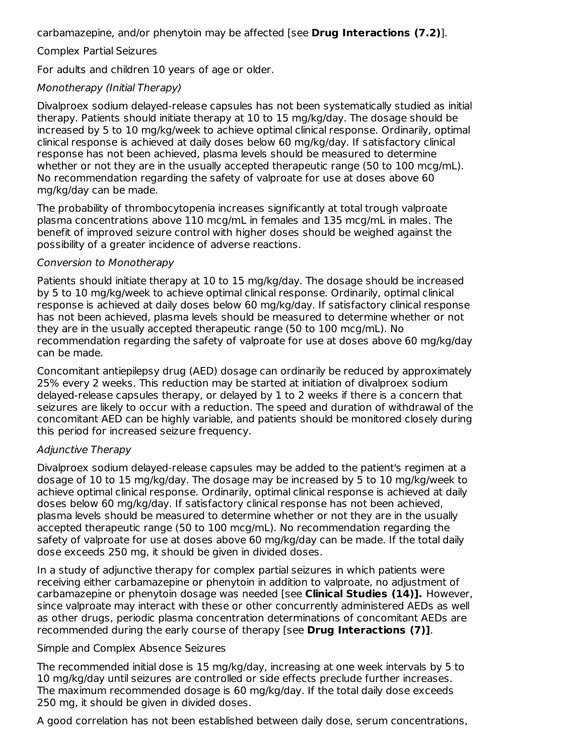carbamazepine, and/or phenytoin may be affected [see **Drug Interactions (7.2)**].

Complex Partial Seizures

For adults and children 10 years of age or older.

*Monotherapy (Initial Therapy)*

Divalproex sodium delayed-release capsules has not been systematically studied as initial therapy. Patients should initiate therapy at 10 to 15 mg/kg/day. The dosage should be increased by 5 to 10 mg/kg/week to achieve optimal clinical response. Ordinarily, optimal clinical response is achieved at daily doses below 60 mg/kg/day. If satisfactory clinical response has not been achieved, plasma levels should be measured to determine whether or not they are in the usually accepted therapeutic range (50 to 100 mcg/mL). No recommendation regarding the safety of valproate for use at doses above 60 mg/kg/day can be made.

The probability of thrombocytopenia increases significantly at total trough valproate plasma concentrations above 110 mcg/mL in females and 135 mcg/mL in males. The benefit of improved seizure control with higher doses should be weighed against the possibility of a greater incidence of adverse reactions.

*Conversion to Monotherapy*

Patients should initiate therapy at 10 to 15 mg/kg/day. The dosage should be increased by 5 to 10 mg/kg/week to achieve optimal clinical response. Ordinarily, optimal clinical response is achieved at daily doses below 60 mg/kg/day. If satisfactory clinical response has not been achieved, plasma levels should be measured to determine whether or not they are in the usually accepted therapeutic range (50 to 100 mcg/mL). No recommendation regarding the safety of valproate for use at doses above 60 mg/kg/day can be made.

Concomitant antiepilepsy drug (AED) dosage can ordinarily be reduced by approximately 25% every 2 weeks. This reduction may be started at initiation of divalproex sodium delayed-release capsules therapy, or delayed by 1 to 2 weeks if there is a concern that seizures are likely to occur with a reduction. The speed and duration of withdrawal of the concomitant AED can be highly variable, and patients should be monitored closely during this period for increased seizure frequency.

*Adjunctive Therapy*

Divalproex sodium delayed-release capsules may be added to the patient's regimen at a dosage of 10 to 15 mg/kg/day. The dosage may be increased by 5 to 10 mg/kg/week to achieve optimal clinical response. Ordinarily, optimal clinical response is achieved at daily doses below 60 mg/kg/day. If satisfactory clinical response has not been achieved, plasma levels should be measured to determine whether or not they are in the usually accepted therapeutic range (50 to 100 mcg/mL). No recommendation regarding the safety of valproate for use at doses above 60 mg/kg/day can be made. If the total daily dose exceeds 250 mg, it should be given in divided doses.

In a study of adjunctive therapy for complex partial seizures in which patients were receiving either carbamazepine or phenytoin in addition to valproate, no adjustment of carbamazepine or phenytoin dosage was needed [see **Clinical Studies (14)].** However, since valproate may interact with these or other concurrently administered AEDs as well as other drugs, periodic plasma concentration determinations of concomitant AEDs are recommended during the early course of therapy [see **Drug Interactions (7)]**.

Simple and Complex Absence Seizures

The recommended initial dose is 15 mg/kg/day, increasing at one week intervals by 5 to 10 mg/kg/day until seizures are controlled or side effects preclude further increases. The maximum recommended dosage is 60 mg/kg/day. If the total daily dose exceeds 250 mg, it should be given in divided doses.

A good correlation has not been established between daily dose, serum concentrations,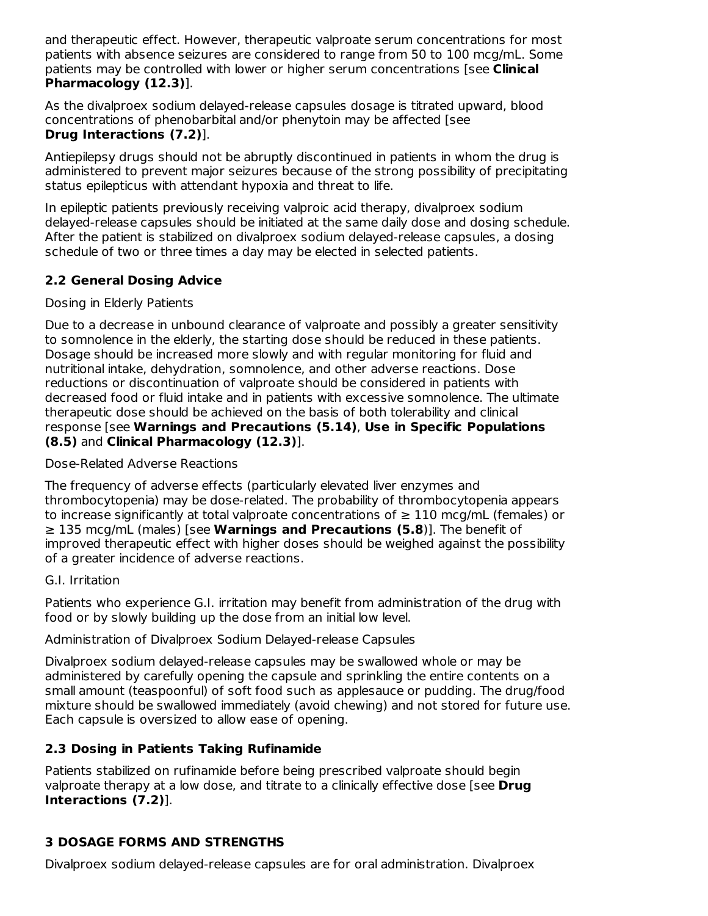and therapeutic effect. However, therapeutic valproate serum concentrations for most patients with absence seizures are considered to range from 50 to 100 mcg/mL. Some patients may be controlled with lower or higher serum concentrations [see **Clinical Pharmacology (12.3)**].

As the divalproex sodium delayed-release capsules dosage is titrated upward, blood concentrations of phenobarbital and/or phenytoin may be affected [see **Drug Interactions (7.2)**].

Antiepilepsy drugs should not be abruptly discontinued in patients in whom the drug is administered to prevent major seizures because of the strong possibility of precipitating status epilepticus with attendant hypoxia and threat to life.

In epileptic patients previously receiving valproic acid therapy, divalproex sodium delayed-release capsules should be initiated at the same daily dose and dosing schedule. After the patient is stabilized on divalproex sodium delayed-release capsules, a dosing schedule of two or three times a day may be elected in selected patients.

### 2.2 General Dosing Advice

Dosing in Elderly Patients

Due to a decrease in unbound clearance of valproate and possibly a greater sensitivity to somnolence in the elderly, the starting dose should be reduced in these patients. Dosage should be increased more slowly and with regular monitoring for fluid and nutritional intake, dehydration, somnolence, and other adverse reactions. Dose reductions or discontinuation of valproate should be considered in patients with decreased food or fluid intake and in patients with excessive somnolence. The ultimate therapeutic dose should be achieved on the basis of both tolerability and clinical response [see **Warnings and Precautions (5.14)**, **Use in Specific Populations (8.5)** and **Clinical Pharmacology (12.3)**].

Dose-Related Adverse Reactions

The frequency of adverse effects (particularly elevated liver enzymes and thrombocytopenia) may be dose-related. The probability of thrombocytopenia appears to increase significantly at total valproate concentrations of ≥ 110 mcg/mL (females) or ≥ 135 mcg/mL (males) [see **Warnings and Precautions (5.8)**]. The benefit of improved therapeutic effect with higher doses should be weighed against the possibility of a greater incidence of adverse reactions.

G.I. Irritation

Patients who experience G.I. irritation may benefit from administration of the drug with food or by slowly building up the dose from an initial low level.

Administration of Divalproex Sodium Delayed-release Capsules

Divalproex sodium delayed-release capsules may be swallowed whole or may be administered by carefully opening the capsule and sprinkling the entire contents on a small amount (teaspoonful) of soft food such as applesauce or pudding. The drug/food mixture should be swallowed immediately (avoid chewing) and not stored for future use. Each capsule is oversized to allow ease of opening.

### 2.3 Dosing in Patients Taking Rufinamide

Patients stabilized on rufinamide before being prescribed valproate should begin valproate therapy at a low dose, and titrate to a clinically effective dose [see **Drug Interactions (7.2)**].

## 3 DOSAGE FORMS AND STRENGTHS

Divalproex sodium delayed-release capsules are for oral administration. Divalproex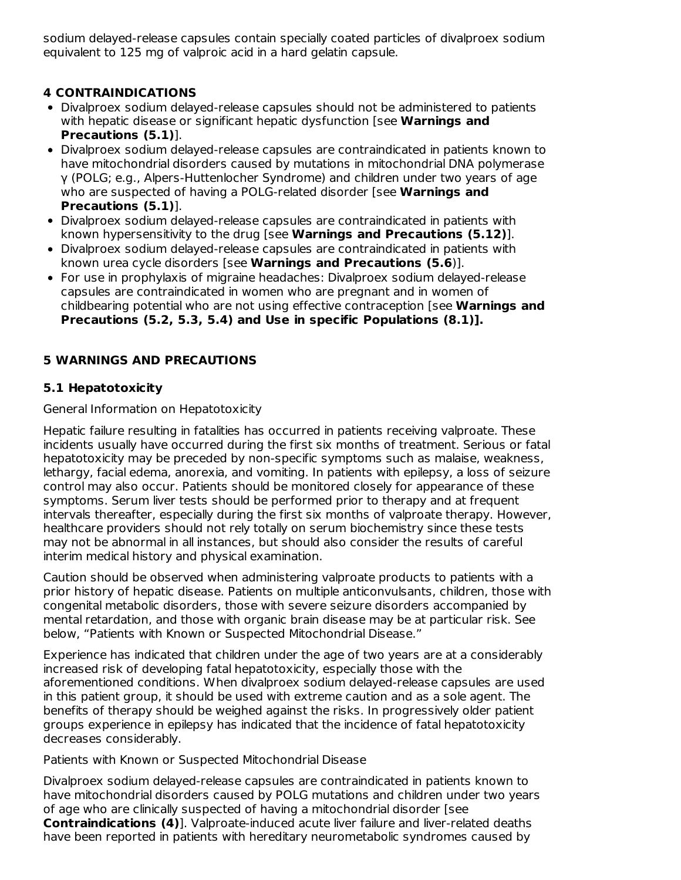sodium delayed-release capsules contain specially coated particles of divalproex sodium equivalent to 125 mg of valproic acid in a hard gelatin capsule.

## 4 CONTRAINDICATIONS

- Divalproex sodium delayed-release capsules should not be administered to patients with hepatic disease or significant hepatic dysfunction [see **Warnings and Precautions (5.1)**].
- Divalproex sodium delayed-release capsules are contraindicated in patients known to have mitochondrial disorders caused by mutations in mitochondrial DNA polymerase γ (POLG; e.g., Alpers-Huttenlocher Syndrome) and children under two years of age who are suspected of having a POLG-related disorder [see **Warnings and Precautions (5.1)**].
- Divalproex sodium delayed-release capsules are contraindicated in patients with known hypersensitivity to the drug [see **Warnings and Precautions (5.12)**].
- Divalproex sodium delayed-release capsules are contraindicated in patients with known urea cycle disorders [see **Warnings and Precautions (5.6**)].
- For use in prophylaxis of migraine headaches: Divalproex sodium delayed-release capsules are contraindicated in women who are pregnant and in women of childbearing potential who are not using effective contraception [see **Warnings and Precautions (5.2, 5.3, 5.4) and Use in specific Populations (8.1)].**

## 5 WARNINGS AND PRECAUTIONS

### 5.1 Hepatotoxicity

General Information on Hepatotoxicity

Hepatic failure resulting in fatalities has occurred in patients receiving valproate. These incidents usually have occurred during the first six months of treatment. Serious or fatal hepatotoxicity may be preceded by non-specific symptoms such as malaise, weakness, lethargy, facial edema, anorexia, and vomiting. In patients with epilepsy, a loss of seizure control may also occur. Patients should be monitored closely for appearance of these symptoms. Serum liver tests should be performed prior to therapy and at frequent intervals thereafter, especially during the first six months of valproate therapy. However, healthcare providers should not rely totally on serum biochemistry since these tests may not be abnormal in all instances, but should also consider the results of careful interim medical history and physical examination.

Caution should be observed when administering valproate products to patients with a prior history of hepatic disease. Patients on multiple anticonvulsants, children, those with congenital metabolic disorders, those with severe seizure disorders accompanied by mental retardation, and those with organic brain disease may be at particular risk. See below, "Patients with Known or Suspected Mitochondrial Disease."

Experience has indicated that children under the age of two years are at a considerably increased risk of developing fatal hepatotoxicity, especially those with the aforementioned conditions. When divalproex sodium delayed-release capsules are used in this patient group, it should be used with extreme caution and as a sole agent. The benefits of therapy should be weighed against the risks. In progressively older patient groups experience in epilepsy has indicated that the incidence of fatal hepatotoxicity decreases considerably.

Patients with Known or Suspected Mitochondrial Disease

Divalproex sodium delayed-release capsules are contraindicated in patients known to have mitochondrial disorders caused by POLG mutations and children under two years of age who are clinically suspected of having a mitochondrial disorder [see **Contraindications (4)**]. Valproate-induced acute liver failure and liver-related deaths have been reported in patients with hereditary neurometabolic syndromes caused by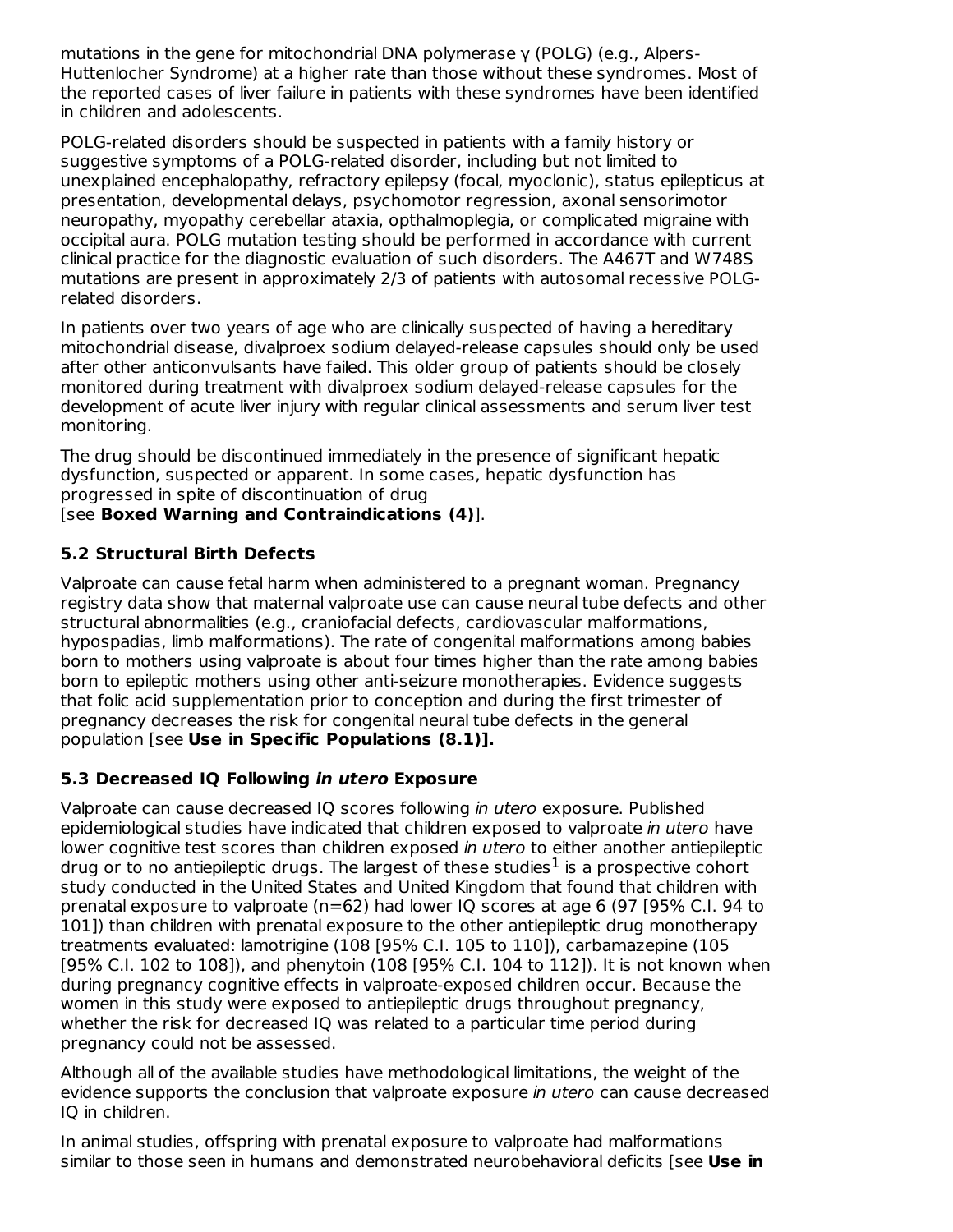mutations in the gene for mitochondrial DNA polymerase γ (POLG) (e.g., Alpers-Huttenlocher Syndrome) at a higher rate than those without these syndromes. Most of the reported cases of liver failure in patients with these syndromes have been identified in children and adolescents.

POLG-related disorders should be suspected in patients with a family history or suggestive symptoms of a POLG-related disorder, including but not limited to unexplained encephalopathy, refractory epilepsy (focal, myoclonic), status epilepticus at presentation, developmental delays, psychomotor regression, axonal sensorimotor neuropathy, myopathy cerebellar ataxia, opthalmoplegia, or complicated migraine with occipital aura. POLG mutation testing should be performed in accordance with current clinical practice for the diagnostic evaluation of such disorders. The A467T and W748S mutations are present in approximately 2/3 of patients with autosomal recessive POLG-related disorders.

In patients over two years of age who are clinically suspected of having a hereditary mitochondrial disease, divalproex sodium delayed-release capsules should only be used after other anticonvulsants have failed. This older group of patients should be closely monitored during treatment with divalproex sodium delayed-release capsules for the development of acute liver injury with regular clinical assessments and serum liver test monitoring.

The drug should be discontinued immediately in the presence of significant hepatic dysfunction, suspected or apparent. In some cases, hepatic dysfunction has progressed in spite of discontinuation of drug
[see **Boxed Warning and Contraindications (4)**].

### 5.2 Structural Birth Defects

Valproate can cause fetal harm when administered to a pregnant woman. Pregnancy registry data show that maternal valproate use can cause neural tube defects and other structural abnormalities (e.g., craniofacial defects, cardiovascular malformations, hypospadias, limb malformations). The rate of congenital malformations among babies born to mothers using valproate is about four times higher than the rate among babies born to epileptic mothers using other anti-seizure monotherapies. Evidence suggests that folic acid supplementation prior to conception and during the first trimester of pregnancy decreases the risk for congenital neural tube defects in the general population [see **Use in Specific Populations (8.1)].**

### 5.3 Decreased IQ Following *in utero* Exposure

Valproate can cause decreased IQ scores following *in utero* exposure. Published epidemiological studies have indicated that children exposed to valproate *in utero* have lower cognitive test scores than children exposed *in utero* to either another antiepileptic drug or to no antiepileptic drugs. The largest of these studies[1] is a prospective cohort study conducted in the United States and United Kingdom that found that children with prenatal exposure to valproate (n=62) had lower IQ scores at age 6 (97 [95% C.I. 94 to 101]) than children with prenatal exposure to the other antiepileptic drug monotherapy treatments evaluated: lamotrigine (108 [95% C.I. 105 to 110]), carbamazepine (105 [95% C.I. 102 to 108]), and phenytoin (108 [95% C.I. 104 to 112]). It is not known when during pregnancy cognitive effects in valproate-exposed children occur. Because the women in this study were exposed to antiepileptic drugs throughout pregnancy, whether the risk for decreased IQ was related to a particular time period during pregnancy could not be assessed.

Although all of the available studies have methodological limitations, the weight of the evidence supports the conclusion that valproate exposure *in utero* can cause decreased IQ in children.

In animal studies, offspring with prenatal exposure to valproate had malformations similar to those seen in humans and demonstrated neurobehavioral deficits [see **Use in**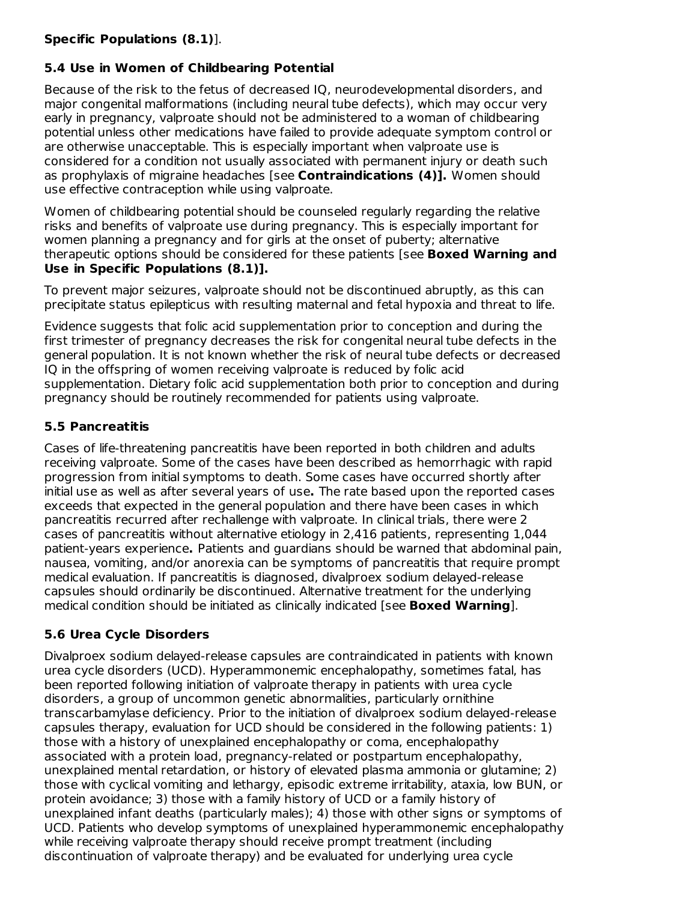**Specific Populations (8.1)**].

### 5.4 Use in Women of Childbearing Potential

Because of the risk to the fetus of decreased IQ, neurodevelopmental disorders, and major congenital malformations (including neural tube defects), which may occur very early in pregnancy, valproate should not be administered to a woman of childbearing potential unless other medications have failed to provide adequate symptom control or are otherwise unacceptable. This is especially important when valproate use is considered for a condition not usually associated with permanent injury or death such as prophylaxis of migraine headaches [see **Contraindications (4)].** Women should use effective contraception while using valproate.

Women of childbearing potential should be counseled regularly regarding the relative risks and benefits of valproate use during pregnancy. This is especially important for women planning a pregnancy and for girls at the onset of puberty; alternative therapeutic options should be considered for these patients [see **Boxed Warning and Use in Specific Populations (8.1)].**

To prevent major seizures, valproate should not be discontinued abruptly, as this can precipitate status epilepticus with resulting maternal and fetal hypoxia and threat to life.

Evidence suggests that folic acid supplementation prior to conception and during the first trimester of pregnancy decreases the risk for congenital neural tube defects in the general population. It is not known whether the risk of neural tube defects or decreased IQ in the offspring of women receiving valproate is reduced by folic acid supplementation. Dietary folic acid supplementation both prior to conception and during pregnancy should be routinely recommended for patients using valproate.

### 5.5 Pancreatitis

Cases of life-threatening pancreatitis have been reported in both children and adults receiving valproate. Some of the cases have been described as hemorrhagic with rapid progression from initial symptoms to death. Some cases have occurred shortly after initial use as well as after several years of use**.** The rate based upon the reported cases exceeds that expected in the general population and there have been cases in which pancreatitis recurred after rechallenge with valproate. In clinical trials, there were 2 cases of pancreatitis without alternative etiology in 2,416 patients, representing 1,044 patient-years experience**.** Patients and guardians should be warned that abdominal pain, nausea, vomiting, and/or anorexia can be symptoms of pancreatitis that require prompt medical evaluation. If pancreatitis is diagnosed, divalproex sodium delayed-release capsules should ordinarily be discontinued. Alternative treatment for the underlying medical condition should be initiated as clinically indicated [see **Boxed Warning**].

### 5.6 Urea Cycle Disorders

Divalproex sodium delayed-release capsules are contraindicated in patients with known urea cycle disorders (UCD). Hyperammonemic encephalopathy, sometimes fatal, has been reported following initiation of valproate therapy in patients with urea cycle disorders, a group of uncommon genetic abnormalities, particularly ornithine transcarbamylase deficiency. Prior to the initiation of divalproex sodium delayed-release capsules therapy, evaluation for UCD should be considered in the following patients: 1) those with a history of unexplained encephalopathy or coma, encephalopathy associated with a protein load, pregnancy-related or postpartum encephalopathy, unexplained mental retardation, or history of elevated plasma ammonia or glutamine; 2) those with cyclical vomiting and lethargy, episodic extreme irritability, ataxia, low BUN, or protein avoidance; 3) those with a family history of UCD or a family history of unexplained infant deaths (particularly males); 4) those with other signs or symptoms of UCD. Patients who develop symptoms of unexplained hyperammonemic encephalopathy while receiving valproate therapy should receive prompt treatment (including discontinuation of valproate therapy) and be evaluated for underlying urea cycle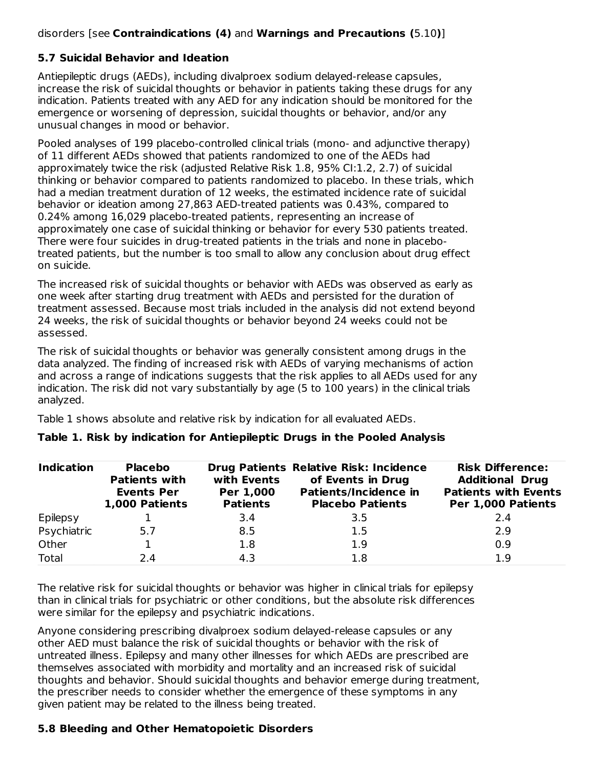disorders [see **Contraindications (4)** and **Warnings and Precautions (**5.10**)**]

### 5.7 Suicidal Behavior and Ideation

Antiepileptic drugs (AEDs), including divalproex sodium delayed-release capsules, increase the risk of suicidal thoughts or behavior in patients taking these drugs for any indication. Patients treated with any AED for any indication should be monitored for the emergence or worsening of depression, suicidal thoughts or behavior, and/or any unusual changes in mood or behavior.

Pooled analyses of 199 placebo-controlled clinical trials (mono- and adjunctive therapy) of 11 different AEDs showed that patients randomized to one of the AEDs had approximately twice the risk (adjusted Relative Risk 1.8, 95% CI:1.2, 2.7) of suicidal thinking or behavior compared to patients randomized to placebo. In these trials, which had a median treatment duration of 12 weeks, the estimated incidence rate of suicidal behavior or ideation among 27,863 AED-treated patients was 0.43%, compared to 0.24% among 16,029 placebo-treated patients, representing an increase of approximately one case of suicidal thinking or behavior for every 530 patients treated. There were four suicides in drug-treated patients in the trials and none in placebo-treated patients, but the number is too small to allow any conclusion about drug effect on suicide.

The increased risk of suicidal thoughts or behavior with AEDs was observed as early as one week after starting drug treatment with AEDs and persisted for the duration of treatment assessed. Because most trials included in the analysis did not extend beyond 24 weeks, the risk of suicidal thoughts or behavior beyond 24 weeks could not be assessed.

The risk of suicidal thoughts or behavior was generally consistent among drugs in the data analyzed. The finding of increased risk with AEDs of varying mechanisms of action and across a range of indications suggests that the risk applies to all AEDs used for any indication. The risk did not vary substantially by age (5 to 100 years) in the clinical trials analyzed.

Table 1 shows absolute and relative risk by indication for all evaluated AEDs.

**Table 1. Risk by indication for Antiepileptic Drugs in the Pooled Analysis**

| Indication | Placebo Patients with Events Per 1,000 Patients | Drug Patients with Events Per 1,000 Patients | Relative Risk: Incidence of Events in Drug Patients/Incidence in Placebo Patients | Risk Difference: Additional Drug Patients with Events Per 1,000 Patients |
|---|---|---|---|---|
| Epilepsy | 1 | 3.4 | 3.5 | 2.4 |
| Psychiatric | 5.7 | 8.5 | 1.5 | 2.9 |
| Other | 1 | 1.8 | 1.9 | 0.9 |
| Total | 2.4 | 4.3 | 1.8 | 1.9 |

The relative risk for suicidal thoughts or behavior was higher in clinical trials for epilepsy than in clinical trials for psychiatric or other conditions, but the absolute risk differences were similar for the epilepsy and psychiatric indications.

Anyone considering prescribing divalproex sodium delayed-release capsules or any other AED must balance the risk of suicidal thoughts or behavior with the risk of untreated illness. Epilepsy and many other illnesses for which AEDs are prescribed are themselves associated with morbidity and mortality and an increased risk of suicidal thoughts and behavior. Should suicidal thoughts and behavior emerge during treatment, the prescriber needs to consider whether the emergence of these symptoms in any given patient may be related to the illness being treated.

### 5.8 Bleeding and Other Hematopoietic Disorders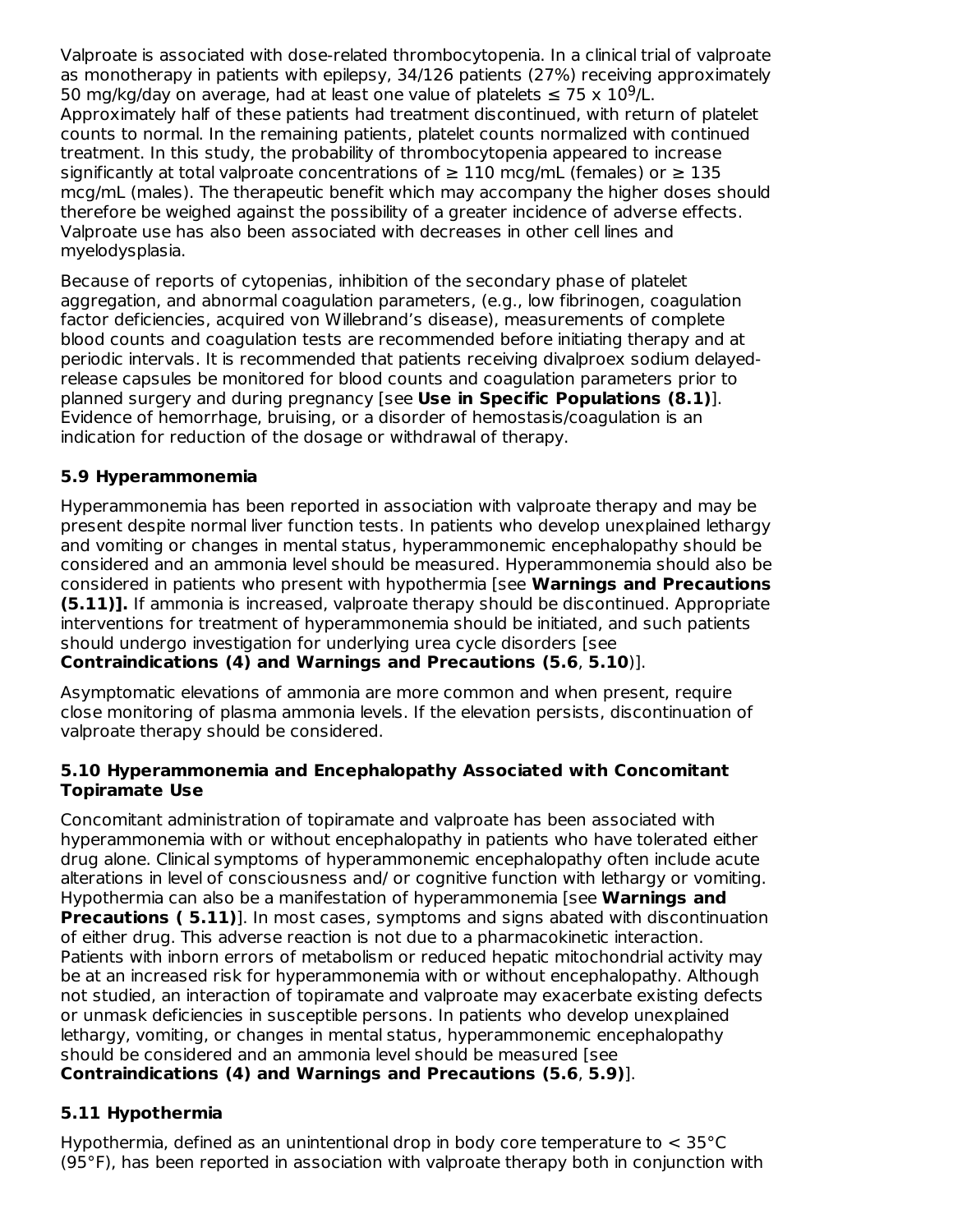Valproate is associated with dose-related thrombocytopenia. In a clinical trial of valproate as monotherapy in patients with epilepsy, 34/126 patients (27%) receiving approximately 50 mg/kg/day on average, had at least one value of platelets ≤ 75 x $10^9$/L. Approximately half of these patients had treatment discontinued, with return of platelet counts to normal. In the remaining patients, platelet counts normalized with continued treatment. In this study, the probability of thrombocytopenia appeared to increase significantly at total valproate concentrations of ≥ 110 mcg/mL (females) or ≥ 135 mcg/mL (males). The therapeutic benefit which may accompany the higher doses should therefore be weighed against the possibility of a greater incidence of adverse effects. Valproate use has also been associated with decreases in other cell lines and myelodysplasia.

Because of reports of cytopenias, inhibition of the secondary phase of platelet aggregation, and abnormal coagulation parameters, (e.g., low fibrinogen, coagulation factor deficiencies, acquired von Willebrand's disease), measurements of complete blood counts and coagulation tests are recommended before initiating therapy and at periodic intervals. It is recommended that patients receiving divalproex sodium delayed-release capsules be monitored for blood counts and coagulation parameters prior to planned surgery and during pregnancy [see **Use in Specific Populations (8.1)**]. Evidence of hemorrhage, bruising, or a disorder of hemostasis/coagulation is an indication for reduction of the dosage or withdrawal of therapy.

### 5.9 Hyperammonemia

Hyperammonemia has been reported in association with valproate therapy and may be present despite normal liver function tests. In patients who develop unexplained lethargy and vomiting or changes in mental status, hyperammonemic encephalopathy should be considered and an ammonia level should be measured. Hyperammonemia should also be considered in patients who present with hypothermia [see **Warnings and Precautions (5.11)].** If ammonia is increased, valproate therapy should be discontinued. Appropriate interventions for treatment of hyperammonemia should be initiated, and such patients should undergo investigation for underlying urea cycle disorders [see **Contraindications (4) and Warnings and Precautions (5.6**, **5.10**)].

Asymptomatic elevations of ammonia are more common and when present, require close monitoring of plasma ammonia levels. If the elevation persists, discontinuation of valproate therapy should be considered.

### 5.10 Hyperammonemia and Encephalopathy Associated with Concomitant Topiramate Use

Concomitant administration of topiramate and valproate has been associated with hyperammonemia with or without encephalopathy in patients who have tolerated either drug alone. Clinical symptoms of hyperammonemic encephalopathy often include acute alterations in level of consciousness and/ or cognitive function with lethargy or vomiting. Hypothermia can also be a manifestation of hyperammonemia [see **Warnings and Precautions ( 5.11)**]. In most cases, symptoms and signs abated with discontinuation of either drug. This adverse reaction is not due to a pharmacokinetic interaction. Patients with inborn errors of metabolism or reduced hepatic mitochondrial activity may be at an increased risk for hyperammonemia with or without encephalopathy. Although not studied, an interaction of topiramate and valproate may exacerbate existing defects or unmask deficiencies in susceptible persons. In patients who develop unexplained lethargy, vomiting, or changes in mental status, hyperammonemic encephalopathy should be considered and an ammonia level should be measured [see **Contraindications (4) and Warnings and Precautions (5.6**, **5.9)**].

### 5.11 Hypothermia

Hypothermia, defined as an unintentional drop in body core temperature to < 35°C (95°F), has been reported in association with valproate therapy both in conjunction with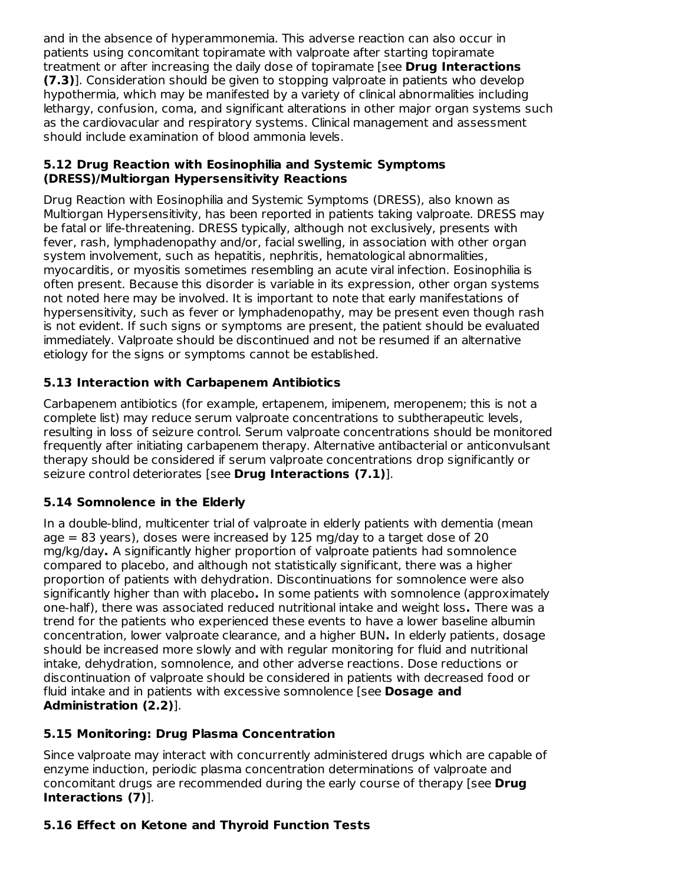and in the absence of hyperammonemia. This adverse reaction can also occur in patients using concomitant topiramate with valproate after starting topiramate treatment or after increasing the daily dose of topiramate [see **Drug Interactions (7.3)**]. Consideration should be given to stopping valproate in patients who develop hypothermia, which may be manifested by a variety of clinical abnormalities including lethargy, confusion, coma, and significant alterations in other major organ systems such as the cardiovascular and respiratory systems. Clinical management and assessment should include examination of blood ammonia levels.

### 5.12 Drug Reaction with Eosinophilia and Systemic Symptoms (DRESS)/Multiorgan Hypersensitivity Reactions

Drug Reaction with Eosinophilia and Systemic Symptoms (DRESS), also known as Multiorgan Hypersensitivity, has been reported in patients taking valproate. DRESS may be fatal or life-threatening. DRESS typically, although not exclusively, presents with fever, rash, lymphadenopathy and/or, facial swelling, in association with other organ system involvement, such as hepatitis, nephritis, hematological abnormalities, myocarditis, or myositis sometimes resembling an acute viral infection. Eosinophilia is often present. Because this disorder is variable in its expression, other organ systems not noted here may be involved. It is important to note that early manifestations of hypersensitivity, such as fever or lymphadenopathy, may be present even though rash is not evident. If such signs or symptoms are present, the patient should be evaluated immediately. Valproate should be discontinued and not be resumed if an alternative etiology for the signs or symptoms cannot be established.

### 5.13 Interaction with Carbapenem Antibiotics

Carbapenem antibiotics (for example, ertapenem, imipenem, meropenem; this is not a complete list) may reduce serum valproate concentrations to subtherapeutic levels, resulting in loss of seizure control. Serum valproate concentrations should be monitored frequently after initiating carbapenem therapy. Alternative antibacterial or anticonvulsant therapy should be considered if serum valproate concentrations drop significantly or seizure control deteriorates [see **Drug Interactions (7.1)**].

### 5.14 Somnolence in the Elderly

In a double-blind, multicenter trial of valproate in elderly patients with dementia (mean age = 83 years), doses were increased by 125 mg/day to a target dose of 20 mg/kg/day**.** A significantly higher proportion of valproate patients had somnolence compared to placebo, and although not statistically significant, there was a higher proportion of patients with dehydration. Discontinuations for somnolence were also significantly higher than with placebo**.** In some patients with somnolence (approximately one-half), there was associated reduced nutritional intake and weight loss**.** There was a trend for the patients who experienced these events to have a lower baseline albumin concentration, lower valproate clearance, and a higher BUN**.** In elderly patients, dosage should be increased more slowly and with regular monitoring for fluid and nutritional intake, dehydration, somnolence, and other adverse reactions. Dose reductions or discontinuation of valproate should be considered in patients with decreased food or fluid intake and in patients with excessive somnolence [see **Dosage and Administration (2.2)**].

### 5.15 Monitoring: Drug Plasma Concentration

Since valproate may interact with concurrently administered drugs which are capable of enzyme induction, periodic plasma concentration determinations of valproate and concomitant drugs are recommended during the early course of therapy [see **Drug Interactions (7)**].

### 5.16 Effect on Ketone and Thyroid Function Tests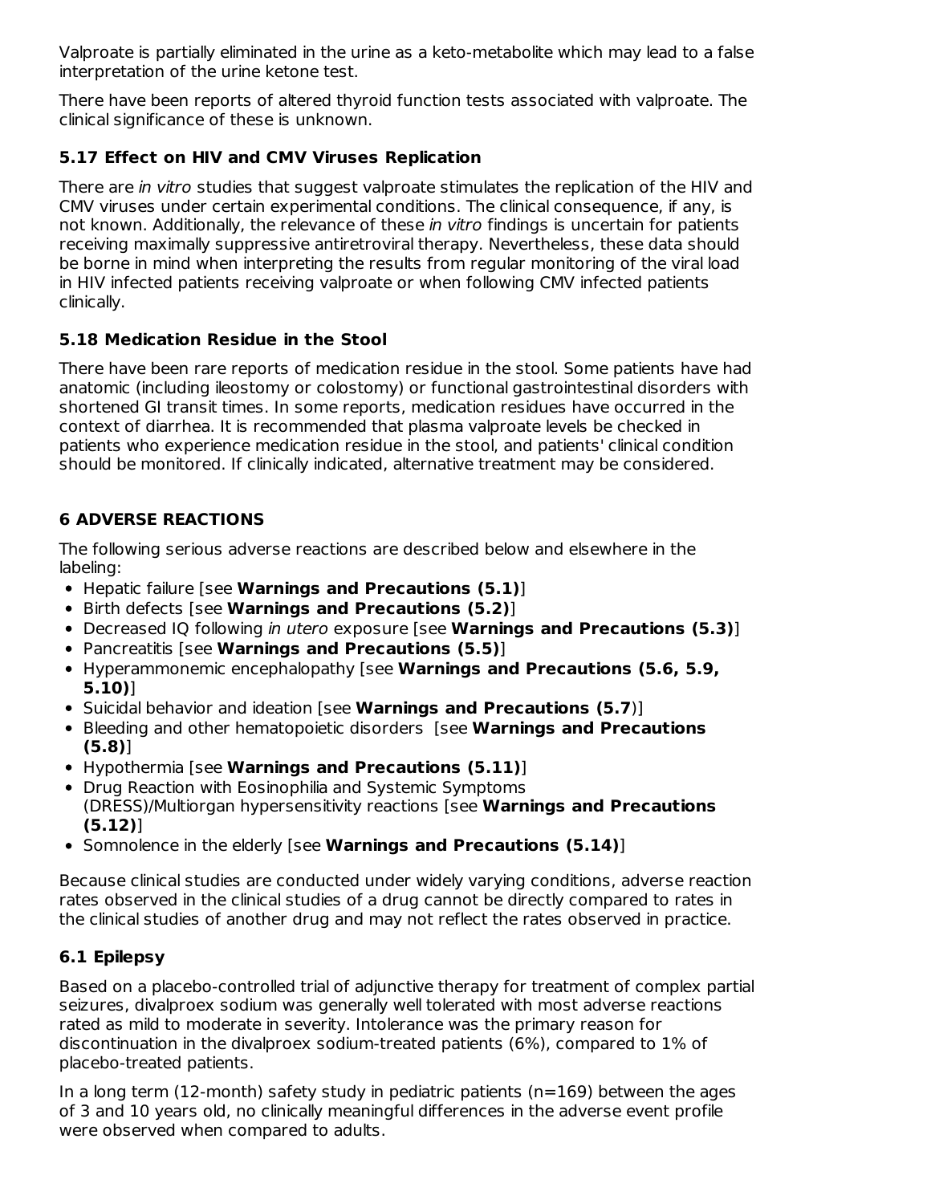Valproate is partially eliminated in the urine as a keto-metabolite which may lead to a false interpretation of the urine ketone test.

There have been reports of altered thyroid function tests associated with valproate. The clinical significance of these is unknown.

### 5.17 Effect on HIV and CMV Viruses Replication

There are *in vitro* studies that suggest valproate stimulates the replication of the HIV and CMV viruses under certain experimental conditions. The clinical consequence, if any, is not known. Additionally, the relevance of these *in vitro* findings is uncertain for patients receiving maximally suppressive antiretroviral therapy. Nevertheless, these data should be borne in mind when interpreting the results from regular monitoring of the viral load in HIV infected patients receiving valproate or when following CMV infected patients clinically.

### 5.18 Medication Residue in the Stool

There have been rare reports of medication residue in the stool. Some patients have had anatomic (including ileostomy or colostomy) or functional gastrointestinal disorders with shortened GI transit times. In some reports, medication residues have occurred in the context of diarrhea. It is recommended that plasma valproate levels be checked in patients who experience medication residue in the stool, and patients' clinical condition should be monitored. If clinically indicated, alternative treatment may be considered.

## 6 ADVERSE REACTIONS

The following serious adverse reactions are described below and elsewhere in the labeling:

- Hepatic failure [see **Warnings and Precautions (5.1)**]
- Birth defects [see **Warnings and Precautions (5.2)**]
- Decreased IQ following *in utero* exposure [see **Warnings and Precautions (5.3)**]
- Pancreatitis [see **Warnings and Precautions (5.5)**]
- Hyperammonemic encephalopathy [see **Warnings and Precautions (5.6, 5.9, 5.10)**]
- Suicidal behavior and ideation [see **Warnings and Precautions (5.7**)]
- Bleeding and other hematopoietic disorders [see **Warnings and Precautions (5.8)**]
- Hypothermia [see **Warnings and Precautions (5.11)**]
- Drug Reaction with Eosinophilia and Systemic Symptoms (DRESS)/Multiorgan hypersensitivity reactions [see **Warnings and Precautions (5.12)**]
- Somnolence in the elderly [see **Warnings and Precautions (5.14)**]

Because clinical studies are conducted under widely varying conditions, adverse reaction rates observed in the clinical studies of a drug cannot be directly compared to rates in the clinical studies of another drug and may not reflect the rates observed in practice.

### 6.1 Epilepsy

Based on a placebo-controlled trial of adjunctive therapy for treatment of complex partial seizures, divalproex sodium was generally well tolerated with most adverse reactions rated as mild to moderate in severity. Intolerance was the primary reason for discontinuation in the divalproex sodium-treated patients (6%), compared to 1% of placebo-treated patients.

In a long term (12-month) safety study in pediatric patients (n=169) between the ages of 3 and 10 years old, no clinically meaningful differences in the adverse event profile were observed when compared to adults.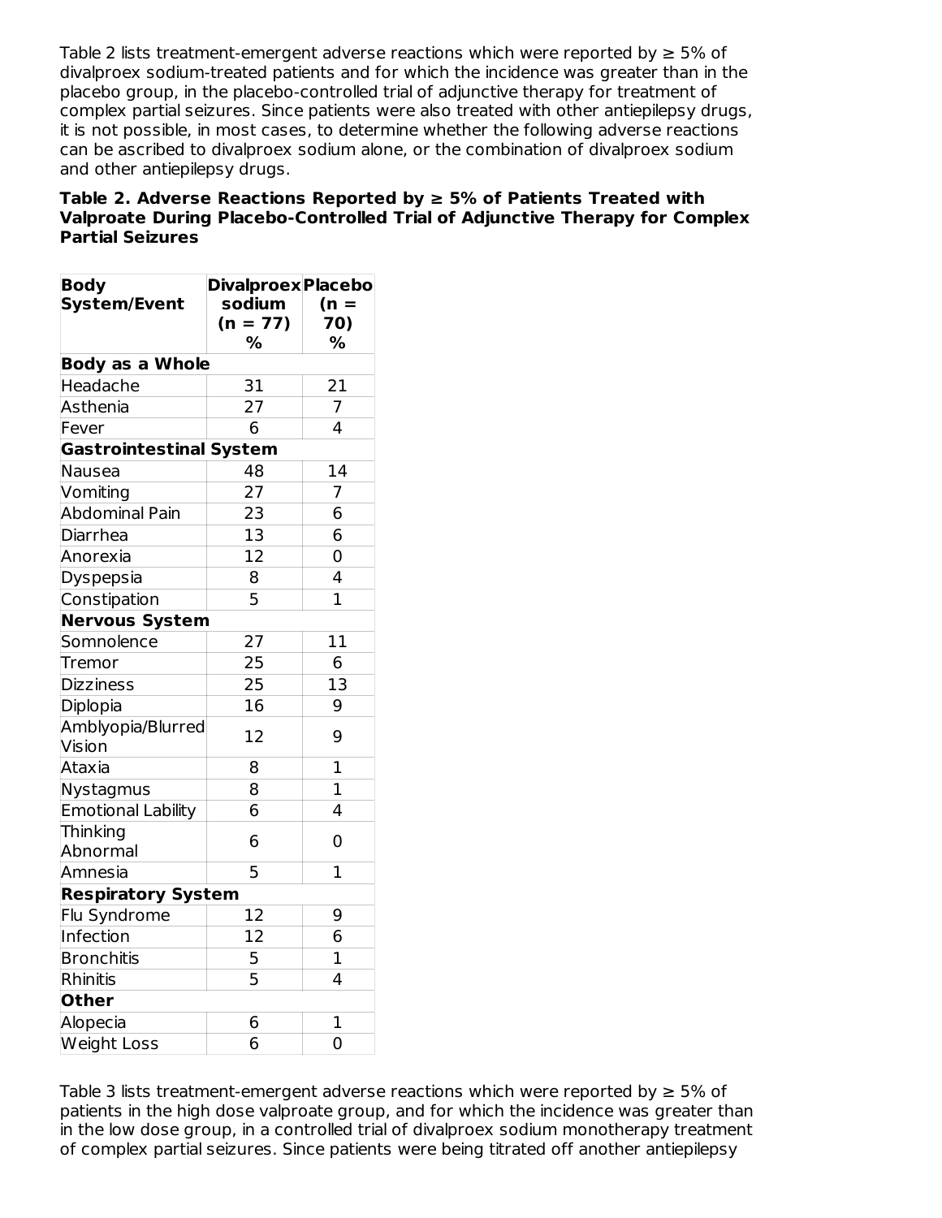Table 2 lists treatment-emergent adverse reactions which were reported by ≥ 5% of divalproex sodium-treated patients and for which the incidence was greater than in the placebo group, in the placebo-controlled trial of adjunctive therapy for treatment of complex partial seizures. Since patients were also treated with other antiepilepsy drugs, it is not possible, in most cases, to determine whether the following adverse reactions can be ascribed to divalproex sodium alone, or the combination of divalproex sodium and other antiepilepsy drugs.

**Table 2. Adverse Reactions Reported by ≥ 5% of Patients Treated with Valproate During Placebo-Controlled Trial of Adjunctive Therapy for Complex Partial Seizures**

| Body System/Event | Divalproex sodium (n = 77) % | Placebo (n = 70) % |
|---|---|---|
| **Body as a Whole** | | |
| Headache | 31 | 21 |
| Asthenia | 27 | 7 |
| Fever | 6 | 4 |
| **Gastrointestinal System** | | |
| Nausea | 48 | 14 |
| Vomiting | 27 | 7 |
| Abdominal Pain | 23 | 6 |
| Diarrhea | 13 | 6 |
| Anorexia | 12 | 0 |
| Dyspepsia | 8 | 4 |
| Constipation | 5 | 1 |
| **Nervous System** | | |
| Somnolence | 27 | 11 |
| Tremor | 25 | 6 |
| Dizziness | 25 | 13 |
| Diplopia | 16 | 9 |
| Amblyopia/Blurred Vision | 12 | 9 |
| Ataxia | 8 | 1 |
| Nystagmus | 8 | 1 |
| Emotional Lability | 6 | 4 |
| Thinking Abnormal | 6 | 0 |
| Amnesia | 5 | 1 |
| **Respiratory System** | | |
| Flu Syndrome | 12 | 9 |
| Infection | 12 | 6 |
| Bronchitis | 5 | 1 |
| Rhinitis | 5 | 4 |
| **Other** | | |
| Alopecia | 6 | 1 |
| Weight Loss | 6 | 0 |

Table 3 lists treatment-emergent adverse reactions which were reported by ≥ 5% of patients in the high dose valproate group, and for which the incidence was greater than in the low dose group, in a controlled trial of divalproex sodium monotherapy treatment of complex partial seizures. Since patients were being titrated off another antiepilepsy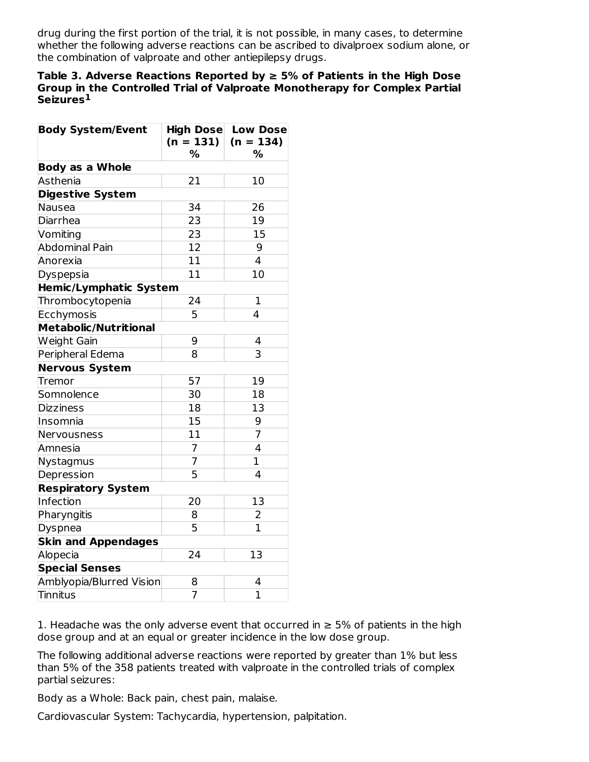drug during the first portion of the trial, it is not possible, in many cases, to determine whether the following adverse reactions can be ascribed to divalproex sodium alone, or the combination of valproate and other antiepilepsy drugs.

**Table 3. Adverse Reactions Reported by ≥ 5% of Patients in the High Dose Group in the Controlled Trial of Valproate Monotherapy for Complex Partial Seizures[1]**

| Body System/Event | High Dose (n = 131) % | Low Dose (n = 134) % |
|---|---|---|
| **Body as a Whole** | | |
| Asthenia | 21 | 10 |
| **Digestive System** | | |
| Nausea | 34 | 26 |
| Diarrhea | 23 | 19 |
| Vomiting | 23 | 15 |
| Abdominal Pain | 12 | 9 |
| Anorexia | 11 | 4 |
| Dyspepsia | 11 | 10 |
| **Hemic/Lymphatic System** | | |
| Thrombocytopenia | 24 | 1 |
| Ecchymosis | 5 | 4 |
| **Metabolic/Nutritional** | | |
| Weight Gain | 9 | 4 |
| Peripheral Edema | 8 | 3 |
| **Nervous System** | | |
| Tremor | 57 | 19 |
| Somnolence | 30 | 18 |
| Dizziness | 18 | 13 |
| Insomnia | 15 | 9 |
| Nervousness | 11 | 7 |
| Amnesia | 7 | 4 |
| Nystagmus | 7 | 1 |
| Depression | 5 | 4 |
| **Respiratory System** | | |
| Infection | 20 | 13 |
| Pharyngitis | 8 | 2 |
| Dyspnea | 5 | 1 |
| **Skin and Appendages** | | |
| Alopecia | 24 | 13 |
| **Special Senses** | | |
| Amblyopia/Blurred Vision | 8 | 4 |
| Tinnitus | 7 | 1 |

1. Headache was the only adverse event that occurred in ≥ 5% of patients in the high dose group and at an equal or greater incidence in the low dose group.

The following additional adverse reactions were reported by greater than 1% but less than 5% of the 358 patients treated with valproate in the controlled trials of complex partial seizures:

Body as a Whole: Back pain, chest pain, malaise.

Cardiovascular System: Tachycardia, hypertension, palpitation.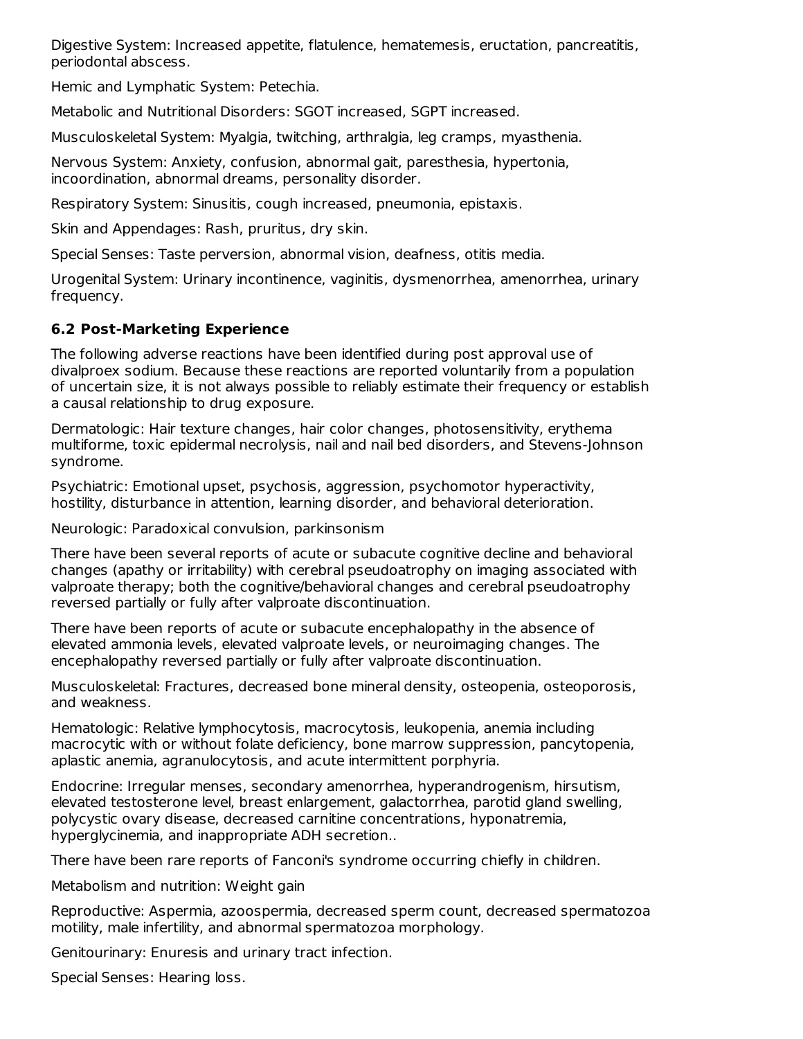Digestive System: Increased appetite, flatulence, hematemesis, eructation, pancreatitis, periodontal abscess.

Hemic and Lymphatic System: Petechia.

Metabolic and Nutritional Disorders: SGOT increased, SGPT increased.

Musculoskeletal System: Myalgia, twitching, arthralgia, leg cramps, myasthenia.

Nervous System: Anxiety, confusion, abnormal gait, paresthesia, hypertonia, incoordination, abnormal dreams, personality disorder.

Respiratory System: Sinusitis, cough increased, pneumonia, epistaxis.

Skin and Appendages: Rash, pruritus, dry skin.

Special Senses: Taste perversion, abnormal vision, deafness, otitis media.

Urogenital System: Urinary incontinence, vaginitis, dysmenorrhea, amenorrhea, urinary frequency.

### 6.2 Post-Marketing Experience

The following adverse reactions have been identified during post approval use of divalproex sodium. Because these reactions are reported voluntarily from a population of uncertain size, it is not always possible to reliably estimate their frequency or establish a causal relationship to drug exposure.

Dermatologic: Hair texture changes, hair color changes, photosensitivity, erythema multiforme, toxic epidermal necrolysis, nail and nail bed disorders, and Stevens-Johnson syndrome.

Psychiatric: Emotional upset, psychosis, aggression, psychomotor hyperactivity, hostility, disturbance in attention, learning disorder, and behavioral deterioration.

Neurologic: Paradoxical convulsion, parkinsonism

There have been several reports of acute or subacute cognitive decline and behavioral changes (apathy or irritability) with cerebral pseudoatrophy on imaging associated with valproate therapy; both the cognitive/behavioral changes and cerebral pseudoatrophy reversed partially or fully after valproate discontinuation.

There have been reports of acute or subacute encephalopathy in the absence of elevated ammonia levels, elevated valproate levels, or neuroimaging changes. The encephalopathy reversed partially or fully after valproate discontinuation.

Musculoskeletal: Fractures, decreased bone mineral density, osteopenia, osteoporosis, and weakness.

Hematologic: Relative lymphocytosis, macrocytosis, leukopenia, anemia including macrocytic with or without folate deficiency, bone marrow suppression, pancytopenia, aplastic anemia, agranulocytosis, and acute intermittent porphyria.

Endocrine: Irregular menses, secondary amenorrhea, hyperandrogenism, hirsutism, elevated testosterone level, breast enlargement, galactorrhea, parotid gland swelling, polycystic ovary disease, decreased carnitine concentrations, hyponatremia, hyperglycinemia, and inappropriate ADH secretion..

There have been rare reports of Fanconi's syndrome occurring chiefly in children.

Metabolism and nutrition: Weight gain

Reproductive: Aspermia, azoospermia, decreased sperm count, decreased spermatozoa motility, male infertility, and abnormal spermatozoa morphology.

Genitourinary: Enuresis and urinary tract infection.

Special Senses: Hearing loss.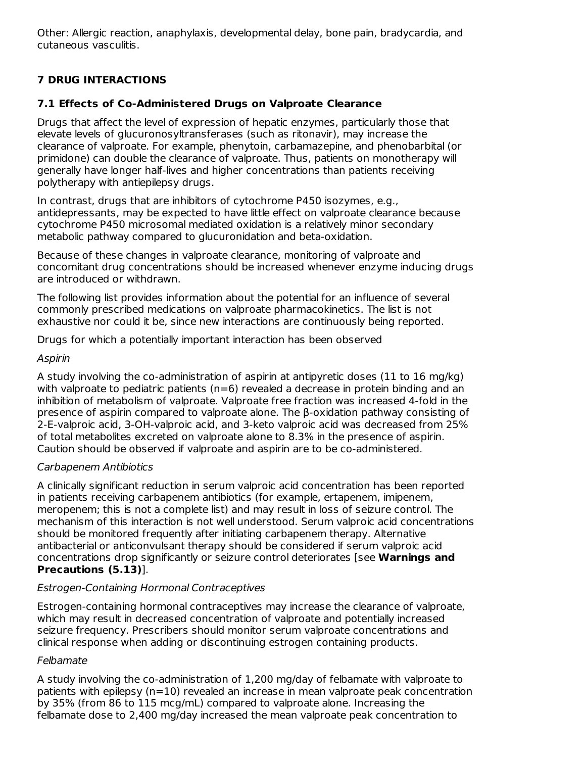Other: Allergic reaction, anaphylaxis, developmental delay, bone pain, bradycardia, and cutaneous vasculitis.

## 7 DRUG INTERACTIONS

### 7.1 Effects of Co-Administered Drugs on Valproate Clearance

Drugs that affect the level of expression of hepatic enzymes, particularly those that elevate levels of glucuronosyltransferases (such as ritonavir), may increase the clearance of valproate. For example, phenytoin, carbamazepine, and phenobarbital (or primidone) can double the clearance of valproate. Thus, patients on monotherapy will generally have longer half-lives and higher concentrations than patients receiving polytherapy with antiepilepsy drugs.

In contrast, drugs that are inhibitors of cytochrome P450 isozymes, e.g., antidepressants, may be expected to have little effect on valproate clearance because cytochrome P450 microsomal mediated oxidation is a relatively minor secondary metabolic pathway compared to glucuronidation and beta-oxidation.

Because of these changes in valproate clearance, monitoring of valproate and concomitant drug concentrations should be increased whenever enzyme inducing drugs are introduced or withdrawn.

The following list provides information about the potential for an influence of several commonly prescribed medications on valproate pharmacokinetics. The list is not exhaustive nor could it be, since new interactions are continuously being reported.

Drugs for which a potentially important interaction has been observed

*Aspirin*

A study involving the co-administration of aspirin at antipyretic doses (11 to 16 mg/kg) with valproate to pediatric patients (n=6) revealed a decrease in protein binding and an inhibition of metabolism of valproate. Valproate free fraction was increased 4-fold in the presence of aspirin compared to valproate alone. The β-oxidation pathway consisting of 2-E-valproic acid, 3-OH-valproic acid, and 3-keto valproic acid was decreased from 25% of total metabolites excreted on valproate alone to 8.3% in the presence of aspirin. Caution should be observed if valproate and aspirin are to be co-administered.

*Carbapenem Antibiotics*

A clinically significant reduction in serum valproic acid concentration has been reported in patients receiving carbapenem antibiotics (for example, ertapenem, imipenem, meropenem; this is not a complete list) and may result in loss of seizure control. The mechanism of this interaction is not well understood. Serum valproic acid concentrations should be monitored frequently after initiating carbapenem therapy. Alternative antibacterial or anticonvulsant therapy should be considered if serum valproic acid concentrations drop significantly or seizure control deteriorates [see **Warnings and Precautions (5.13)**].

*Estrogen-Containing Hormonal Contraceptives*

Estrogen-containing hormonal contraceptives may increase the clearance of valproate, which may result in decreased concentration of valproate and potentially increased seizure frequency. Prescribers should monitor serum valproate concentrations and clinical response when adding or discontinuing estrogen containing products.

*Felbamate*

A study involving the co-administration of 1,200 mg/day of felbamate with valproate to patients with epilepsy (n=10) revealed an increase in mean valproate peak concentration by 35% (from 86 to 115 mcg/mL) compared to valproate alone. Increasing the felbamate dose to 2,400 mg/day increased the mean valproate peak concentration to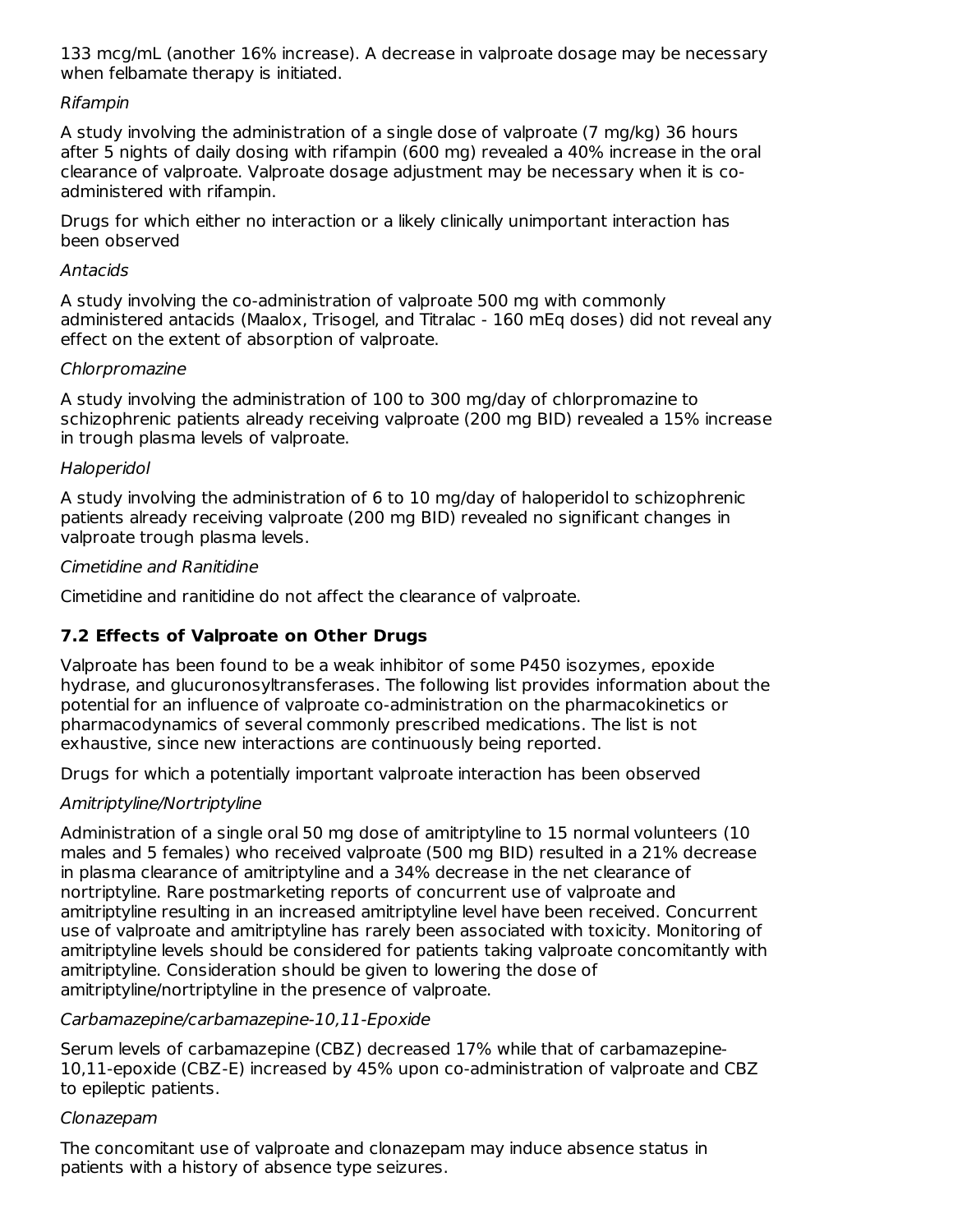133 mcg/mL (another 16% increase). A decrease in valproate dosage may be necessary when felbamate therapy is initiated.

*Rifampin*

A study involving the administration of a single dose of valproate (7 mg/kg) 36 hours after 5 nights of daily dosing with rifampin (600 mg) revealed a 40% increase in the oral clearance of valproate. Valproate dosage adjustment may be necessary when it is co-administered with rifampin.

Drugs for which either no interaction or a likely clinically unimportant interaction has been observed

*Antacids*

A study involving the co-administration of valproate 500 mg with commonly administered antacids (Maalox, Trisogel, and Titralac - 160 mEq doses) did not reveal any effect on the extent of absorption of valproate.

*Chlorpromazine*

A study involving the administration of 100 to 300 mg/day of chlorpromazine to schizophrenic patients already receiving valproate (200 mg BID) revealed a 15% increase in trough plasma levels of valproate.

*Haloperidol*

A study involving the administration of 6 to 10 mg/day of haloperidol to schizophrenic patients already receiving valproate (200 mg BID) revealed no significant changes in valproate trough plasma levels.

*Cimetidine and Ranitidine*

Cimetidine and ranitidine do not affect the clearance of valproate.

### 7.2 Effects of Valproate on Other Drugs

Valproate has been found to be a weak inhibitor of some P450 isozymes, epoxide hydrase, and glucuronosyltransferases. The following list provides information about the potential for an influence of valproate co-administration on the pharmacokinetics or pharmacodynamics of several commonly prescribed medications. The list is not exhaustive, since new interactions are continuously being reported.

Drugs for which a potentially important valproate interaction has been observed

*Amitriptyline/Nortriptyline*

Administration of a single oral 50 mg dose of amitriptyline to 15 normal volunteers (10 males and 5 females) who received valproate (500 mg BID) resulted in a 21% decrease in plasma clearance of amitriptyline and a 34% decrease in the net clearance of nortriptyline. Rare postmarketing reports of concurrent use of valproate and amitriptyline resulting in an increased amitriptyline level have been received. Concurrent use of valproate and amitriptyline has rarely been associated with toxicity. Monitoring of amitriptyline levels should be considered for patients taking valproate concomitantly with amitriptyline. Consideration should be given to lowering the dose of amitriptyline/nortriptyline in the presence of valproate.

*Carbamazepine/carbamazepine-10,11-Epoxide*

Serum levels of carbamazepine (CBZ) decreased 17% while that of carbamazepine-10,11-epoxide (CBZ-E) increased by 45% upon co-administration of valproate and CBZ to epileptic patients.

*Clonazepam*

The concomitant use of valproate and clonazepam may induce absence status in patients with a history of absence type seizures.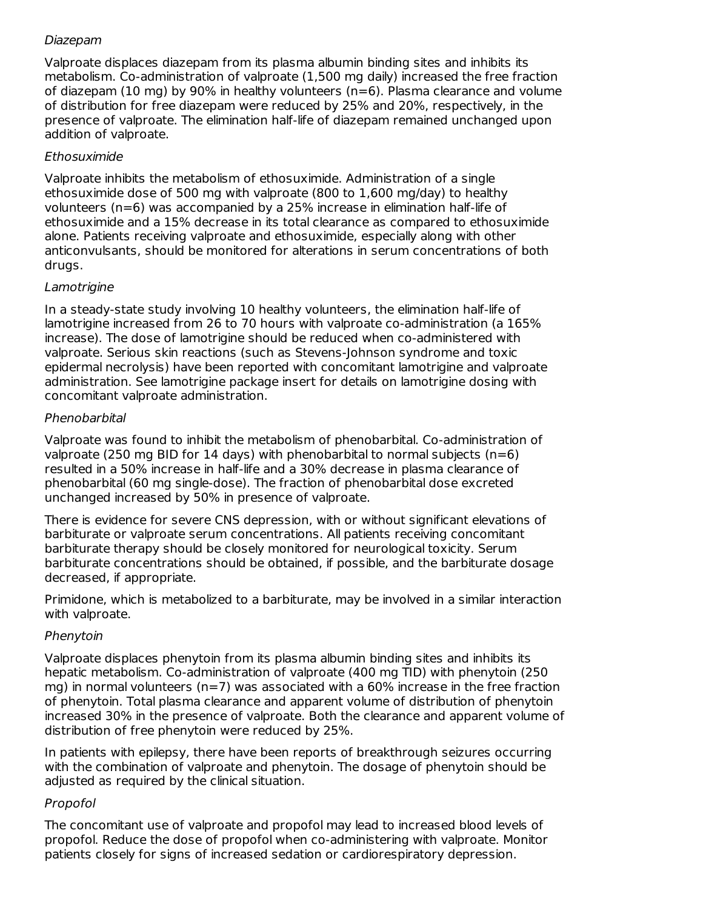*Diazepam*

Valproate displaces diazepam from its plasma albumin binding sites and inhibits its metabolism. Co-administration of valproate (1,500 mg daily) increased the free fraction of diazepam (10 mg) by 90% in healthy volunteers (n=6). Plasma clearance and volume of distribution for free diazepam were reduced by 25% and 20%, respectively, in the presence of valproate. The elimination half-life of diazepam remained unchanged upon addition of valproate.

*Ethosuximide*

Valproate inhibits the metabolism of ethosuximide. Administration of a single ethosuximide dose of 500 mg with valproate (800 to 1,600 mg/day) to healthy volunteers (n=6) was accompanied by a 25% increase in elimination half-life of ethosuximide and a 15% decrease in its total clearance as compared to ethosuximide alone. Patients receiving valproate and ethosuximide, especially along with other anticonvulsants, should be monitored for alterations in serum concentrations of both drugs.

*Lamotrigine*

In a steady-state study involving 10 healthy volunteers, the elimination half-life of lamotrigine increased from 26 to 70 hours with valproate co-administration (a 165% increase). The dose of lamotrigine should be reduced when co-administered with valproate. Serious skin reactions (such as Stevens-Johnson syndrome and toxic epidermal necrolysis) have been reported with concomitant lamotrigine and valproate administration. See lamotrigine package insert for details on lamotrigine dosing with concomitant valproate administration.

*Phenobarbital*

Valproate was found to inhibit the metabolism of phenobarbital. Co-administration of valproate (250 mg BID for 14 days) with phenobarbital to normal subjects (n=6) resulted in a 50% increase in half-life and a 30% decrease in plasma clearance of phenobarbital (60 mg single-dose). The fraction of phenobarbital dose excreted unchanged increased by 50% in presence of valproate.

There is evidence for severe CNS depression, with or without significant elevations of barbiturate or valproate serum concentrations. All patients receiving concomitant barbiturate therapy should be closely monitored for neurological toxicity. Serum barbiturate concentrations should be obtained, if possible, and the barbiturate dosage decreased, if appropriate.

Primidone, which is metabolized to a barbiturate, may be involved in a similar interaction with valproate.

*Phenytoin*

Valproate displaces phenytoin from its plasma albumin binding sites and inhibits its hepatic metabolism. Co-administration of valproate (400 mg TID) with phenytoin (250 mg) in normal volunteers (n=7) was associated with a 60% increase in the free fraction of phenytoin. Total plasma clearance and apparent volume of distribution of phenytoin increased 30% in the presence of valproate. Both the clearance and apparent volume of distribution of free phenytoin were reduced by 25%.

In patients with epilepsy, there have been reports of breakthrough seizures occurring with the combination of valproate and phenytoin. The dosage of phenytoin should be adjusted as required by the clinical situation.

*Propofol*

The concomitant use of valproate and propofol may lead to increased blood levels of propofol. Reduce the dose of propofol when co-administering with valproate. Monitor patients closely for signs of increased sedation or cardiorespiratory depression.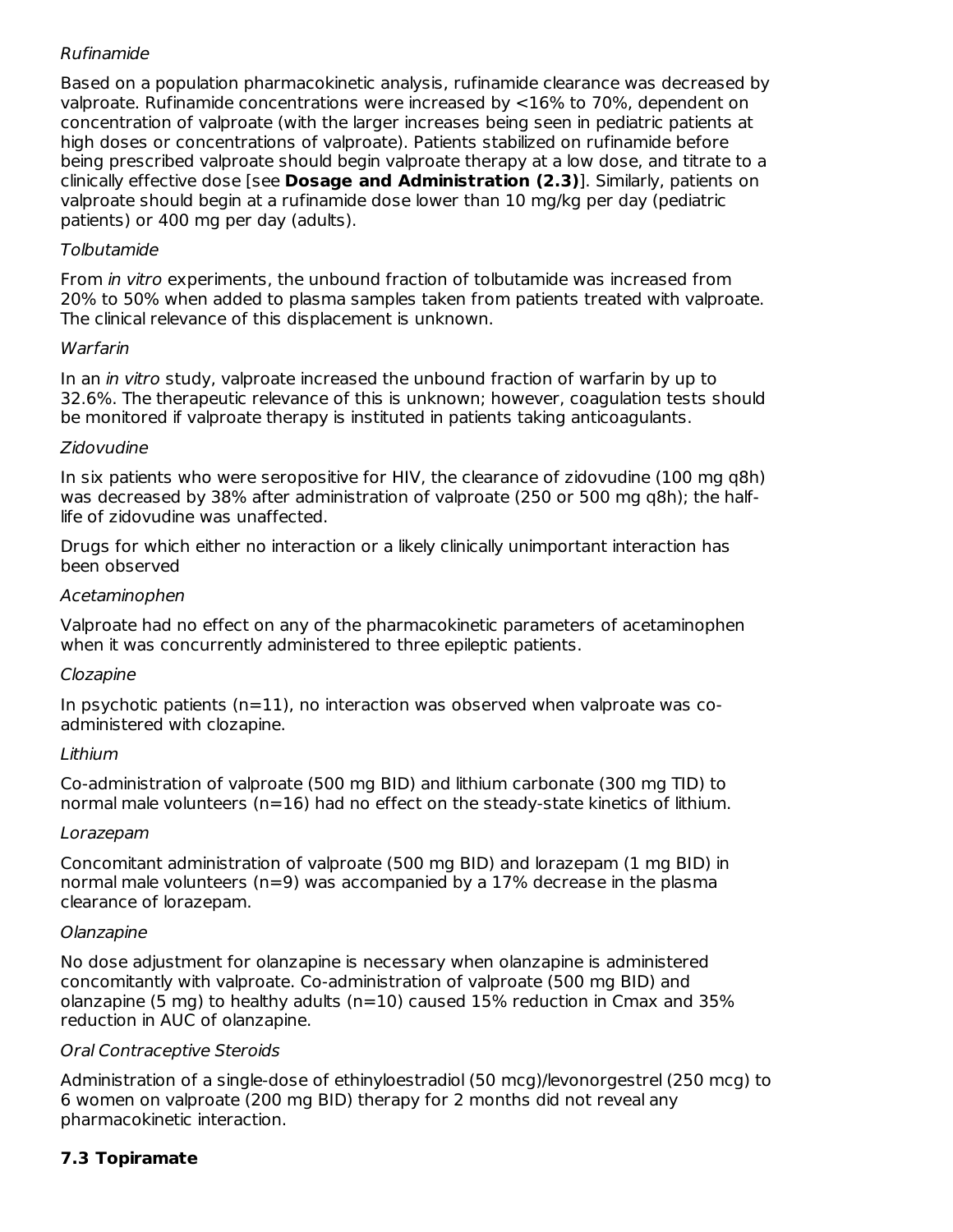*Rufinamide*

Based on a population pharmacokinetic analysis, rufinamide clearance was decreased by valproate. Rufinamide concentrations were increased by <16% to 70%, dependent on concentration of valproate (with the larger increases being seen in pediatric patients at high doses or concentrations of valproate). Patients stabilized on rufinamide before being prescribed valproate should begin valproate therapy at a low dose, and titrate to a clinically effective dose [see **Dosage and Administration (2.3)**]. Similarly, patients on valproate should begin at a rufinamide dose lower than 10 mg/kg per day (pediatric patients) or 400 mg per day (adults).

*Tolbutamide*

From *in vitro* experiments, the unbound fraction of tolbutamide was increased from 20% to 50% when added to plasma samples taken from patients treated with valproate. The clinical relevance of this displacement is unknown.

*Warfarin*

In an *in vitro* study, valproate increased the unbound fraction of warfarin by up to 32.6%. The therapeutic relevance of this is unknown; however, coagulation tests should be monitored if valproate therapy is instituted in patients taking anticoagulants.

*Zidovudine*

In six patients who were seropositive for HIV, the clearance of zidovudine (100 mg q8h) was decreased by 38% after administration of valproate (250 or 500 mg q8h); the half-life of zidovudine was unaffected.

Drugs for which either no interaction or a likely clinically unimportant interaction has been observed

*Acetaminophen*

Valproate had no effect on any of the pharmacokinetic parameters of acetaminophen when it was concurrently administered to three epileptic patients.

*Clozapine*

In psychotic patients (n=11), no interaction was observed when valproate was co-administered with clozapine.

*Lithium*

Co-administration of valproate (500 mg BID) and lithium carbonate (300 mg TID) to normal male volunteers (n=16) had no effect on the steady-state kinetics of lithium.

*Lorazepam*

Concomitant administration of valproate (500 mg BID) and lorazepam (1 mg BID) in normal male volunteers (n=9) was accompanied by a 17% decrease in the plasma clearance of lorazepam.

*Olanzapine*

No dose adjustment for olanzapine is necessary when olanzapine is administered concomitantly with valproate. Co-administration of valproate (500 mg BID) and olanzapine (5 mg) to healthy adults (n=10) caused 15% reduction in Cmax and 35% reduction in AUC of olanzapine.

*Oral Contraceptive Steroids*

Administration of a single-dose of ethinyloestradiol (50 mcg)/levonorgestrel (250 mcg) to 6 women on valproate (200 mg BID) therapy for 2 months did not reveal any pharmacokinetic interaction.

### 7.3 Topiramate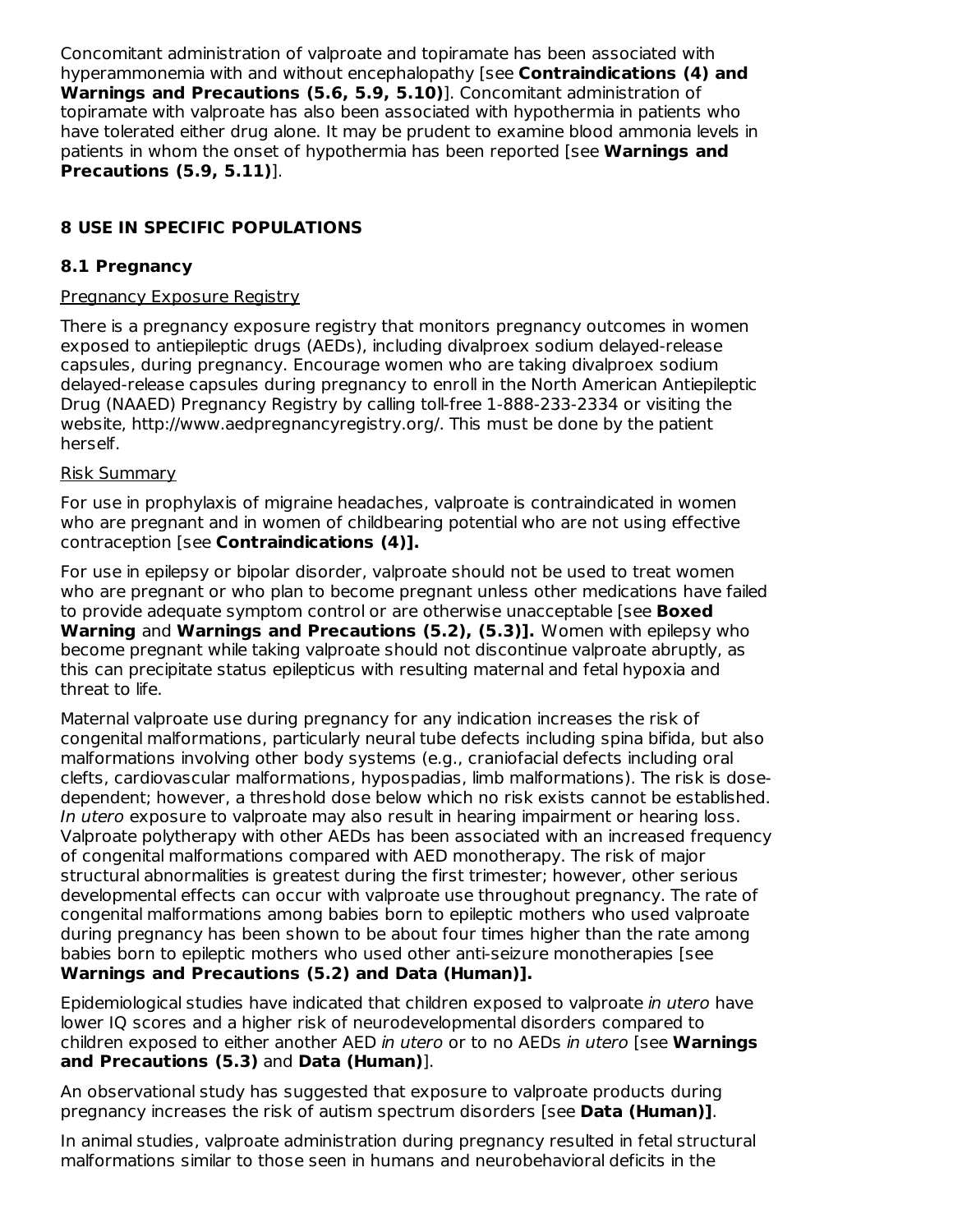Concomitant administration of valproate and topiramate has been associated with hyperammonemia with and without encephalopathy [see **Contraindications (4) and Warnings and Precautions (5.6, 5.9, 5.10)**]. Concomitant administration of topiramate with valproate has also been associated with hypothermia in patients who have tolerated either drug alone. It may be prudent to examine blood ammonia levels in patients in whom the onset of hypothermia has been reported [see **Warnings and Precautions (5.9, 5.11)**].

## 8 USE IN SPECIFIC POPULATIONS

### 8.1 Pregnancy

Pregnancy Exposure Registry

There is a pregnancy exposure registry that monitors pregnancy outcomes in women exposed to antiepileptic drugs (AEDs), including divalproex sodium delayed-release capsules, during pregnancy. Encourage women who are taking divalproex sodium delayed-release capsules during pregnancy to enroll in the North American Antiepileptic Drug (NAAED) Pregnancy Registry by calling toll-free 1-888-233-2334 or visiting the website, http://www.aedpregnancyregistry.org/. This must be done by the patient herself.

Risk Summary

For use in prophylaxis of migraine headaches, valproate is contraindicated in women who are pregnant and in women of childbearing potential who are not using effective contraception [see **Contraindications (4)].**

For use in epilepsy or bipolar disorder, valproate should not be used to treat women who are pregnant or who plan to become pregnant unless other medications have failed to provide adequate symptom control or are otherwise unacceptable [see **Boxed Warning** and **Warnings and Precautions (5.2), (5.3)].** Women with epilepsy who become pregnant while taking valproate should not discontinue valproate abruptly, as this can precipitate status epilepticus with resulting maternal and fetal hypoxia and threat to life.

Maternal valproate use during pregnancy for any indication increases the risk of congenital malformations, particularly neural tube defects including spina bifida, but also malformations involving other body systems (e.g., craniofacial defects including oral clefts, cardiovascular malformations, hypospadias, limb malformations). The risk is dose-dependent; however, a threshold dose below which no risk exists cannot be established. *In utero* exposure to valproate may also result in hearing impairment or hearing loss. Valproate polytherapy with other AEDs has been associated with an increased frequency of congenital malformations compared with AED monotherapy. The risk of major structural abnormalities is greatest during the first trimester; however, other serious developmental effects can occur with valproate use throughout pregnancy. The rate of congenital malformations among babies born to epileptic mothers who used valproate during pregnancy has been shown to be about four times higher than the rate among babies born to epileptic mothers who used other anti-seizure monotherapies [see **Warnings and Precautions (5.2) and Data (Human)].**

Epidemiological studies have indicated that children exposed to valproate *in utero* have lower IQ scores and a higher risk of neurodevelopmental disorders compared to children exposed to either another AED *in utero* or to no AEDs *in utero* [see **Warnings and Precautions (5.3)** and **Data (Human)**].

An observational study has suggested that exposure to valproate products during pregnancy increases the risk of autism spectrum disorders [see **Data (Human)]**.

In animal studies, valproate administration during pregnancy resulted in fetal structural malformations similar to those seen in humans and neurobehavioral deficits in the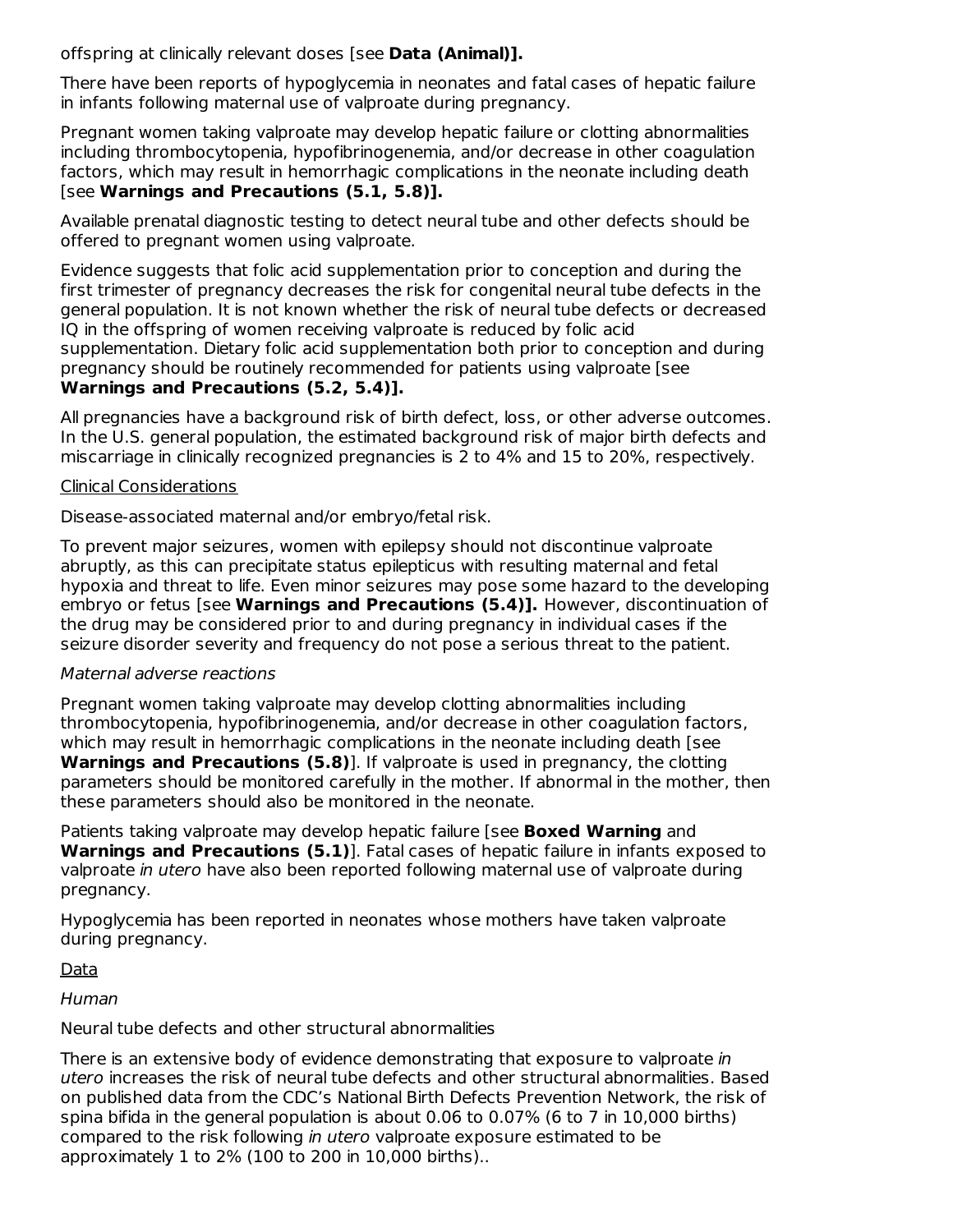offspring at clinically relevant doses [see **Data (Animal)].**

There have been reports of hypoglycemia in neonates and fatal cases of hepatic failure in infants following maternal use of valproate during pregnancy.

Pregnant women taking valproate may develop hepatic failure or clotting abnormalities including thrombocytopenia, hypofibrinogenemia, and/or decrease in other coagulation factors, which may result in hemorrhagic complications in the neonate including death [see **Warnings and Precautions (5.1, 5.8)].**

Available prenatal diagnostic testing to detect neural tube and other defects should be offered to pregnant women using valproate.

Evidence suggests that folic acid supplementation prior to conception and during the first trimester of pregnancy decreases the risk for congenital neural tube defects in the general population. It is not known whether the risk of neural tube defects or decreased IQ in the offspring of women receiving valproate is reduced by folic acid supplementation. Dietary folic acid supplementation both prior to conception and during pregnancy should be routinely recommended for patients using valproate [see **Warnings and Precautions (5.2, 5.4)].**

All pregnancies have a background risk of birth defect, loss, or other adverse outcomes. In the U.S. general population, the estimated background risk of major birth defects and miscarriage in clinically recognized pregnancies is 2 to 4% and 15 to 20%, respectively.

<u>Clinical Considerations</u>

Disease-associated maternal and/or embryo/fetal risk.

To prevent major seizures, women with epilepsy should not discontinue valproate abruptly, as this can precipitate status epilepticus with resulting maternal and fetal hypoxia and threat to life. Even minor seizures may pose some hazard to the developing embryo or fetus [see **Warnings and Precautions (5.4)].** However, discontinuation of the drug may be considered prior to and during pregnancy in individual cases if the seizure disorder severity and frequency do not pose a serious threat to the patient.

*Maternal adverse reactions*

Pregnant women taking valproate may develop clotting abnormalities including thrombocytopenia, hypofibrinogenemia, and/or decrease in other coagulation factors, which may result in hemorrhagic complications in the neonate including death [see **Warnings and Precautions (5.8)**]. If valproate is used in pregnancy, the clotting parameters should be monitored carefully in the mother. If abnormal in the mother, then these parameters should also be monitored in the neonate.

Patients taking valproate may develop hepatic failure [see **Boxed Warning** and **Warnings and Precautions (5.1)**]. Fatal cases of hepatic failure in infants exposed to valproate *in utero* have also been reported following maternal use of valproate during pregnancy.

Hypoglycemia has been reported in neonates whose mothers have taken valproate during pregnancy.

<u>Data</u>

*Human*

Neural tube defects and other structural abnormalities

There is an extensive body of evidence demonstrating that exposure to valproate *in utero* increases the risk of neural tube defects and other structural abnormalities. Based on published data from the CDC's National Birth Defects Prevention Network, the risk of spina bifida in the general population is about 0.06 to 0.07% (6 to 7 in 10,000 births) compared to the risk following *in utero* valproate exposure estimated to be approximately 1 to 2% (100 to 200 in 10,000 births)..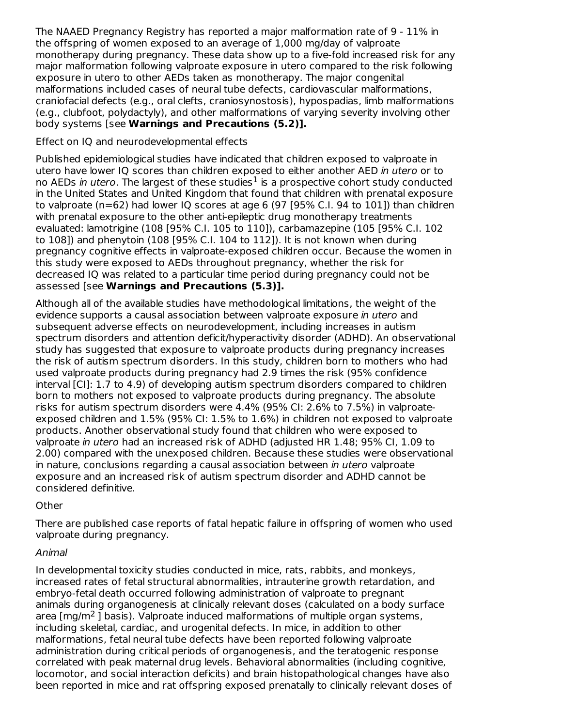The NAAED Pregnancy Registry has reported a major malformation rate of 9 - 11% in the offspring of women exposed to an average of 1,000 mg/day of valproate monotherapy during pregnancy. These data show up to a five-fold increased risk for any major malformation following valproate exposure in utero compared to the risk following exposure in utero to other AEDs taken as monotherapy. The major congenital malformations included cases of neural tube defects, cardiovascular malformations, craniofacial defects (e.g., oral clefts, craniosynostosis), hypospadias, limb malformations (e.g., clubfoot, polydactyly), and other malformations of varying severity involving other body systems [see **Warnings and Precautions (5.2)].**

Effect on IQ and neurodevelopmental effects

Published epidemiological studies have indicated that children exposed to valproate in utero have lower IQ scores than children exposed to either another AED *in utero* or to no AEDs *in utero*. The largest of these studies[1] is a prospective cohort study conducted in the United States and United Kingdom that found that children with prenatal exposure to valproate (n=62) had lower IQ scores at age 6 (97 [95% C.I. 94 to 101]) than children with prenatal exposure to the other anti-epileptic drug monotherapy treatments evaluated: lamotrigine (108 [95% C.I. 105 to 110]), carbamazepine (105 [95% C.I. 102 to 108]) and phenytoin (108 [95% C.I. 104 to 112]). It is not known when during pregnancy cognitive effects in valproate-exposed children occur. Because the women in this study were exposed to AEDs throughout pregnancy, whether the risk for decreased IQ was related to a particular time period during pregnancy could not be assessed [see **Warnings and Precautions (5.3)].**

Although all of the available studies have methodological limitations, the weight of the evidence supports a causal association between valproate exposure *in utero* and subsequent adverse effects on neurodevelopment, including increases in autism spectrum disorders and attention deficit/hyperactivity disorder (ADHD). An observational study has suggested that exposure to valproate products during pregnancy increases the risk of autism spectrum disorders. In this study, children born to mothers who had used valproate products during pregnancy had 2.9 times the risk (95% confidence interval [CI]: 1.7 to 4.9) of developing autism spectrum disorders compared to children born to mothers not exposed to valproate products during pregnancy. The absolute risks for autism spectrum disorders were 4.4% (95% CI: 2.6% to 7.5%) in valproate-exposed children and 1.5% (95% CI: 1.5% to 1.6%) in children not exposed to valproate products. Another observational study found that children who were exposed to valproate *in utero* had an increased risk of ADHD (adjusted HR 1.48; 95% CI, 1.09 to 2.00) compared with the unexposed children. Because these studies were observational in nature, conclusions regarding a causal association between *in utero* valproate exposure and an increased risk of autism spectrum disorder and ADHD cannot be considered definitive.

Other

There are published case reports of fatal hepatic failure in offspring of women who used valproate during pregnancy.

*Animal*

In developmental toxicity studies conducted in mice, rats, rabbits, and monkeys, increased rates of fetal structural abnormalities, intrauterine growth retardation, and embryo-fetal death occurred following administration of valproate to pregnant animals during organogenesis at clinically relevant doses (calculated on a body surface area [$mg/m^2$ ] basis). Valproate induced malformations of multiple organ systems, including skeletal, cardiac, and urogenital defects. In mice, in addition to other malformations, fetal neural tube defects have been reported following valproate administration during critical periods of organogenesis, and the teratogenic response correlated with peak maternal drug levels. Behavioral abnormalities (including cognitive, locomotor, and social interaction deficits) and brain histopathological changes have also been reported in mice and rat offspring exposed prenatally to clinically relevant doses of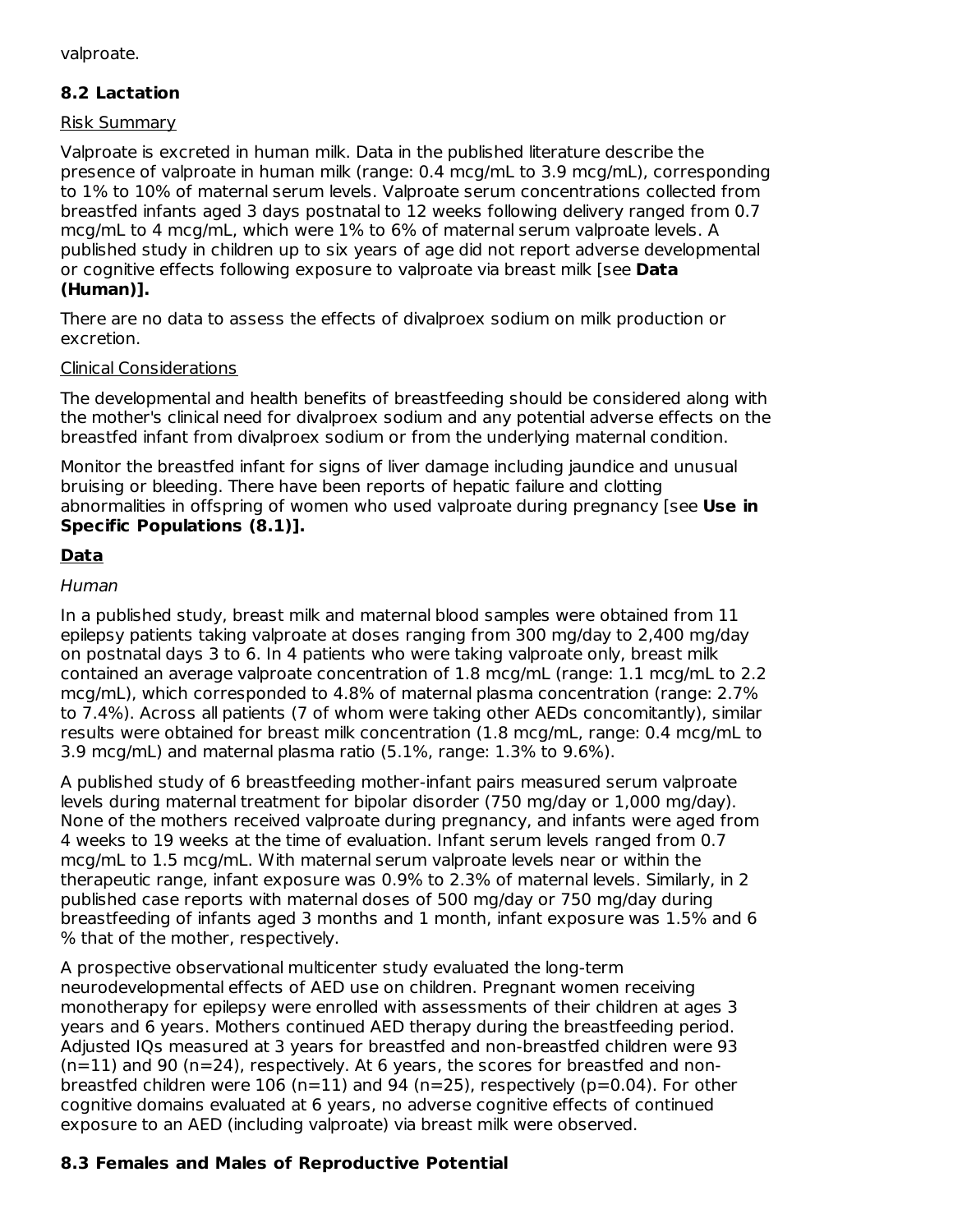valproate.

## 8.2 Lactation

Risk Summary

Valproate is excreted in human milk. Data in the published literature describe the presence of valproate in human milk (range: 0.4 mcg/mL to 3.9 mcg/mL), corresponding to 1% to 10% of maternal serum levels. Valproate serum concentrations collected from breastfed infants aged 3 days postnatal to 12 weeks following delivery ranged from 0.7 mcg/mL to 4 mcg/mL, which were 1% to 6% of maternal serum valproate levels. A published study in children up to six years of age did not report adverse developmental or cognitive effects following exposure to valproate via breast milk [see **Data (Human)].**

There are no data to assess the effects of divalproex sodium on milk production or excretion.

Clinical Considerations

The developmental and health benefits of breastfeeding should be considered along with the mother's clinical need for divalproex sodium and any potential adverse effects on the breastfed infant from divalproex sodium or from the underlying maternal condition.

Monitor the breastfed infant for signs of liver damage including jaundice and unusual bruising or bleeding. There have been reports of hepatic failure and clotting abnormalities in offspring of women who used valproate during pregnancy [see **Use in Specific Populations (8.1)].**

**Data**

*Human*

In a published study, breast milk and maternal blood samples were obtained from 11 epilepsy patients taking valproate at doses ranging from 300 mg/day to 2,400 mg/day on postnatal days 3 to 6. In 4 patients who were taking valproate only, breast milk contained an average valproate concentration of 1.8 mcg/mL (range: 1.1 mcg/mL to 2.2 mcg/mL), which corresponded to 4.8% of maternal plasma concentration (range: 2.7% to 7.4%). Across all patients (7 of whom were taking other AEDs concomitantly), similar results were obtained for breast milk concentration (1.8 mcg/mL, range: 0.4 mcg/mL to 3.9 mcg/mL) and maternal plasma ratio (5.1%, range: 1.3% to 9.6%).

A published study of 6 breastfeeding mother-infant pairs measured serum valproate levels during maternal treatment for bipolar disorder (750 mg/day or 1,000 mg/day). None of the mothers received valproate during pregnancy, and infants were aged from 4 weeks to 19 weeks at the time of evaluation. Infant serum levels ranged from 0.7 mcg/mL to 1.5 mcg/mL. With maternal serum valproate levels near or within the therapeutic range, infant exposure was 0.9% to 2.3% of maternal levels. Similarly, in 2 published case reports with maternal doses of 500 mg/day or 750 mg/day during breastfeeding of infants aged 3 months and 1 month, infant exposure was 1.5% and 6 % that of the mother, respectively.

A prospective observational multicenter study evaluated the long-term neurodevelopmental effects of AED use on children. Pregnant women receiving monotherapy for epilepsy were enrolled with assessments of their children at ages 3 years and 6 years. Mothers continued AED therapy during the breastfeeding period. Adjusted IQs measured at 3 years for breastfed and non-breastfed children were 93 (n=11) and 90 (n=24), respectively. At 6 years, the scores for breastfed and non-breastfed children were 106 (n=11) and 94 (n=25), respectively ($p=0.04$). For other cognitive domains evaluated at 6 years, no adverse cognitive effects of continued exposure to an AED (including valproate) via breast milk were observed.

## 8.3 Females and Males of Reproductive Potential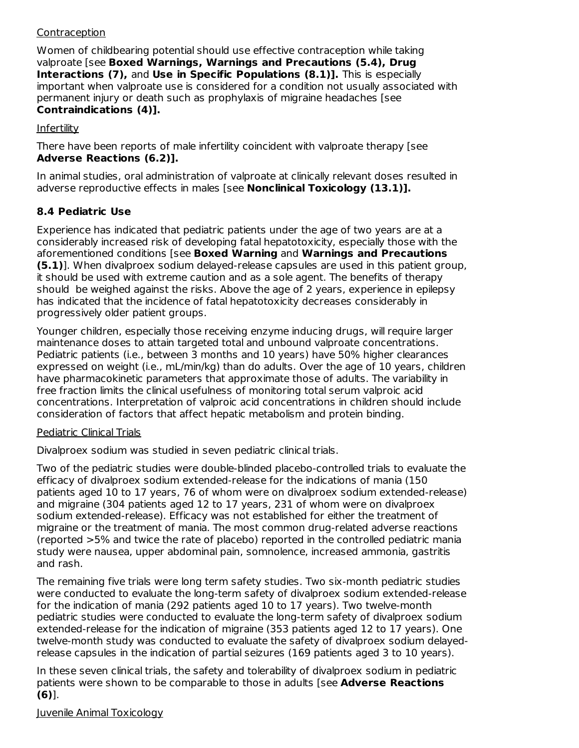Contraception

Women of childbearing potential should use effective contraception while taking valproate [see **Boxed Warnings, Warnings and Precautions (5.4), Drug Interactions (7),** and **Use in Specific Populations (8.1)].** This is especially important when valproate use is considered for a condition not usually associated with permanent injury or death such as prophylaxis of migraine headaches [see **Contraindications (4)].**

Infertility

There have been reports of male infertility coincident with valproate therapy [see **Adverse Reactions (6.2)].**

In animal studies, oral administration of valproate at clinically relevant doses resulted in adverse reproductive effects in males [see **Nonclinical Toxicology (13.1)].**

### 8.4 Pediatric Use

Experience has indicated that pediatric patients under the age of two years are at a considerably increased risk of developing fatal hepatotoxicity, especially those with the aforementioned conditions [see **Boxed Warning** and **Warnings and Precautions (5.1)**]. When divalproex sodium delayed-release capsules are used in this patient group, it should be used with extreme caution and as a sole agent. The benefits of therapy should be weighed against the risks. Above the age of 2 years, experience in epilepsy has indicated that the incidence of fatal hepatotoxicity decreases considerably in progressively older patient groups.

Younger children, especially those receiving enzyme inducing drugs, will require larger maintenance doses to attain targeted total and unbound valproate concentrations. Pediatric patients (i.e., between 3 months and 10 years) have 50% higher clearances expressed on weight (i.e., mL/min/kg) than do adults. Over the age of 10 years, children have pharmacokinetic parameters that approximate those of adults. The variability in free fraction limits the clinical usefulness of monitoring total serum valproic acid concentrations. Interpretation of valproic acid concentrations in children should include consideration of factors that affect hepatic metabolism and protein binding.

Pediatric Clinical Trials

Divalproex sodium was studied in seven pediatric clinical trials.

Two of the pediatric studies were double-blinded placebo-controlled trials to evaluate the efficacy of divalproex sodium extended-release for the indications of mania (150 patients aged 10 to 17 years, 76 of whom were on divalproex sodium extended-release) and migraine (304 patients aged 12 to 17 years, 231 of whom were on divalproex sodium extended-release). Efficacy was not established for either the treatment of migraine or the treatment of mania. The most common drug-related adverse reactions (reported >5% and twice the rate of placebo) reported in the controlled pediatric mania study were nausea, upper abdominal pain, somnolence, increased ammonia, gastritis and rash.

The remaining five trials were long term safety studies. Two six-month pediatric studies were conducted to evaluate the long-term safety of divalproex sodium extended-release for the indication of mania (292 patients aged 10 to 17 years). Two twelve-month pediatric studies were conducted to evaluate the long-term safety of divalproex sodium extended-release for the indication of migraine (353 patients aged 12 to 17 years). One twelve-month study was conducted to evaluate the safety of divalproex sodium delayed-release capsules in the indication of partial seizures (169 patients aged 3 to 10 years).

In these seven clinical trials, the safety and tolerability of divalproex sodium in pediatric patients were shown to be comparable to those in adults [see **Adverse Reactions (6)**].

Juvenile Animal Toxicology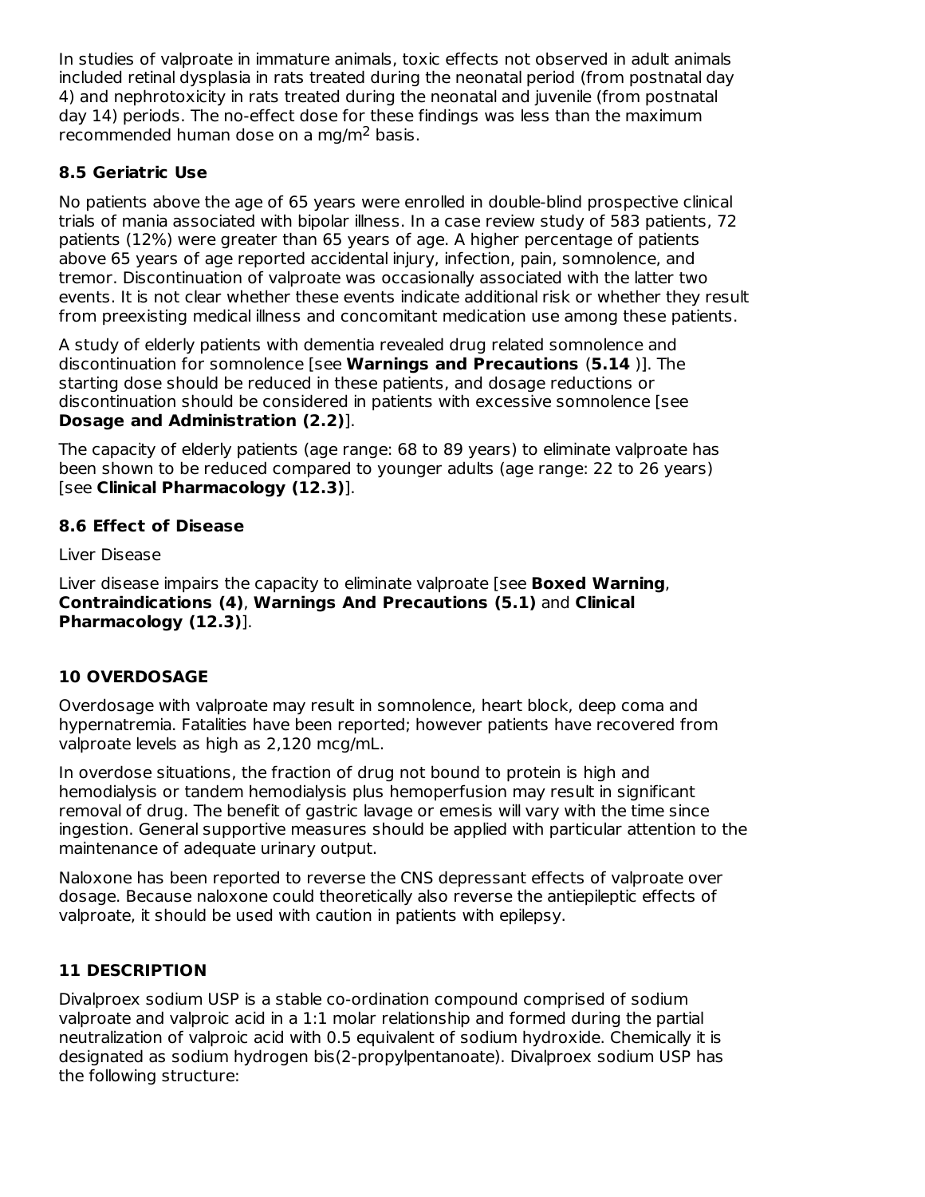In studies of valproate in immature animals, toxic effects not observed in adult animals included retinal dysplasia in rats treated during the neonatal period (from postnatal day 4) and nephrotoxicity in rats treated during the neonatal and juvenile (from postnatal day 14) periods. The no-effect dose for these findings was less than the maximum recommended human dose on a mg/m$^2$ basis.

### 8.5 Geriatric Use

No patients above the age of 65 years were enrolled in double-blind prospective clinical trials of mania associated with bipolar illness. In a case review study of 583 patients, 72 patients (12%) were greater than 65 years of age. A higher percentage of patients above 65 years of age reported accidental injury, infection, pain, somnolence, and tremor. Discontinuation of valproate was occasionally associated with the latter two events. It is not clear whether these events indicate additional risk or whether they result from preexisting medical illness and concomitant medication use among these patients.

A study of elderly patients with dementia revealed drug related somnolence and discontinuation for somnolence [see **Warnings and Precautions** (**5.14** )]. The starting dose should be reduced in these patients, and dosage reductions or discontinuation should be considered in patients with excessive somnolence [see **Dosage and Administration (2.2)**].

The capacity of elderly patients (age range: 68 to 89 years) to eliminate valproate has been shown to be reduced compared to younger adults (age range: 22 to 26 years) [see **Clinical Pharmacology (12.3)**].

### 8.6 Effect of Disease

Liver Disease

Liver disease impairs the capacity to eliminate valproate [see **Boxed Warning**, **Contraindications (4)**, **Warnings And Precautions (5.1)** and **Clinical Pharmacology (12.3)**].

## 10 OVERDOSAGE

Overdosage with valproate may result in somnolence, heart block, deep coma and hypernatremia. Fatalities have been reported; however patients have recovered from valproate levels as high as 2,120 mcg/mL.

In overdose situations, the fraction of drug not bound to protein is high and hemodialysis or tandem hemodialysis plus hemoperfusion may result in significant removal of drug. The benefit of gastric lavage or emesis will vary with the time since ingestion. General supportive measures should be applied with particular attention to the maintenance of adequate urinary output.

Naloxone has been reported to reverse the CNS depressant effects of valproate over dosage. Because naloxone could theoretically also reverse the antiepileptic effects of valproate, it should be used with caution in patients with epilepsy.

## 11 DESCRIPTION

Divalproex sodium USP is a stable co-ordination compound comprised of sodium valproate and valproic acid in a 1:1 molar relationship and formed during the partial neutralization of valproic acid with 0.5 equivalent of sodium hydroxide. Chemically it is designated as sodium hydrogen bis(2-propylpentanoate). Divalproex sodium USP has the following structure: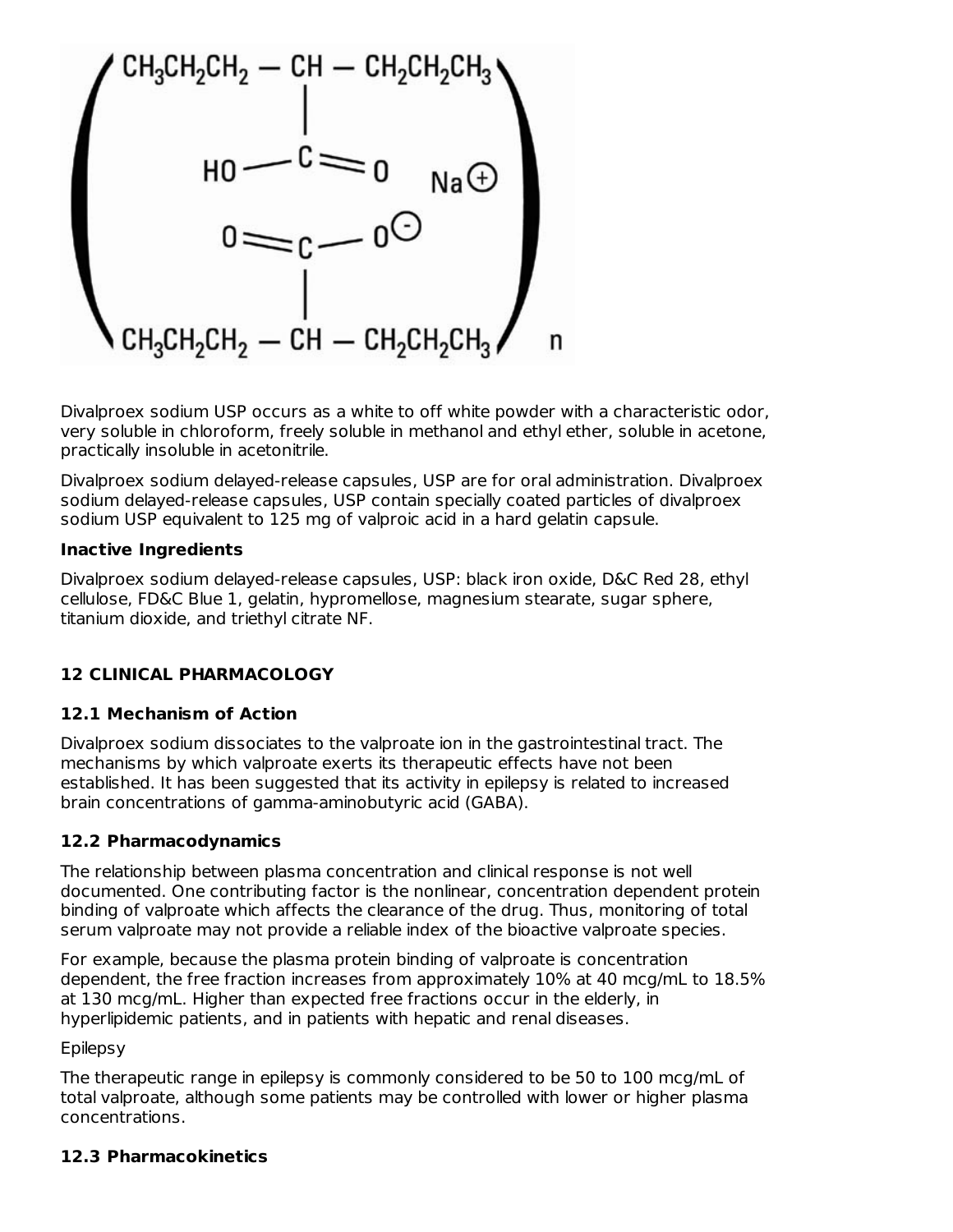Divalproex sodium USP occurs as a white to off white powder with a characteristic odor, very soluble in chloroform, freely soluble in methanol and ethyl ether, soluble in acetone, practically insoluble in acetonitrile.

Divalproex sodium delayed-release capsules, USP are for oral administration. Divalproex sodium delayed-release capsules, USP contain specially coated particles of divalproex sodium USP equivalent to 125 mg of valproic acid in a hard gelatin capsule.

**Inactive Ingredients**

Divalproex sodium delayed-release capsules, USP: black iron oxide, D&C Red 28, ethyl cellulose, FD&C Blue 1, gelatin, hypromellose, magnesium stearate, sugar sphere, titanium dioxide, and triethyl citrate NF.

## 12 CLINICAL PHARMACOLOGY

### 12.1 Mechanism of Action

Divalproex sodium dissociates to the valproate ion in the gastrointestinal tract. The mechanisms by which valproate exerts its therapeutic effects have not been established. It has been suggested that its activity in epilepsy is related to increased brain concentrations of gamma-aminobutyric acid (GABA).

### 12.2 Pharmacodynamics

The relationship between plasma concentration and clinical response is not well documented. One contributing factor is the nonlinear, concentration dependent protein binding of valproate which affects the clearance of the drug. Thus, monitoring of total serum valproate may not provide a reliable index of the bioactive valproate species.

For example, because the plasma protein binding of valproate is concentration dependent, the free fraction increases from approximately 10% at 40 mcg/mL to 18.5% at 130 mcg/mL. Higher than expected free fractions occur in the elderly, in hyperlipidemic patients, and in patients with hepatic and renal diseases.

Epilepsy

The therapeutic range in epilepsy is commonly considered to be 50 to 100 mcg/mL of total valproate, although some patients may be controlled with lower or higher plasma concentrations.

### 12.3 Pharmacokinetics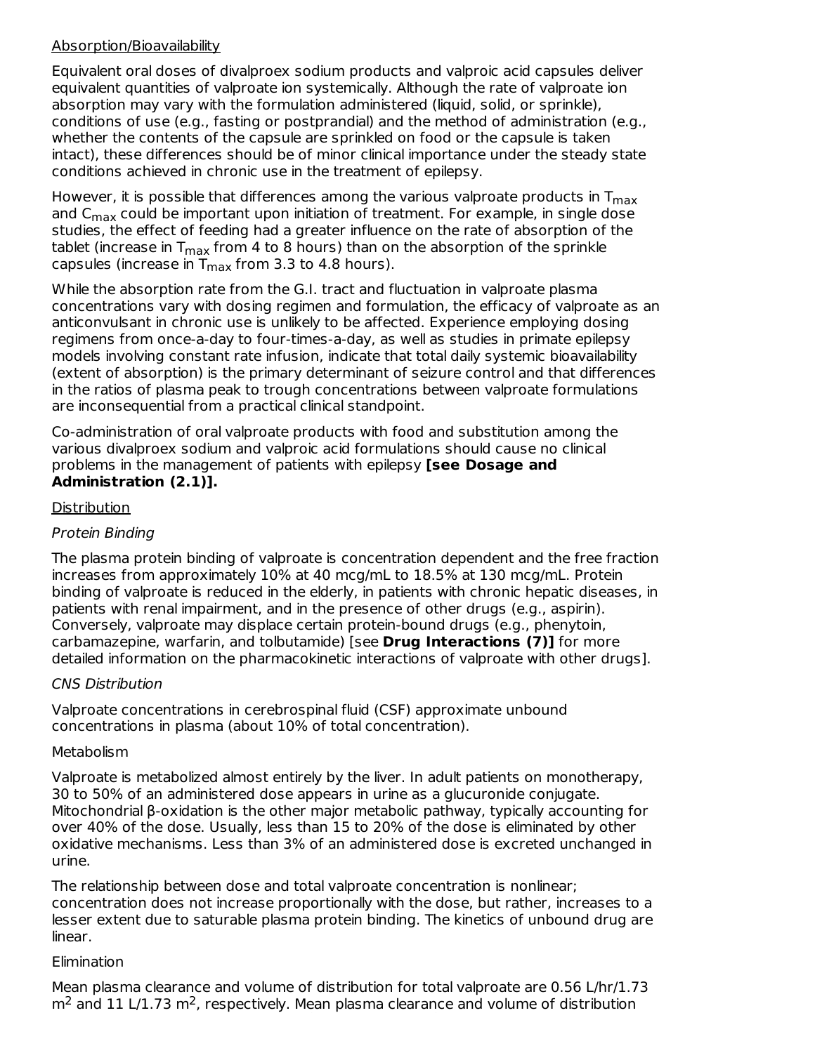Absorption/Bioavailability

Equivalent oral doses of divalproex sodium products and valproic acid capsules deliver equivalent quantities of valproate ion systemically. Although the rate of valproate ion absorption may vary with the formulation administered (liquid, solid, or sprinkle), conditions of use (e.g., fasting or postprandial) and the method of administration (e.g., whether the contents of the capsule are sprinkled on food or the capsule is taken intact), these differences should be of minor clinical importance under the steady state conditions achieved in chronic use in the treatment of epilepsy.

However, it is possible that differences among the various valproate products in $T_{max}$ and $C_{max}$ could be important upon initiation of treatment. For example, in single dose studies, the effect of feeding had a greater influence on the rate of absorption of the tablet (increase in $T_{max}$ from 4 to 8 hours) than on the absorption of the sprinkle capsules (increase in $T_{max}$ from 3.3 to 4.8 hours).

While the absorption rate from the G.I. tract and fluctuation in valproate plasma concentrations vary with dosing regimen and formulation, the efficacy of valproate as an anticonvulsant in chronic use is unlikely to be affected. Experience employing dosing regimens from once-a-day to four-times-a-day, as well as studies in primate epilepsy models involving constant rate infusion, indicate that total daily systemic bioavailability (extent of absorption) is the primary determinant of seizure control and that differences in the ratios of plasma peak to trough concentrations between valproate formulations are inconsequential from a practical clinical standpoint.

Co-administration of oral valproate products with food and substitution among the various divalproex sodium and valproic acid formulations should cause no clinical problems in the management of patients with epilepsy **[see Dosage and Administration (2.1)].**

Distribution

*Protein Binding*

The plasma protein binding of valproate is concentration dependent and the free fraction increases from approximately 10% at 40 mcg/mL to 18.5% at 130 mcg/mL. Protein binding of valproate is reduced in the elderly, in patients with chronic hepatic diseases, in patients with renal impairment, and in the presence of other drugs (e.g., aspirin). Conversely, valproate may displace certain protein-bound drugs (e.g., phenytoin, carbamazepine, warfarin, and tolbutamide) [see **Drug Interactions (7)]** for more detailed information on the pharmacokinetic interactions of valproate with other drugs].

*CNS Distribution*

Valproate concentrations in cerebrospinal fluid (CSF) approximate unbound concentrations in plasma (about 10% of total concentration).

Metabolism

Valproate is metabolized almost entirely by the liver. In adult patients on monotherapy, 30 to 50% of an administered dose appears in urine as a glucuronide conjugate. Mitochondrial β-oxidation is the other major metabolic pathway, typically accounting for over 40% of the dose. Usually, less than 15 to 20% of the dose is eliminated by other oxidative mechanisms. Less than 3% of an administered dose is excreted unchanged in urine.

The relationship between dose and total valproate concentration is nonlinear; concentration does not increase proportionally with the dose, but rather, increases to a lesser extent due to saturable plasma protein binding. The kinetics of unbound drug are linear.

Elimination

Mean plasma clearance and volume of distribution for total valproate are 0.56 L/hr/1.73 $m^2$ and 11 L/1.73 $m^2$, respectively. Mean plasma clearance and volume of distribution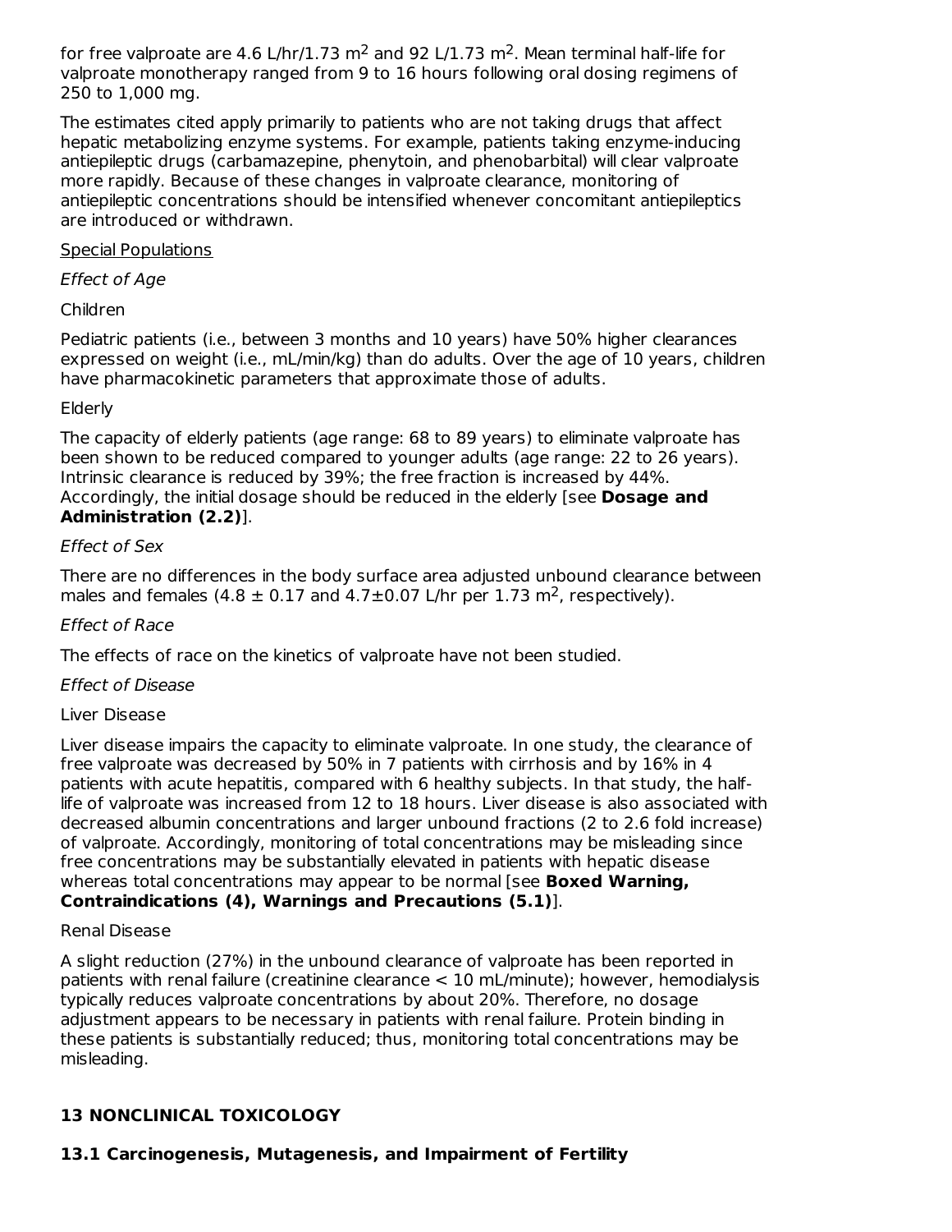for free valproate are 4.6 L/hr/1.73 $m^2$ and 92 L/1.73 $m^2$. Mean terminal half-life for valproate monotherapy ranged from 9 to 16 hours following oral dosing regimens of 250 to 1,000 mg.

The estimates cited apply primarily to patients who are not taking drugs that affect hepatic metabolizing enzyme systems. For example, patients taking enzyme-inducing antiepileptic drugs (carbamazepine, phenytoin, and phenobarbital) will clear valproate more rapidly. Because of these changes in valproate clearance, monitoring of antiepileptic concentrations should be intensified whenever concomitant antiepileptics are introduced or withdrawn.

Special Populations

*Effect of Age*

Children

Pediatric patients (i.e., between 3 months and 10 years) have 50% higher clearances expressed on weight (i.e., mL/min/kg) than do adults. Over the age of 10 years, children have pharmacokinetic parameters that approximate those of adults.

Elderly

The capacity of elderly patients (age range: 68 to 89 years) to eliminate valproate has been shown to be reduced compared to younger adults (age range: 22 to 26 years). Intrinsic clearance is reduced by 39%; the free fraction is increased by 44%. Accordingly, the initial dosage should be reduced in the elderly [see **Dosage and Administration (2.2)**].

*Effect of Sex*

There are no differences in the body surface area adjusted unbound clearance between males and females ($4.8 \pm 0.17$ and $4.7 \pm 0.07$ L/hr per 1.73 $m^2$, respectively).

*Effect of Race*

The effects of race on the kinetics of valproate have not been studied.

*Effect of Disease*

Liver Disease

Liver disease impairs the capacity to eliminate valproate. In one study, the clearance of free valproate was decreased by 50% in 7 patients with cirrhosis and by 16% in 4 patients with acute hepatitis, compared with 6 healthy subjects. In that study, the half-life of valproate was increased from 12 to 18 hours. Liver disease is also associated with decreased albumin concentrations and larger unbound fractions (2 to 2.6 fold increase) of valproate. Accordingly, monitoring of total concentrations may be misleading since free concentrations may be substantially elevated in patients with hepatic disease whereas total concentrations may appear to be normal [see **Boxed Warning, Contraindications (4), Warnings and Precautions (5.1)**].

Renal Disease

A slight reduction (27%) in the unbound clearance of valproate has been reported in patients with renal failure (creatinine clearance < 10 mL/minute); however, hemodialysis typically reduces valproate concentrations by about 20%. Therefore, no dosage adjustment appears to be necessary in patients with renal failure. Protein binding in these patients is substantially reduced; thus, monitoring total concentrations may be misleading.

## 13 NONCLINICAL TOXICOLOGY

### 13.1 Carcinogenesis, Mutagenesis, and Impairment of Fertility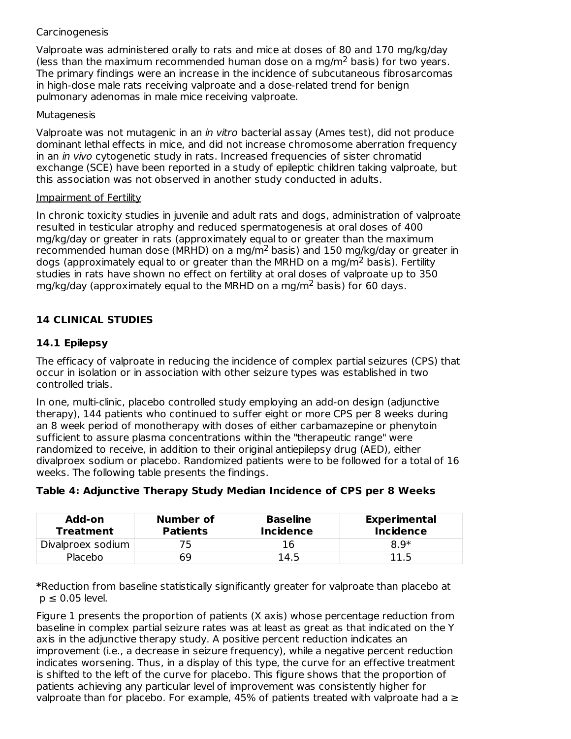Carcinogenesis

Valproate was administered orally to rats and mice at doses of 80 and 170 mg/kg/day (less than the maximum recommended human dose on a mg/m$^2$ basis) for two years. The primary findings were an increase in the incidence of subcutaneous fibrosarcomas in high-dose male rats receiving valproate and a dose-related trend for benign pulmonary adenomas in male mice receiving valproate.

Mutagenesis

Valproate was not mutagenic in an *in vitro* bacterial assay (Ames test), did not produce dominant lethal effects in mice, and did not increase chromosome aberration frequency in an *in vivo* cytogenetic study in rats. Increased frequencies of sister chromatid exchange (SCE) have been reported in a study of epileptic children taking valproate, but this association was not observed in another study conducted in adults.

Impairment of Fertility

In chronic toxicity studies in juvenile and adult rats and dogs, administration of valproate resulted in testicular atrophy and reduced spermatogenesis at oral doses of 400 mg/kg/day or greater in rats (approximately equal to or greater than the maximum recommended human dose (MRHD) on a mg/m$^2$ basis) and 150 mg/kg/day or greater in dogs (approximately equal to or greater than the MRHD on a mg/m$^2$ basis). Fertility studies in rats have shown no effect on fertility at oral doses of valproate up to 350 mg/kg/day (approximately equal to the MRHD on a mg/m$^2$ basis) for 60 days.

## 14 CLINICAL STUDIES

### 14.1 Epilepsy

The efficacy of valproate in reducing the incidence of complex partial seizures (CPS) that occur in isolation or in association with other seizure types was established in two controlled trials.

In one, multi-clinic, placebo controlled study employing an add-on design (adjunctive therapy), 144 patients who continued to suffer eight or more CPS per 8 weeks during an 8 week period of monotherapy with doses of either carbamazepine or phenytoin sufficient to assure plasma concentrations within the "therapeutic range" were randomized to receive, in addition to their original antiepilepsy drug (AED), either divalproex sodium or placebo. Randomized patients were to be followed for a total of 16 weeks. The following table presents the findings.

**Table 4: Adjunctive Therapy Study Median Incidence of CPS per 8 Weeks**

| Add-on Treatment | Number of Patients | Baseline Incidence | Experimental Incidence |
|---|---|---|---|
| Divalproex sodium | 75 | 16 | 8.9* |
| Placebo | 69 | 14.5 | 11.5 |

***Reduction from baseline statistically significantly greater for valproate than placebo at $p \leq 0.05$ level.

Figure 1 presents the proportion of patients (X axis) whose percentage reduction from baseline in complex partial seizure rates was at least as great as that indicated on the Y axis in the adjunctive therapy study. A positive percent reduction indicates an improvement (i.e., a decrease in seizure frequency), while a negative percent reduction indicates worsening. Thus, in a display of this type, the curve for an effective treatment is shifted to the left of the curve for placebo. This figure shows that the proportion of patients achieving any particular level of improvement was consistently higher for valproate than for placebo. For example, 45% of patients treated with valproate had a ≥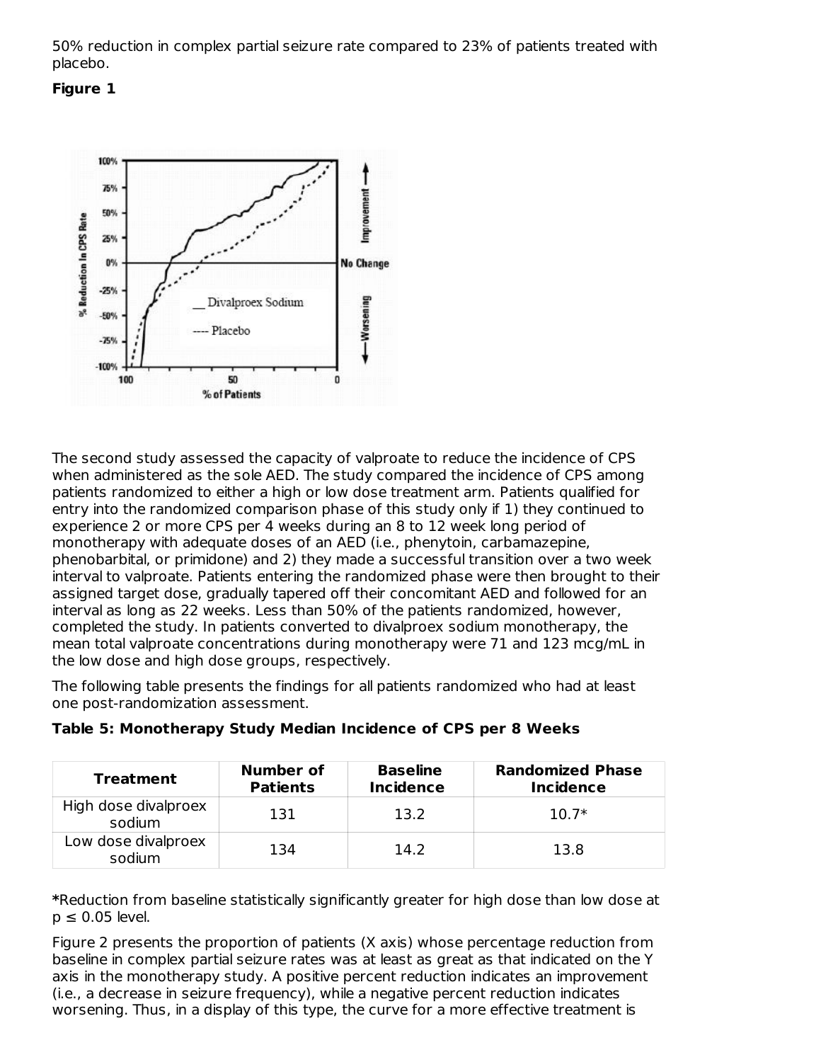50% reduction in complex partial seizure rate compared to 23% of patients treated with placebo.

**Figure 1**

The second study assessed the capacity of valproate to reduce the incidence of CPS when administered as the sole AED. The study compared the incidence of CPS among patients randomized to either a high or low dose treatment arm. Patients qualified for entry into the randomized comparison phase of this study only if 1) they continued to experience 2 or more CPS per 4 weeks during an 8 to 12 week long period of monotherapy with adequate doses of an AED (i.e., phenytoin, carbamazepine, phenobarbital, or primidone) and 2) they made a successful transition over a two week interval to valproate. Patients entering the randomized phase were then brought to their assigned target dose, gradually tapered off their concomitant AED and followed for an interval as long as 22 weeks. Less than 50% of the patients randomized, however, completed the study. In patients converted to divalproex sodium monotherapy, the mean total valproate concentrations during monotherapy were 71 and 123 mcg/mL in the low dose and high dose groups, respectively.

The following table presents the findings for all patients randomized who had at least one post-randomization assessment.

**Table 5: Monotherapy Study Median Incidence of CPS per 8 Weeks**

| Treatment | Number of Patients | Baseline Incidence | Randomized Phase Incidence |
|---|---|---|---|
| High dose divalproex sodium | 131 | 13.2 | 10.7* |
| Low dose divalproex sodium | 134 | 14.2 | 13.8 |

***Reduction from baseline statistically significantly greater for high dose than low dose at $p \leq 0.05$ level.

Figure 2 presents the proportion of patients (X axis) whose percentage reduction from baseline in complex partial seizure rates was at least as great as that indicated on the Y axis in the monotherapy study. A positive percent reduction indicates an improvement (i.e., a decrease in seizure frequency), while a negative percent reduction indicates worsening. Thus, in a display of this type, the curve for a more effective treatment is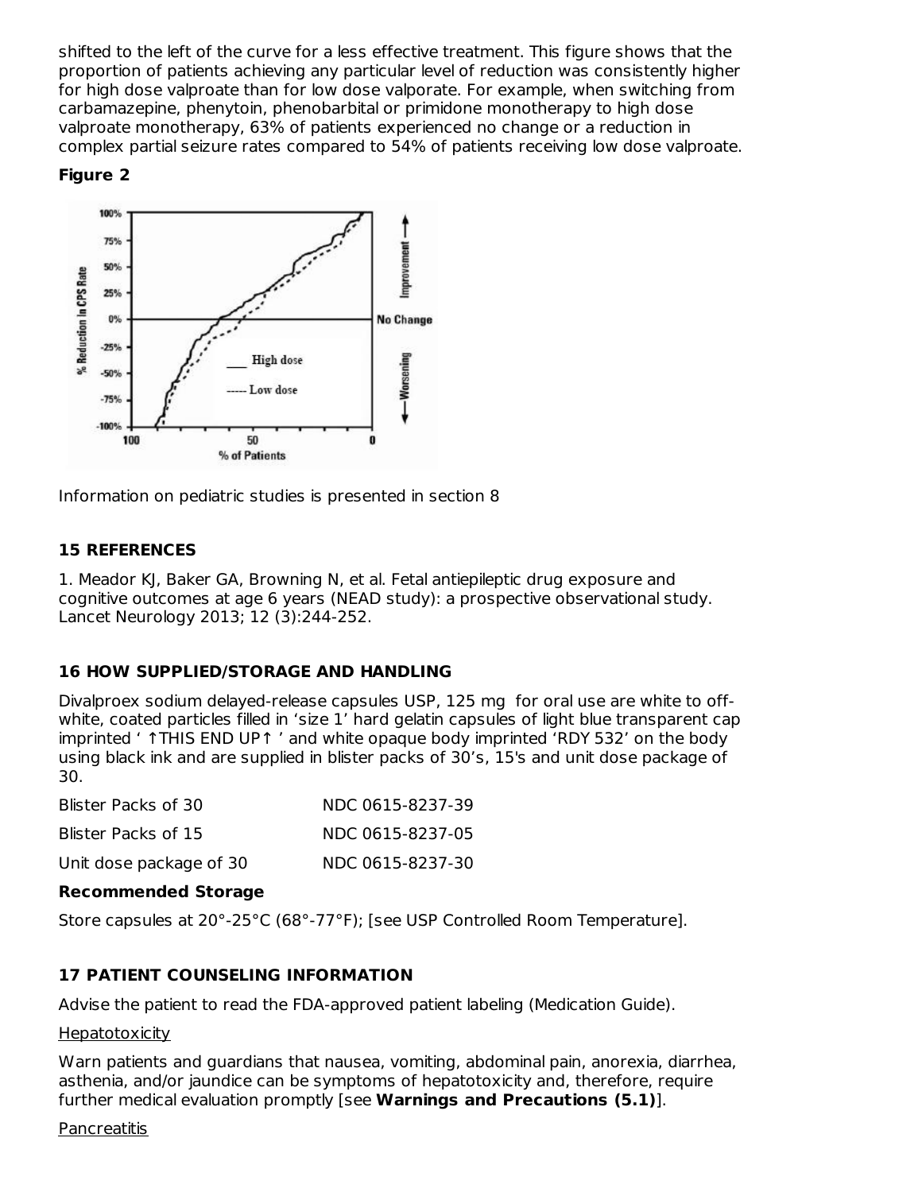shifted to the left of the curve for a less effective treatment. This figure shows that the proportion of patients achieving any particular level of reduction was consistently higher for high dose valproate than for low dose valporate. For example, when switching from carbamazepine, phenytoin, phenobarbital or primidone monotherapy to high dose valproate monotherapy, 63% of patients experienced no change or a reduction in complex partial seizure rates compared to 54% of patients receiving low dose valproate.

**Figure 2**

Information on pediatric studies is presented in section 8

## 15 REFERENCES

1. Meador KJ, Baker GA, Browning N, et al. Fetal antiepileptic drug exposure and cognitive outcomes at age 6 years (NEAD study): a prospective observational study. Lancet Neurology 2013; 12 (3):244-252.

## 16 HOW SUPPLIED/STORAGE AND HANDLING

Divalproex sodium delayed-release capsules USP, 125 mg for oral use are white to off-white, coated particles filled in 'size 1' hard gelatin capsules of light blue transparent cap imprinted ' ↑THIS END UP↑ ' and white opaque body imprinted 'RDY 532' on the body using black ink and are supplied in blister packs of 30's, 15's and unit dose package of 30.

| | |
|---|---|
| Blister Packs of 30 | NDC 0615-8237-39 |
| Blister Packs of 15 | NDC 0615-8237-05 |
| Unit dose package of 30 | NDC 0615-8237-30 |

**Recommended Storage**

Store capsules at 20°-25°C (68°-77°F); [see USP Controlled Room Temperature].

## 17 PATIENT COUNSELING INFORMATION

Advise the patient to read the FDA-approved patient labeling (Medication Guide).

Hepatotoxicity

Warn patients and guardians that nausea, vomiting, abdominal pain, anorexia, diarrhea, asthenia, and/or jaundice can be symptoms of hepatotoxicity and, therefore, require further medical evaluation promptly [see **Warnings and Precautions (5.1)**].

Pancreatitis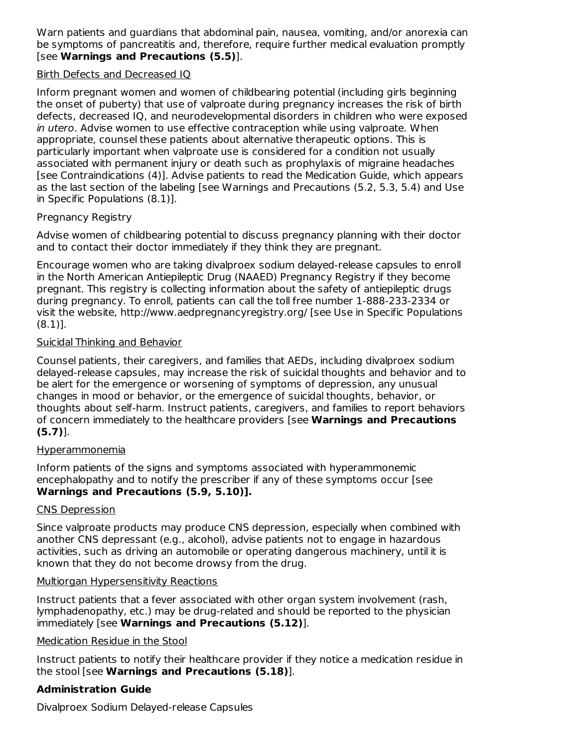Warn patients and guardians that abdominal pain, nausea, vomiting, and/or anorexia can be symptoms of pancreatitis and, therefore, require further medical evaluation promptly [see **Warnings and Precautions (5.5)**].

Birth Defects and Decreased IQ

Inform pregnant women and women of childbearing potential (including girls beginning the onset of puberty) that use of valproate during pregnancy increases the risk of birth defects, decreased IQ, and neurodevelopmental disorders in children who were exposed *in utero*. Advise women to use effective contraception while using valproate. When appropriate, counsel these patients about alternative therapeutic options. This is particularly important when valproate use is considered for a condition not usually associated with permanent injury or death such as prophylaxis of migraine headaches [see Contraindications (4)]. Advise patients to read the Medication Guide, which appears as the last section of the labeling [see Warnings and Precautions (5.2, 5.3, 5.4) and Use in Specific Populations (8.1)].

Pregnancy Registry

Advise women of childbearing potential to discuss pregnancy planning with their doctor and to contact their doctor immediately if they think they are pregnant.

Encourage women who are taking divalproex sodium delayed-release capsules to enroll in the North American Antiepileptic Drug (NAAED) Pregnancy Registry if they become pregnant. This registry is collecting information about the safety of antiepileptic drugs during pregnancy. To enroll, patients can call the toll free number 1-888-233-2334 or visit the website, http://www.aedpregnancyregistry.org/ [see Use in Specific Populations (8.1)].

Suicidal Thinking and Behavior

Counsel patients, their caregivers, and families that AEDs, including divalproex sodium delayed-release capsules, may increase the risk of suicidal thoughts and behavior and to be alert for the emergence or worsening of symptoms of depression, any unusual changes in mood or behavior, or the emergence of suicidal thoughts, behavior, or thoughts about self-harm. Instruct patients, caregivers, and families to report behaviors of concern immediately to the healthcare providers [see **Warnings and Precautions (5.7)**].

Hyperammonemia

Inform patients of the signs and symptoms associated with hyperammonemic encephalopathy and to notify the prescriber if any of these symptoms occur [see **Warnings and Precautions (5.9, 5.10)].**

CNS Depression

Since valproate products may produce CNS depression, especially when combined with another CNS depressant (e.g., alcohol), advise patients not to engage in hazardous activities, such as driving an automobile or operating dangerous machinery, until it is known that they do not become drowsy from the drug.

Multiorgan Hypersensitivity Reactions

Instruct patients that a fever associated with other organ system involvement (rash, lymphadenopathy, etc.) may be drug-related and should be reported to the physician immediately [see **Warnings and Precautions (5.12)**].

Medication Residue in the Stool

Instruct patients to notify their healthcare provider if they notice a medication residue in the stool [see **Warnings and Precautions (5.18)**].

**Administration Guide**

Divalproex Sodium Delayed-release Capsules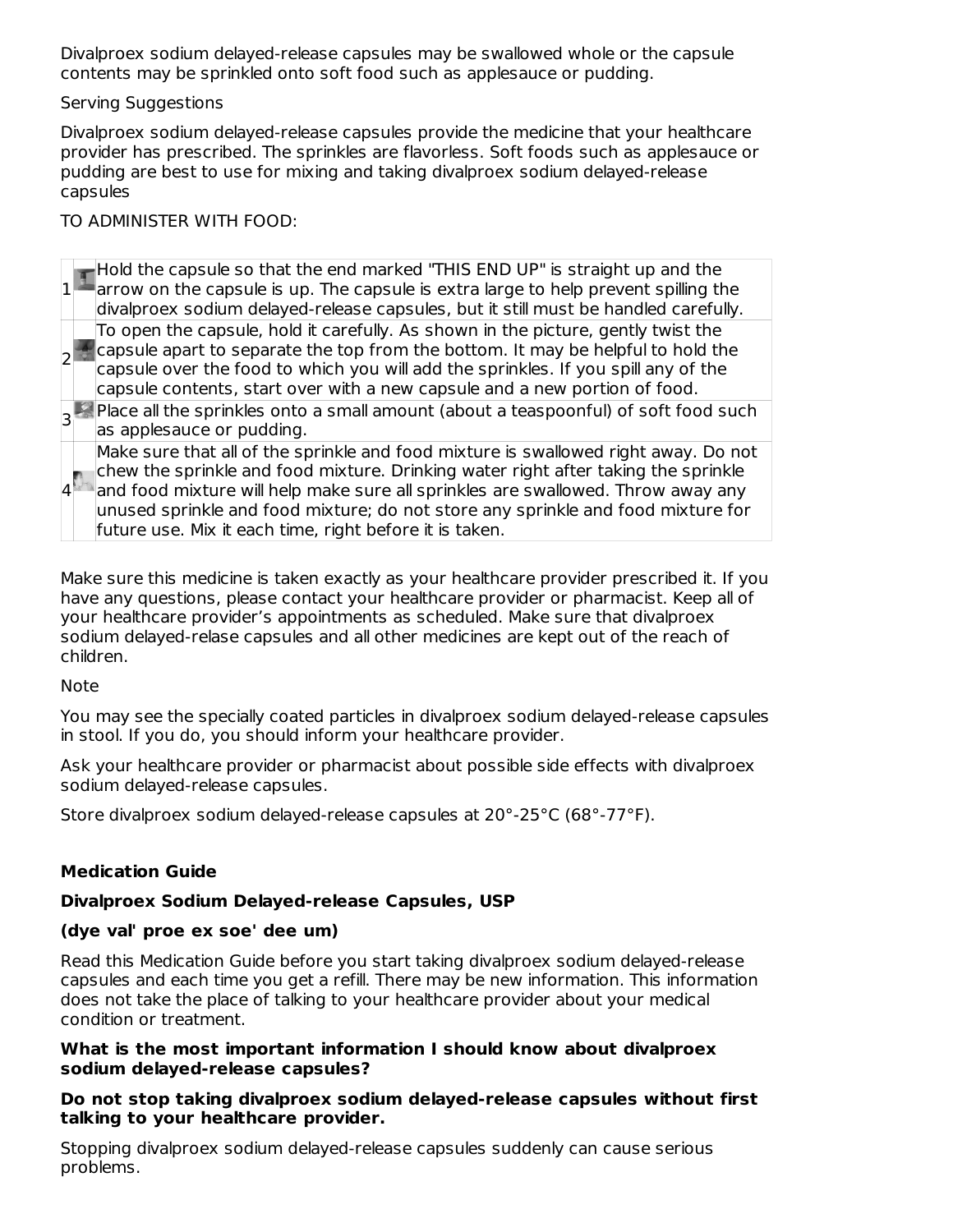Divalproex sodium delayed-release capsules may be swallowed whole or the capsule contents may be sprinkled onto soft food such as applesauce or pudding.

Serving Suggestions

Divalproex sodium delayed-release capsules provide the medicine that your healthcare provider has prescribed. The sprinkles are flavorless. Soft foods such as applesauce or pudding are best to use for mixing and taking divalproex sodium delayed-release capsules

TO ADMINISTER WITH FOOD:

| | | |
|---|---|---|
| 1 | | Hold the capsule so that the end marked "THIS END UP" is straight up and the arrow on the capsule is up. The capsule is extra large to help prevent spilling the divalproex sodium delayed-release capsules, but it still must be handled carefully. |
| 2 | | To open the capsule, hold it carefully. As shown in the picture, gently twist the capsule apart to separate the top from the bottom. It may be helpful to hold the capsule over the food to which you will add the sprinkles. If you spill any of the capsule contents, start over with a new capsule and a new portion of food. |
| 3 | | Place all the sprinkles onto a small amount (about a teaspoonful) of soft food such as applesauce or pudding. |
| 4 | | Make sure that all of the sprinkle and food mixture is swallowed right away. Do not chew the sprinkle and food mixture. Drinking water right after taking the sprinkle and food mixture will help make sure all sprinkles are swallowed. Throw away any unused sprinkle and food mixture; do not store any sprinkle and food mixture for future use. Mix it each time, right before it is taken. |

Make sure this medicine is taken exactly as your healthcare provider prescribed it. If you have any questions, please contact your healthcare provider or pharmacist. Keep all of your healthcare provider's appointments as scheduled. Make sure that divalproex sodium delayed-relase capsules and all other medicines are kept out of the reach of children.

Note

You may see the specially coated particles in divalproex sodium delayed-release capsules in stool. If you do, you should inform your healthcare provider.

Ask your healthcare provider or pharmacist about possible side effects with divalproex sodium delayed-release capsules.

Store divalproex sodium delayed-release capsules at 20°-25°C (68°-77°F).

**Medication Guide**

**Divalproex Sodium Delayed-release Capsules, USP**

**(dye val' proe ex soe' dee um)**

Read this Medication Guide before you start taking divalproex sodium delayed-release capsules and each time you get a refill. There may be new information. This information does not take the place of talking to your healthcare provider about your medical condition or treatment.

**What is the most important information I should know about divalproex sodium delayed-release capsules?**

**Do not stop taking divalproex sodium delayed-release capsules without first talking to your healthcare provider.**

Stopping divalproex sodium delayed-release capsules suddenly can cause serious problems.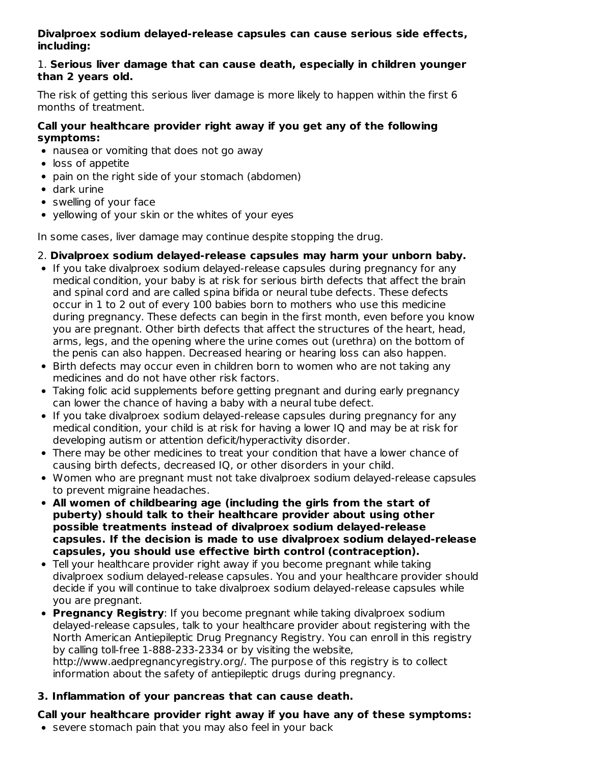**Divalproex sodium delayed-release capsules can cause serious side effects, including:**

1. **Serious liver damage that can cause death, especially in children younger than 2 years old.**

The risk of getting this serious liver damage is more likely to happen within the first 6 months of treatment.

**Call your healthcare provider right away if you get any of the following symptoms:**

- nausea or vomiting that does not go away
- loss of appetite
- pain on the right side of your stomach (abdomen)
- dark urine
- swelling of your face
- yellowing of your skin or the whites of your eyes

In some cases, liver damage may continue despite stopping the drug.

2. **Divalproex sodium delayed-release capsules may harm your unborn baby.**

- If you take divalproex sodium delayed-release capsules during pregnancy for any medical condition, your baby is at risk for serious birth defects that affect the brain and spinal cord and are called spina bifida or neural tube defects. These defects occur in 1 to 2 out of every 100 babies born to mothers who use this medicine during pregnancy. These defects can begin in the first month, even before you know you are pregnant. Other birth defects that affect the structures of the heart, head, arms, legs, and the opening where the urine comes out (urethra) on the bottom of the penis can also happen. Decreased hearing or hearing loss can also happen.
- Birth defects may occur even in children born to women who are not taking any medicines and do not have other risk factors.
- Taking folic acid supplements before getting pregnant and during early pregnancy can lower the chance of having a baby with a neural tube defect.
- If you take divalproex sodium delayed-release capsules during pregnancy for any medical condition, your child is at risk for having a lower IQ and may be at risk for developing autism or attention deficit/hyperactivity disorder.
- There may be other medicines to treat your condition that have a lower chance of causing birth defects, decreased IQ, or other disorders in your child.
- Women who are pregnant must not take divalproex sodium delayed-release capsules to prevent migraine headaches.
- **All women of childbearing age (including the girls from the start of puberty) should talk to their healthcare provider about using other possible treatments instead of divalproex sodium delayed-release capsules. If the decision is made to use divalproex sodium delayed-release capsules, you should use effective birth control (contraception).**
- Tell your healthcare provider right away if you become pregnant while taking divalproex sodium delayed-release capsules. You and your healthcare provider should decide if you will continue to take divalproex sodium delayed-release capsules while you are pregnant.
- **Pregnancy Registry**: If you become pregnant while taking divalproex sodium delayed-release capsules, talk to your healthcare provider about registering with the North American Antiepileptic Drug Pregnancy Registry. You can enroll in this registry by calling toll-free 1-888-233-2334 or by visiting the website, http://www.aedpregnancyregistry.org/. The purpose of this registry is to collect information about the safety of antiepileptic drugs during pregnancy.

**3. Inflammation of your pancreas that can cause death.**

**Call your healthcare provider right away if you have any of these symptoms:**

- severe stomach pain that you may also feel in your back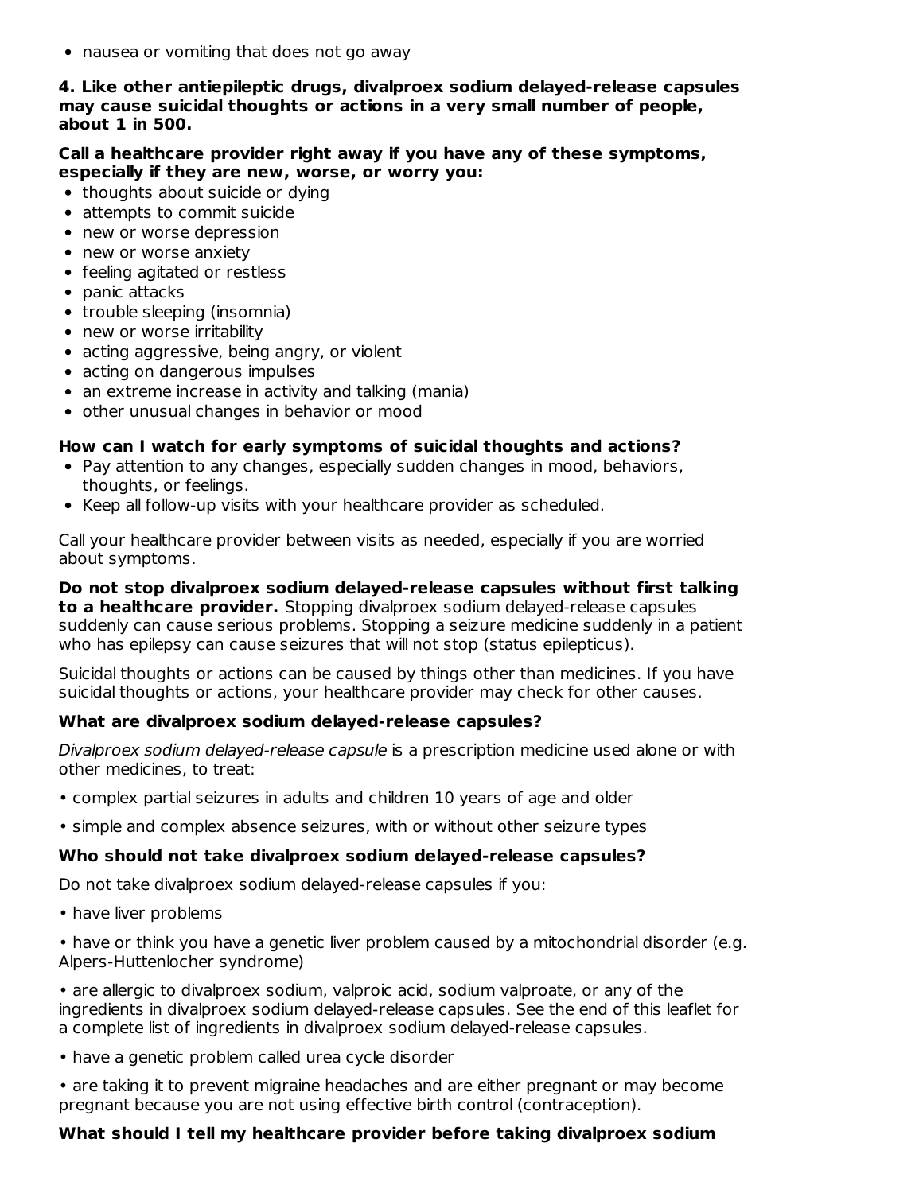- nausea or vomiting that does not go away

**4. Like other antiepileptic drugs, divalproex sodium delayed-release capsules may cause suicidal thoughts or actions in a very small number of people, about 1 in 500.**

**Call a healthcare provider right away if you have any of these symptoms, especially if they are new, worse, or worry you:**

- thoughts about suicide or dying
- attempts to commit suicide
- new or worse depression
- new or worse anxiety
- feeling agitated or restless
- panic attacks
- trouble sleeping (insomnia)
- new or worse irritability
- acting aggressive, being angry, or violent
- acting on dangerous impulses
- an extreme increase in activity and talking (mania)
- other unusual changes in behavior or mood

**How can I watch for early symptoms of suicidal thoughts and actions?**

- Pay attention to any changes, especially sudden changes in mood, behaviors, thoughts, or feelings.
- Keep all follow-up visits with your healthcare provider as scheduled.

Call your healthcare provider between visits as needed, especially if you are worried about symptoms.

**Do not stop divalproex sodium delayed-release capsules without first talking to a healthcare provider.** Stopping divalproex sodium delayed-release capsules suddenly can cause serious problems. Stopping a seizure medicine suddenly in a patient who has epilepsy can cause seizures that will not stop (status epilepticus).

Suicidal thoughts or actions can be caused by things other than medicines. If you have suicidal thoughts or actions, your healthcare provider may check for other causes.

**What are divalproex sodium delayed-release capsules?**

*Divalproex sodium delayed-release capsule* is a prescription medicine used alone or with other medicines, to treat:

• complex partial seizures in adults and children 10 years of age and older

• simple and complex absence seizures, with or without other seizure types

**Who should not take divalproex sodium delayed-release capsules?**

Do not take divalproex sodium delayed-release capsules if you:

• have liver problems

• have or think you have a genetic liver problem caused by a mitochondrial disorder (e.g. Alpers-Huttenlocher syndrome)

• are allergic to divalproex sodium, valproic acid, sodium valproate, or any of the ingredients in divalproex sodium delayed-release capsules. See the end of this leaflet for a complete list of ingredients in divalproex sodium delayed-release capsules.

• have a genetic problem called urea cycle disorder

• are taking it to prevent migraine headaches and are either pregnant or may become pregnant because you are not using effective birth control (contraception).

**What should I tell my healthcare provider before taking divalproex sodium**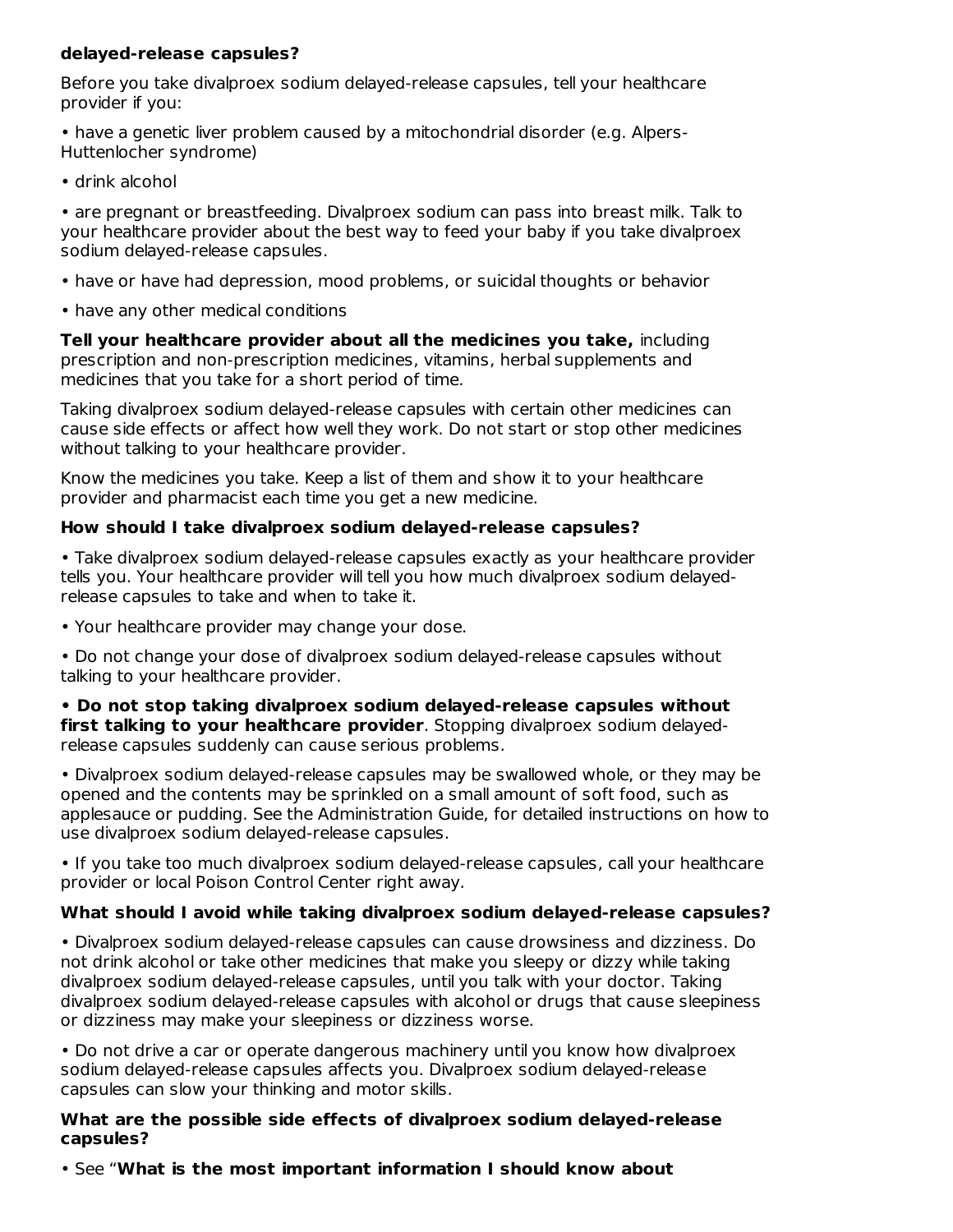**delayed-release capsules?**

Before you take divalproex sodium delayed-release capsules, tell your healthcare provider if you:

• have a genetic liver problem caused by a mitochondrial disorder (e.g. Alpers-Huttenlocher syndrome)

• drink alcohol

• are pregnant or breastfeeding. Divalproex sodium can pass into breast milk. Talk to your healthcare provider about the best way to feed your baby if you take divalproex sodium delayed-release capsules.

• have or have had depression, mood problems, or suicidal thoughts or behavior

• have any other medical conditions

**Tell your healthcare provider about all the medicines you take,** including prescription and non-prescription medicines, vitamins, herbal supplements and medicines that you take for a short period of time.

Taking divalproex sodium delayed-release capsules with certain other medicines can cause side effects or affect how well they work. Do not start or stop other medicines without talking to your healthcare provider.

Know the medicines you take. Keep a list of them and show it to your healthcare provider and pharmacist each time you get a new medicine.

**How should I take divalproex sodium delayed-release capsules?**

• Take divalproex sodium delayed-release capsules exactly as your healthcare provider tells you. Your healthcare provider will tell you how much divalproex sodium delayed-release capsules to take and when to take it.

• Your healthcare provider may change your dose.

• Do not change your dose of divalproex sodium delayed-release capsules without talking to your healthcare provider.

**• Do not stop taking divalproex sodium delayed-release capsules without first talking to your healthcare provider**. Stopping divalproex sodium delayed-release capsules suddenly can cause serious problems.

• Divalproex sodium delayed-release capsules may be swallowed whole, or they may be opened and the contents may be sprinkled on a small amount of soft food, such as applesauce or pudding. See the Administration Guide, for detailed instructions on how to use divalproex sodium delayed-release capsules.

• If you take too much divalproex sodium delayed-release capsules, call your healthcare provider or local Poison Control Center right away.

**What should I avoid while taking divalproex sodium delayed-release capsules?**

• Divalproex sodium delayed-release capsules can cause drowsiness and dizziness. Do not drink alcohol or take other medicines that make you sleepy or dizzy while taking divalproex sodium delayed-release capsules, until you talk with your doctor. Taking divalproex sodium delayed-release capsules with alcohol or drugs that cause sleepiness or dizziness may make your sleepiness or dizziness worse.

• Do not drive a car or operate dangerous machinery until you know how divalproex sodium delayed-release capsules affects you. Divalproex sodium delayed-release capsules can slow your thinking and motor skills.

**What are the possible side effects of divalproex sodium delayed-release capsules?**

• See "**What is the most important information I should know about**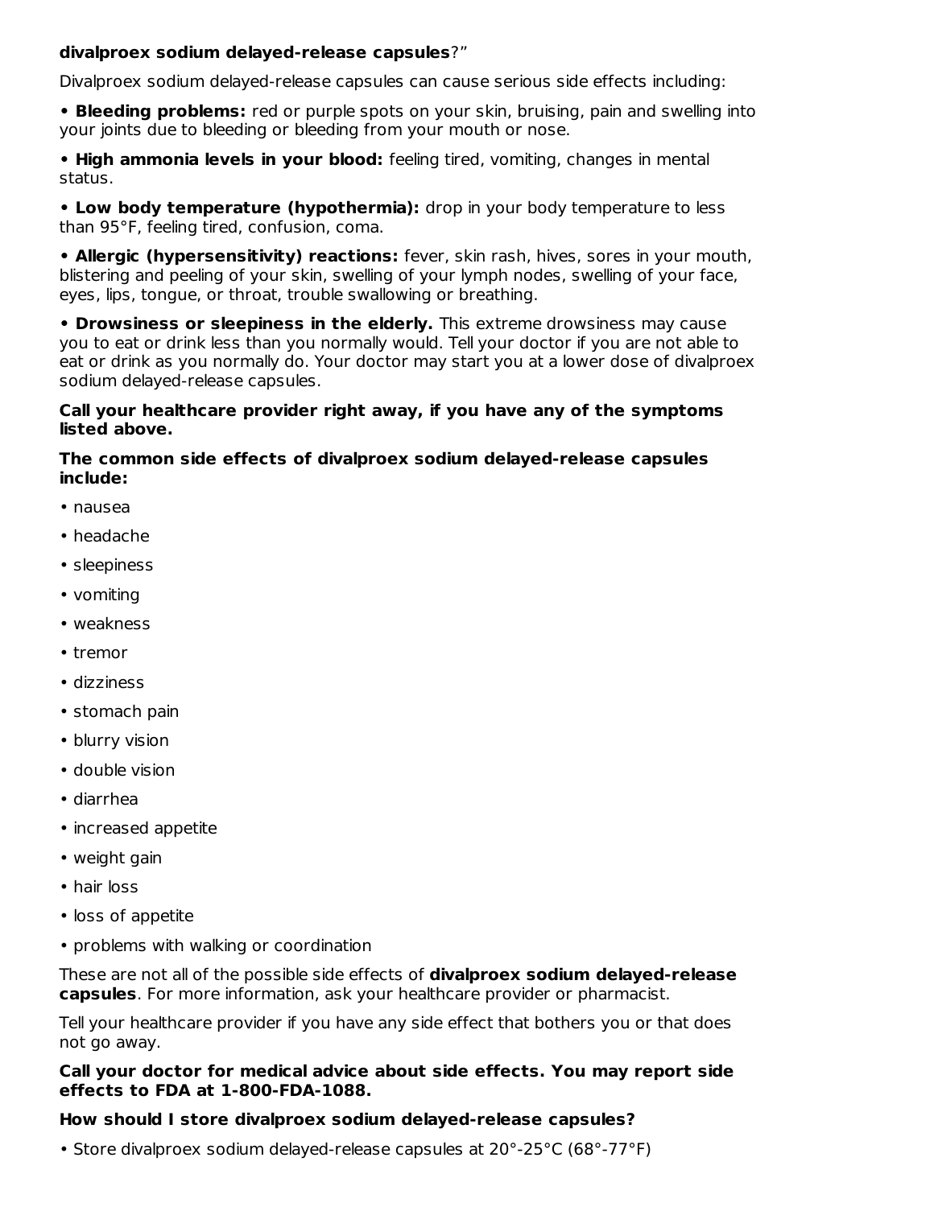**divalproex sodium delayed-release capsules**?"

Divalproex sodium delayed-release capsules can cause serious side effects including:

- **Bleeding problems:** red or purple spots on your skin, bruising, pain and swelling into your joints due to bleeding or bleeding from your mouth or nose.
- **High ammonia levels in your blood:** feeling tired, vomiting, changes in mental status.
- **Low body temperature (hypothermia):** drop in your body temperature to less than 95°F, feeling tired, confusion, coma.
- **Allergic (hypersensitivity) reactions:** fever, skin rash, hives, sores in your mouth, blistering and peeling of your skin, swelling of your lymph nodes, swelling of your face, eyes, lips, tongue, or throat, trouble swallowing or breathing.
- **Drowsiness or sleepiness in the elderly.** This extreme drowsiness may cause you to eat or drink less than you normally would. Tell your doctor if you are not able to eat or drink as you normally do. Your doctor may start you at a lower dose of divalproex sodium delayed-release capsules.

**Call your healthcare provider right away, if you have any of the symptoms listed above.**

**The common side effects of divalproex sodium delayed-release capsules include:**

- nausea
- headache
- sleepiness
- vomiting
- weakness
- tremor
- dizziness
- stomach pain
- blurry vision
- double vision
- diarrhea
- increased appetite
- weight gain
- hair loss
- loss of appetite
- problems with walking or coordination

These are not all of the possible side effects of **divalproex sodium delayed-release capsules**. For more information, ask your healthcare provider or pharmacist.

Tell your healthcare provider if you have any side effect that bothers you or that does not go away.

**Call your doctor for medical advice about side effects. You may report side effects to FDA at 1-800-FDA-1088.**

**How should I store divalproex sodium delayed-release capsules?**

- Store divalproex sodium delayed-release capsules at 20°-25°C (68°-77°F)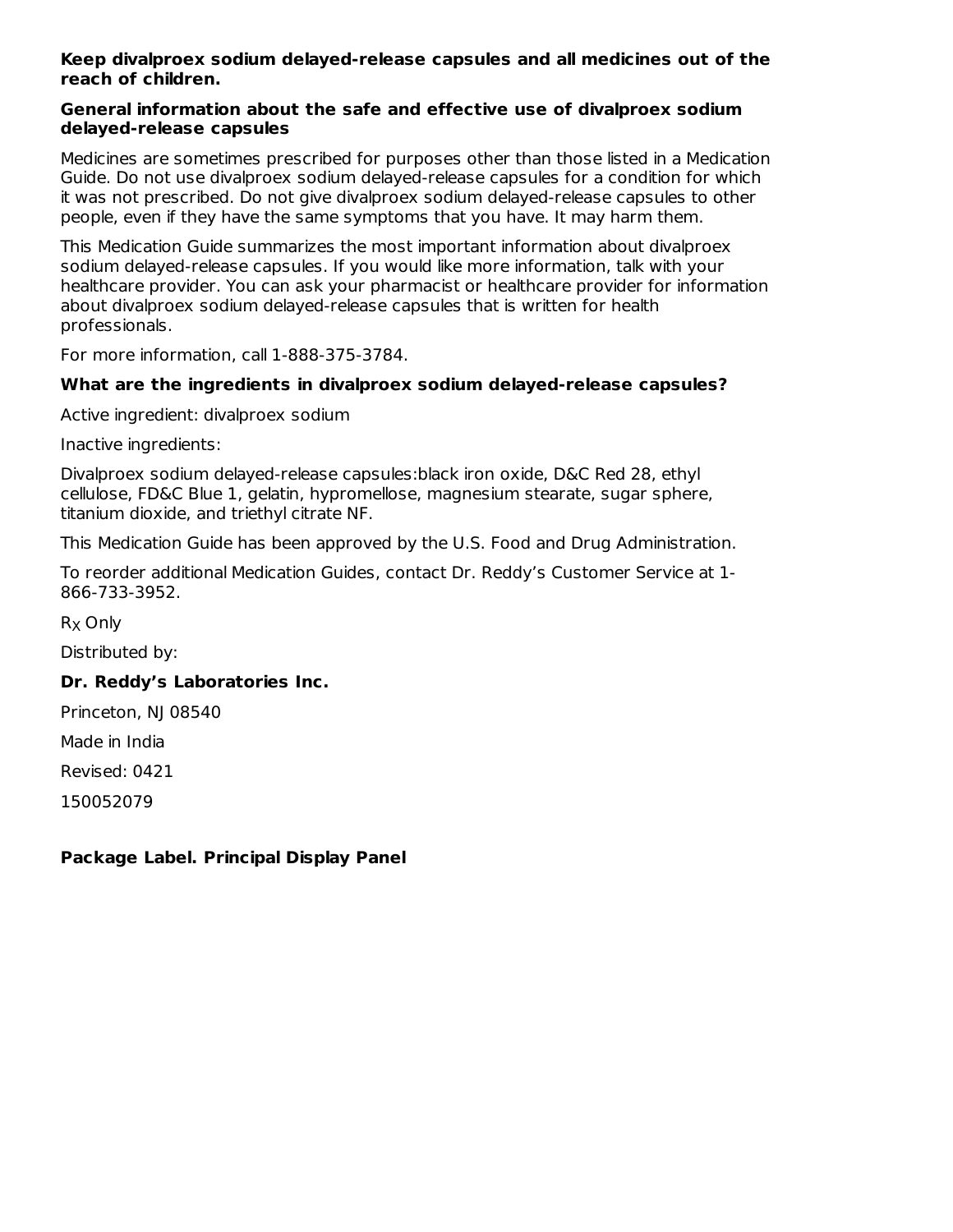**Keep divalproex sodium delayed-release capsules and all medicines out of the reach of children.**

**General information about the safe and effective use of divalproex sodium delayed-release capsules**

Medicines are sometimes prescribed for purposes other than those listed in a Medication Guide. Do not use divalproex sodium delayed-release capsules for a condition for which it was not prescribed. Do not give divalproex sodium delayed-release capsules to other people, even if they have the same symptoms that you have. It may harm them.

This Medication Guide summarizes the most important information about divalproex sodium delayed-release capsules. If you would like more information, talk with your healthcare provider. You can ask your pharmacist or healthcare provider for information about divalproex sodium delayed-release capsules that is written for health professionals.

For more information, call 1-888-375-3784.

**What are the ingredients in divalproex sodium delayed-release capsules?**

Active ingredient: divalproex sodium

Inactive ingredients:

Divalproex sodium delayed-release capsules:black iron oxide, D&C Red 28, ethyl cellulose, FD&C Blue 1, gelatin, hypromellose, magnesium stearate, sugar sphere, titanium dioxide, and triethyl citrate NF.

This Medication Guide has been approved by the U.S. Food and Drug Administration.

To reorder additional Medication Guides, contact Dr. Reddy's Customer Service at 1-866-733-3952.

$R_X$ Only

Distributed by:

**Dr. Reddy's Laboratories Inc.**

Princeton, NJ 08540

Made in India

Revised: 0421

150052079

**Package Label. Principal Display Panel**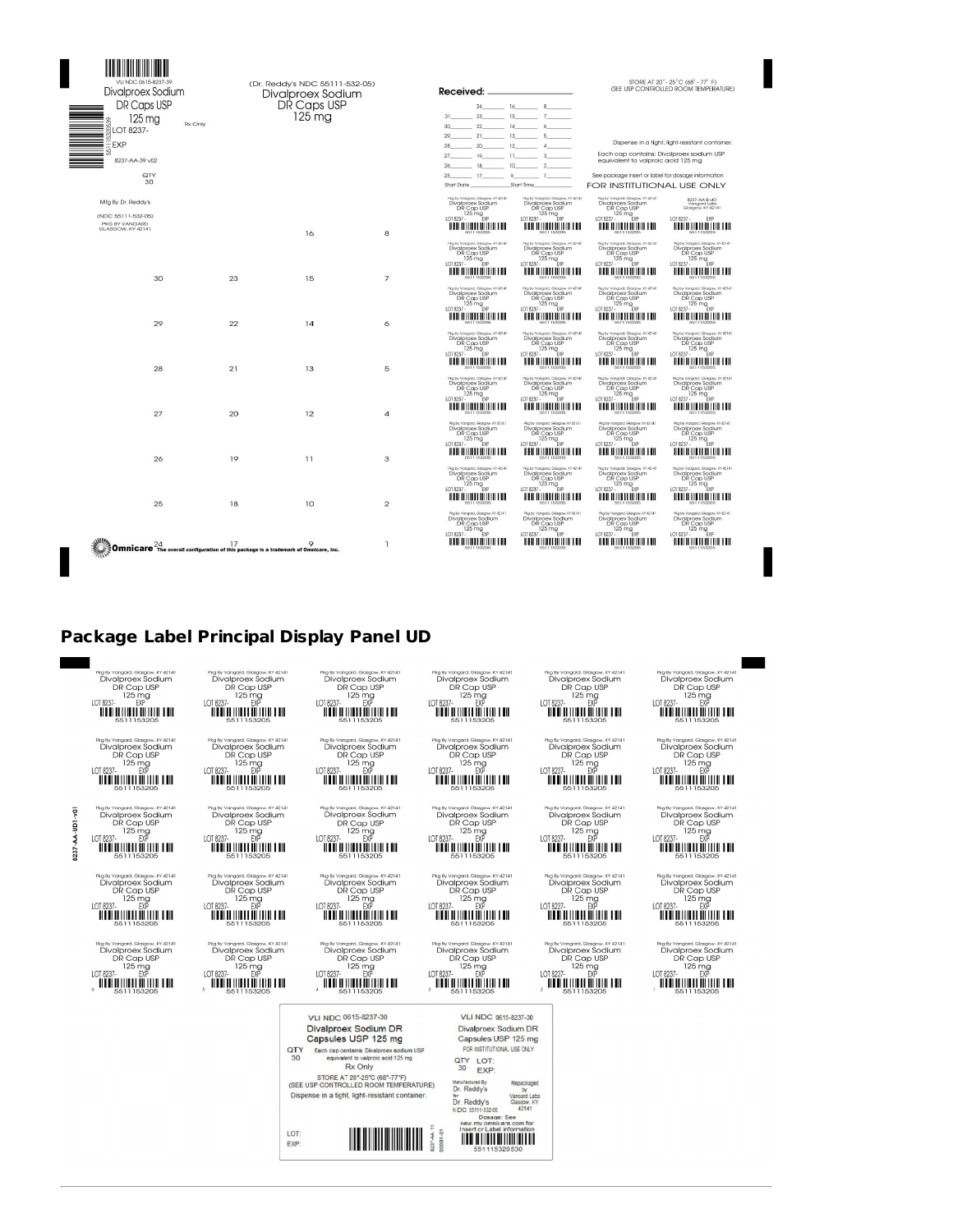VLI NDC 0615-8237-39

Divalproex Sodium DR Caps USP 125 mg

LOT 8237-

EXP

Rx Only

8237-AA-39 v02

QTY 30

Mfg By Dr. Reddy's

(NDC 55111-532-05)

PKG BY VANGARD GLASGOW, KY 42141

(Dr. Reddy's NDC 55111-532-05)

Divalproex Sodium DR Caps USP 125 mg

Received: ___________

| | | | |
|---|---|---|---|
| | 24____ | 16____ | 8____ |
| 31____ | 23____ | 15____ | 7____ |
| 30____ | 22____ | 14____ | 6____ |
| 29____ | 21____ | 13____ | 5____ |
| 28____ | 20____ | 12____ | 4____ |
| 27____ | 19____ | 11____ | 3____ |
| 26____ | 18____ | 10____ | 2____ |
| 25____ | 17____ | 9____ | 1____ |

Start Date ___________ Start Time ___________

STORE AT 20° - 25°C (68° - 77° F) (SEE USP CONTROLLED ROOM TEMPERATURE)

Dispense in a tight, light-resistant container.

Each cap contains: Divalproex sodium USP equivalent to valproic acid 125 mg

See package insert or label for dosage information

FOR INSTITUTIONAL USE ONLY

8237-AA-B-v01 Vangard Labs Glasgow, KY 42141

Pkg by Vangard, Glasgow, KY 42141 Divalproex Sodium DR Cap USP 125 mg LOT 8237- EXP 5511153205

Omnicare The overall configuration of this package is a trademark of Omnicare, Inc.

## Package Label Principal Display Panel UD

8237-AA-UD1-v01

Pkg By Vangard, Glasgow, KY 42141 Divalproex Sodium DR Cap USP 125 mg LOT 8237- EXP 5511153205

VLI NDC 0615-8237-30

Divalproex Sodium DR Capsules USP 125 mg

QTY 30

Each cap contains: Divalproex sodium USP equivalent to valproic acid 125 mg

Rx Only

STORE AT 20°-25°C (68°-77°F) (SEE USP CONTROLLED ROOM TEMPERATURE)

Dispense in a tight, light-resistant container.

LOT:

EXP:

VLI NDC 0615-8237-30

Divalproex Sodium DR Capsules USP 125 mg

FOR INSTITUTIONAL USE ONLY

QTY 30 LOT: EXP:

Manufactured By Dr. Reddy's for Dr. Reddy's NDC 55111-532-05

Repackaged by Vangard Labs Glasgow, KY 42141

Dosage: See new my omnicare.com for Insert or Label information

551115320530

8237-AA-11 00091-01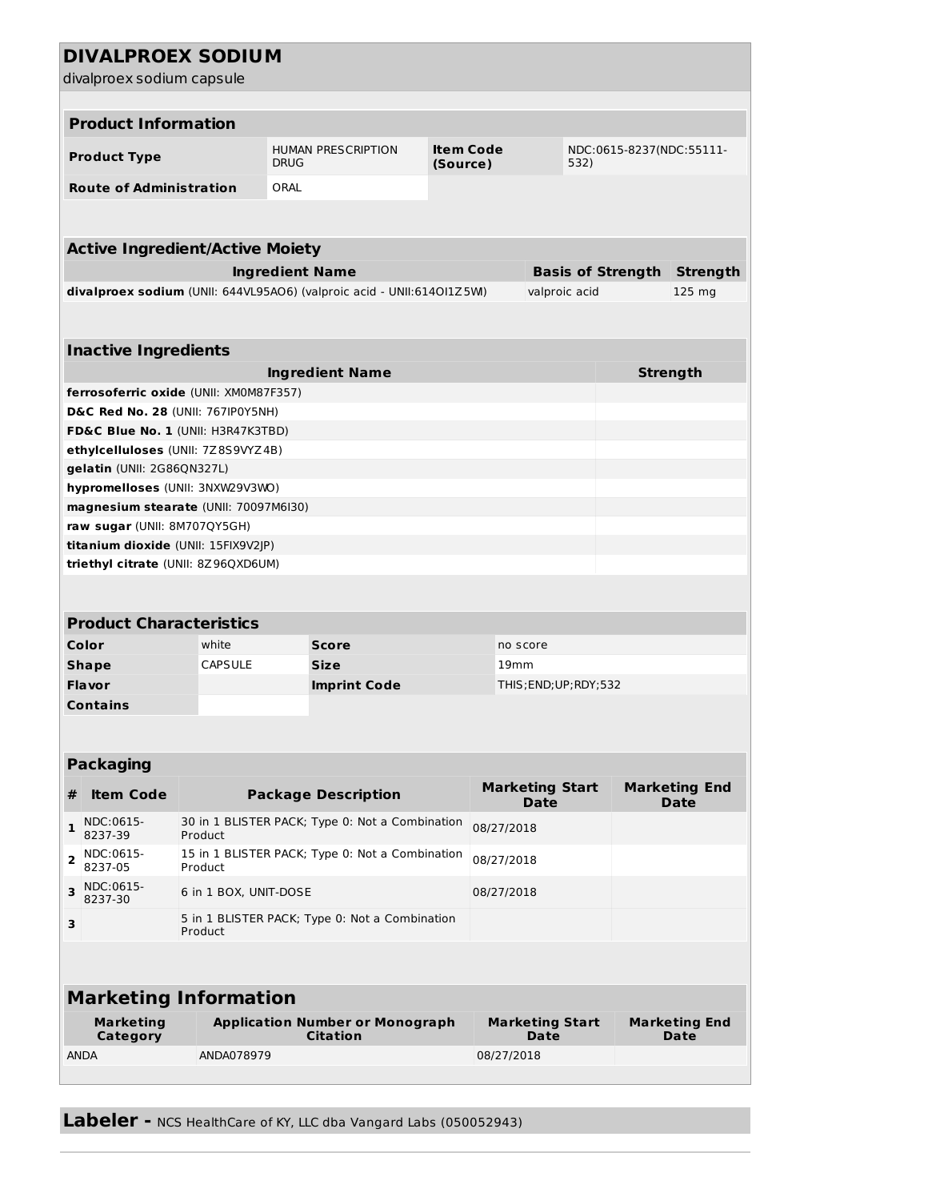# DIVALPROEX SODIUM

divalproex sodium capsule

## Product Information

| Product Type | HUMAN PRESCRIPTION DRUG | Item Code (Source) | NDC:0615-8237(NDC:55111-532) |
|---|---|---|---|
| Route of Administration | ORAL | | |

## Active Ingredient/Active Moiety

| Ingredient Name | Basis of Strength | Strength |
|---|---|---|
| **divalproex sodium** (UNII: 644VL95AO6) (valproic acid - UNII:614OI1Z5WI) | valproic acid | 125 mg |

## Inactive Ingredients

| Ingredient Name | Strength |
|---|---|
| **ferrosoferric oxide** (UNII: XM0M87F357) | |
| **D&C Red No. 28** (UNII: 767IP0Y5NH) | |
| **FD&C Blue No. 1** (UNII: H3R47K3TBD) | |
| **ethylcelluloses** (UNII: 7Z8S9VYZ4B) | |
| **gelatin** (UNII: 2G86QN327L) | |
| **hypromelloses** (UNII: 3NXW29V3WO) | |
| **magnesium stearate** (UNII: 70097M6I30) | |
| **raw sugar** (UNII: 8M707QY5GH) | |
| **titanium dioxide** (UNII: 15FIX9V2JP) | |
| **triethyl citrate** (UNII: 8Z96QXD6UM) | |

## Product Characteristics

| Color | white | Score | no score |
|---|---|---|---|
| Shape | CAPSULE | Size | 19mm |
| Flavor | | Imprint Code | THIS;END;UP;RDY;532 |
| Contains | | | |

## Packaging

| # | Item Code | Package Description | Marketing Start Date | Marketing End Date |
|---|---|---|---|---|
| 1 | NDC:0615-8237-39 | 30 in 1 BLISTER PACK; Type 0: Not a Combination Product | 08/27/2018 | |
| 2 | NDC:0615-8237-05 | 15 in 1 BLISTER PACK; Type 0: Not a Combination Product | 08/27/2018 | |
| 3 | NDC:0615-8237-30 | 6 in 1 BOX, UNIT-DOSE | 08/27/2018 | |
| 3 | | 5 in 1 BLISTER PACK; Type 0: Not a Combination Product | | |

## Marketing Information

| Marketing Category | Application Number or Monograph Citation | Marketing Start Date | Marketing End Date |
|---|---|---|---|
| ANDA | ANDA078979 | 08/27/2018 | |

**Labeler -** NCS HealthCare of KY, LLC dba Vangard Labs (050052943)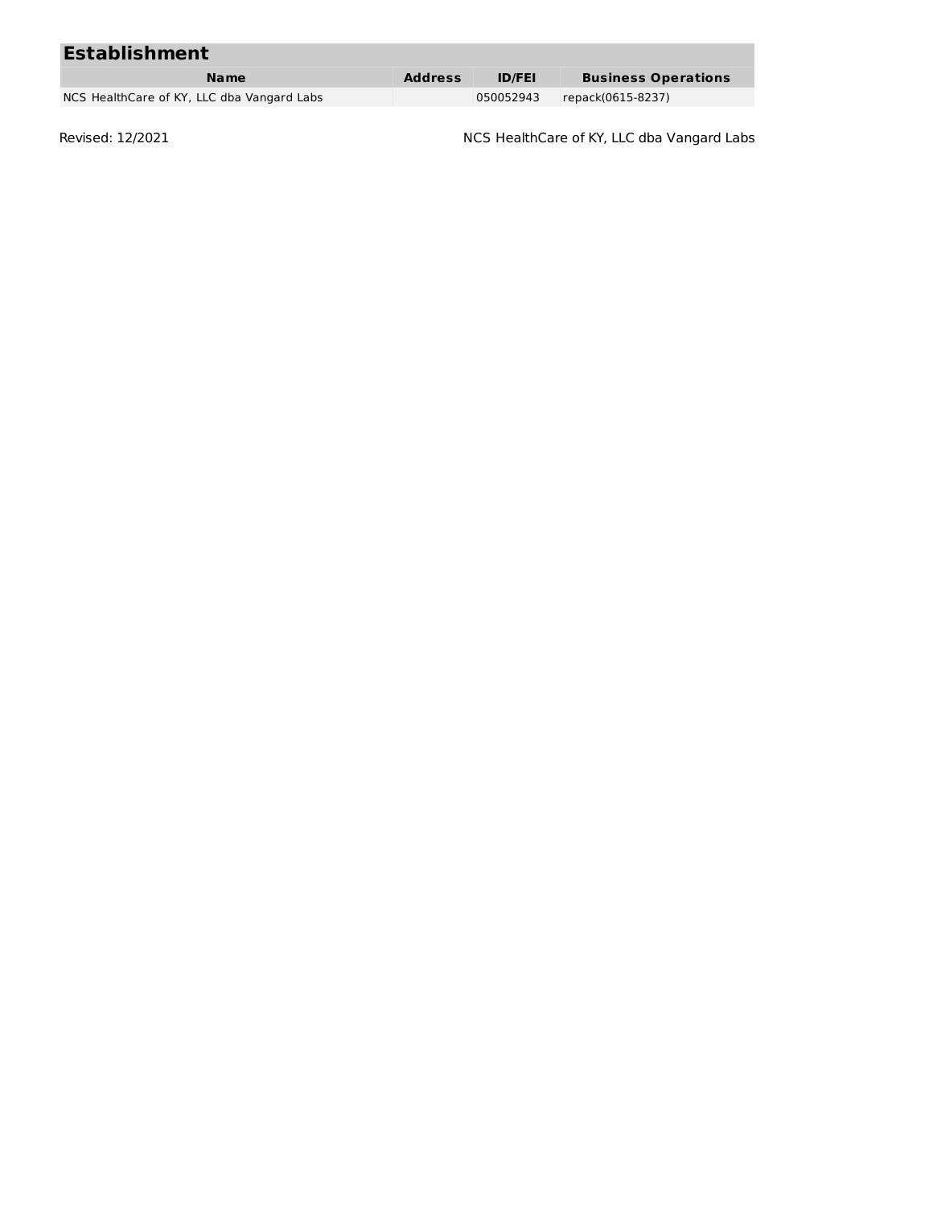## Establishment

| Name | Address | ID/FEI | Business Operations |
| --- | --- | --- | --- |
| NCS HealthCare of KY, LLC dba Vangard Labs | | 050052943 | repack(0615-8237) |

Revised: 12/2021

NCS HealthCare of KY, LLC dba Vangard Labs